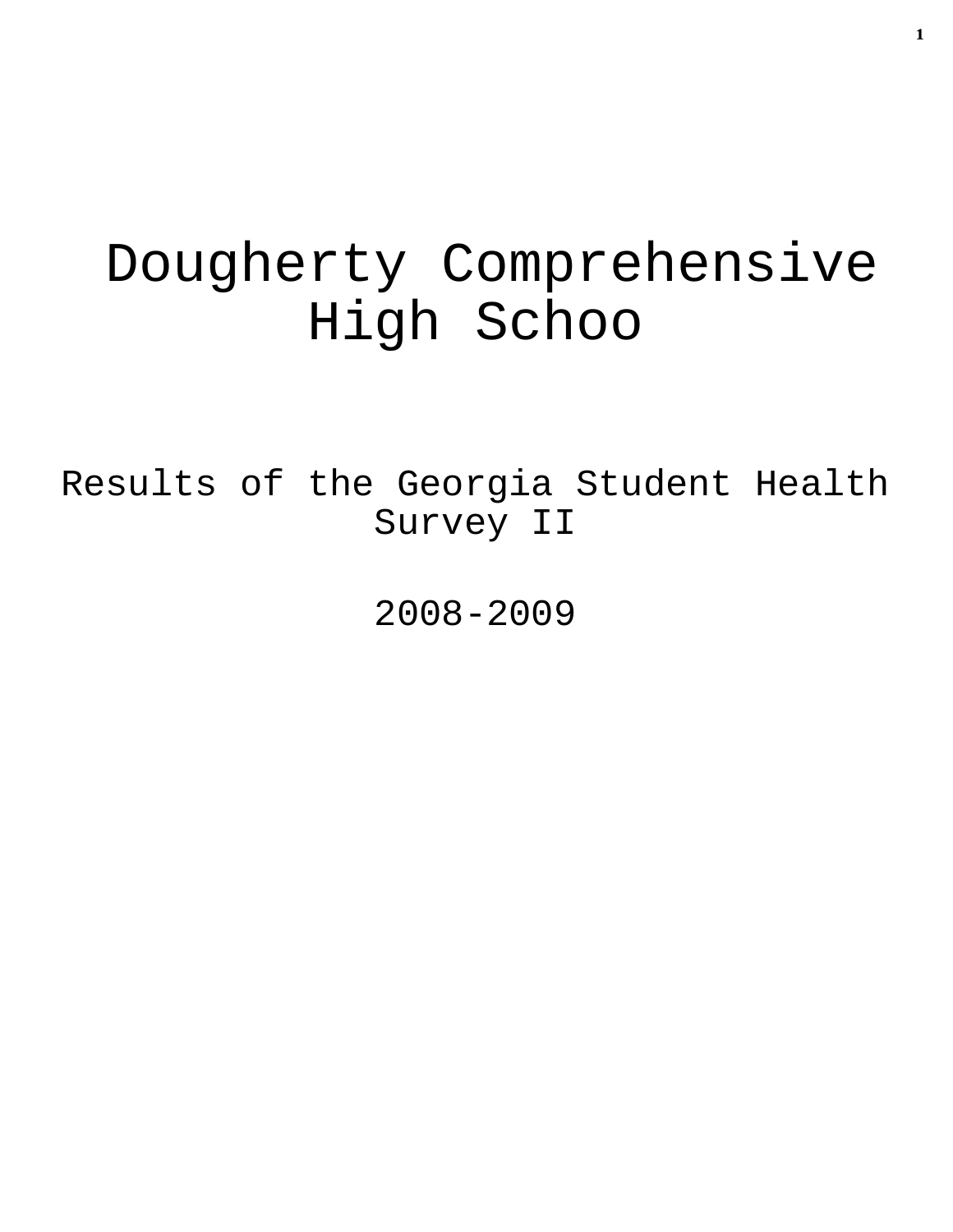# Dougherty Comprehensive High Schoo

## Results of the Georgia Student Health Survey II

## 2008-2009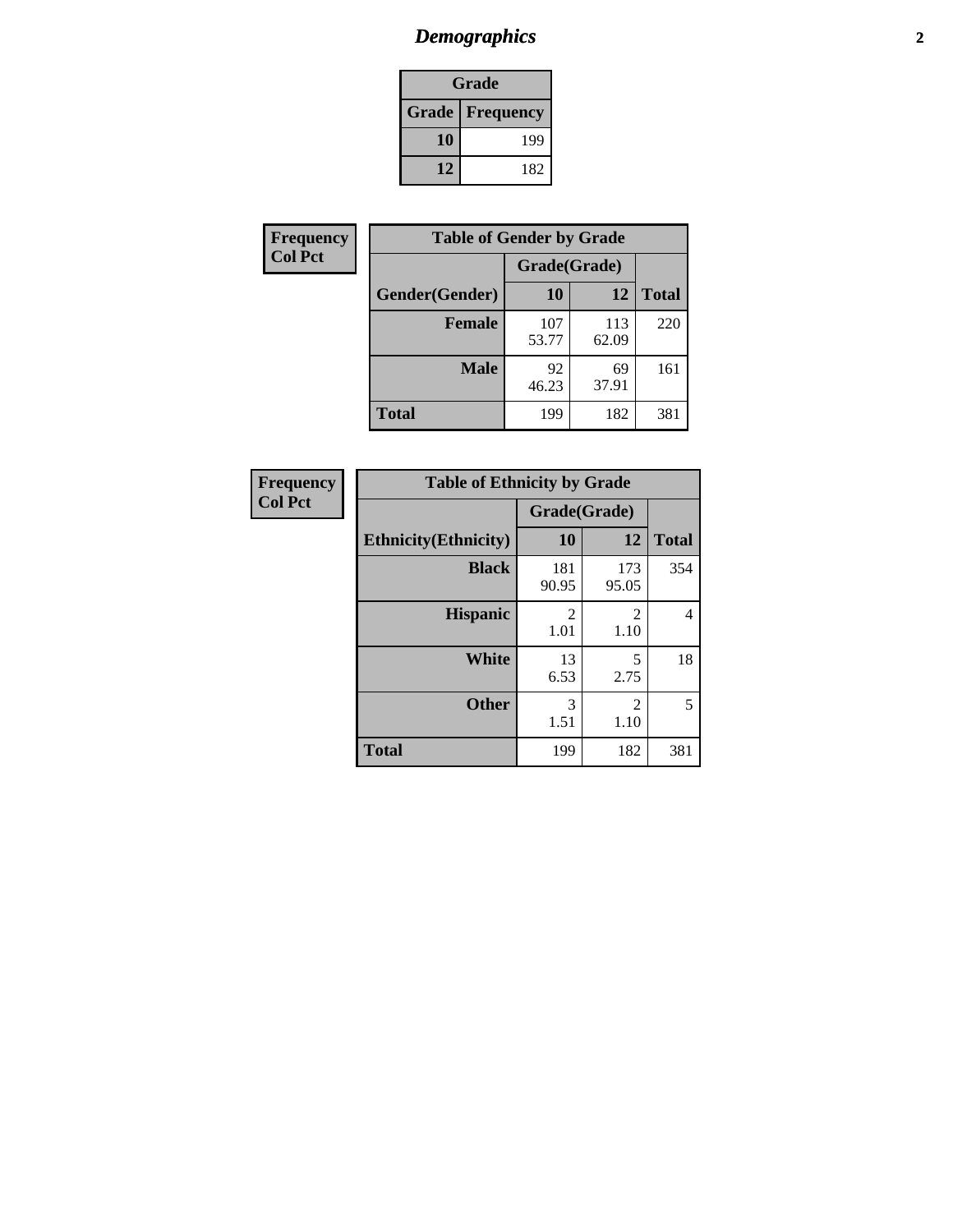## Demographics

| Grade | |
|---|---|
| **Grade** | **Frequency** |
| **10** | 199 |
| **12** | 182 |

**Frequency**
**Col Pct**

| Table of Gender by Grade | | | |
|---|---|---|---|
| | Grade(Grade) | | |
| **Gender(Gender)** | **10** | **12** | **Total** |
| **Female** | 107<br>53.77 | 113<br>62.09 | 220 |
| **Male** | 92<br>46.23 | 69<br>37.91 | 161 |
| **Total** | 199 | 182 | 381 |

**Frequency**
**Col Pct**

| Table of Ethnicity by Grade | | | |
|---|---|---|---|
| | Grade(Grade) | | |
| **Ethnicity(Ethnicity)** | **10** | **12** | **Total** |
| **Black** | 181<br>90.95 | 173<br>95.05 | 354 |
| **Hispanic** | 2<br>1.01 | 2<br>1.10 | 4 |
| **White** | 13<br>6.53 | 5<br>2.75 | 18 |
| **Other** | 3<br>1.51 | 2<br>1.10 | 5 |
| **Total** | 199 | 182 | 381 |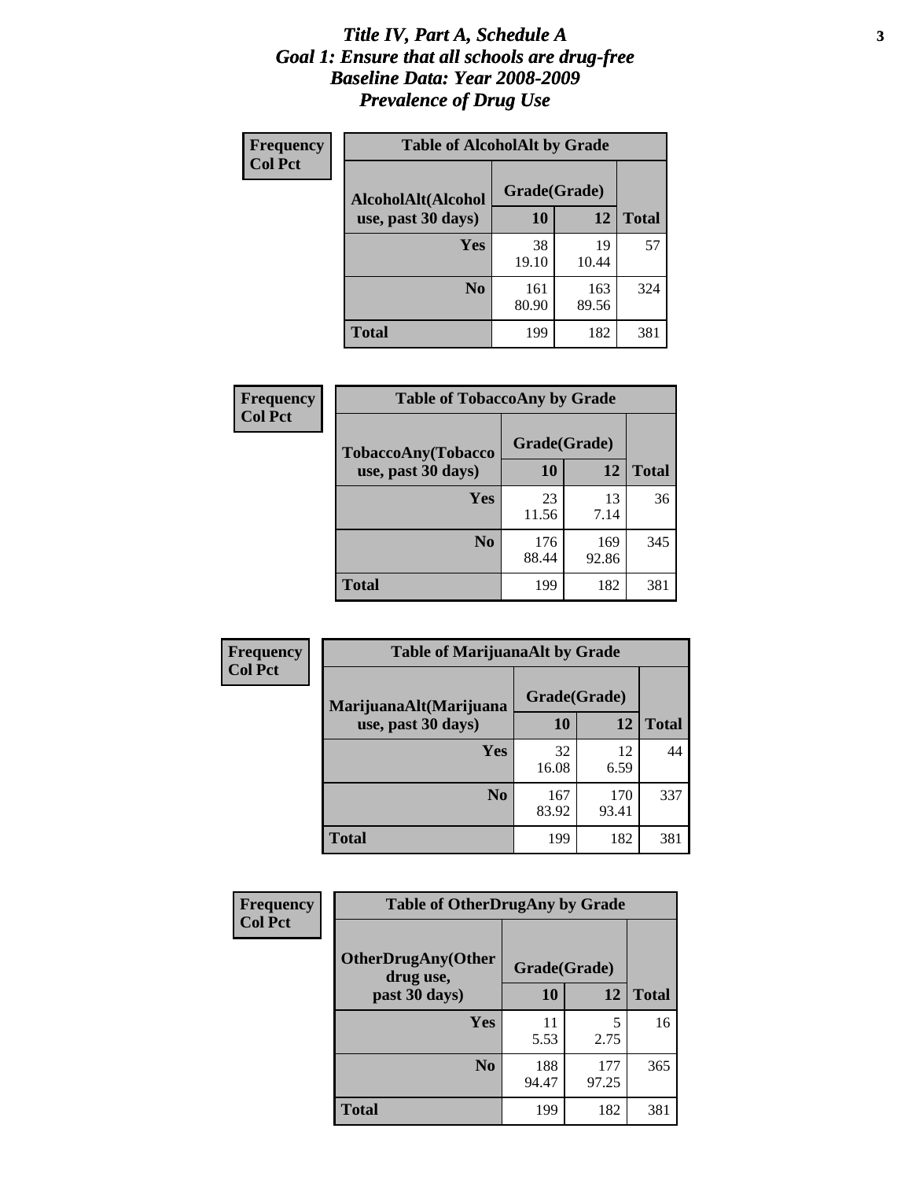# *Title IV, Part A, Schedule A*
## *Goal 1: Ensure that all schools are drug-free*
## *Baseline Data: Year 2008-2009*
## *Prevalence of Drug Use*

**Frequency**
**Col Pct**

| Table of AlcoholAlt by Grade | | | |
|---|---|---|---|
| **AlcoholAlt(Alcohol use, past 30 days)** | **Grade(Grade)** | | |
| | **10** | **12** | **Total** |
| **Yes** | 38<br>19.10 | 19<br>10.44 | 57 |
| **No** | 161<br>80.90 | 163<br>89.56 | 324 |
| **Total** | 199 | 182 | 381 |

**Frequency**
**Col Pct**

| Table of TobaccoAny by Grade | | | |
|---|---|---|---|
| **TobaccoAny(Tobacco use, past 30 days)** | **Grade(Grade)** | | |
| | **10** | **12** | **Total** |
| **Yes** | 23<br>11.56 | 13<br>7.14 | 36 |
| **No** | 176<br>88.44 | 169<br>92.86 | 345 |
| **Total** | 199 | 182 | 381 |

**Frequency**
**Col Pct**

| Table of MarijuanaAlt by Grade | | | |
|---|---|---|---|
| **MarijuanaAlt(Marijuana use, past 30 days)** | **Grade(Grade)** | | |
| | **10** | **12** | **Total** |
| **Yes** | 32<br>16.08 | 12<br>6.59 | 44 |
| **No** | 167<br>83.92 | 170<br>93.41 | 337 |
| **Total** | 199 | 182 | 381 |

**Frequency**
**Col Pct**

| Table of OtherDrugAny by Grade | | | |
|---|---|---|---|
| **OtherDrugAny(Other drug use, past 30 days)** | **Grade(Grade)** | | |
| | **10** | **12** | **Total** |
| **Yes** | 11<br>5.53 | 5<br>2.75 | 16 |
| **No** | 188<br>94.47 | 177<br>97.25 | 365 |
| **Total** | 199 | 182 | 381 |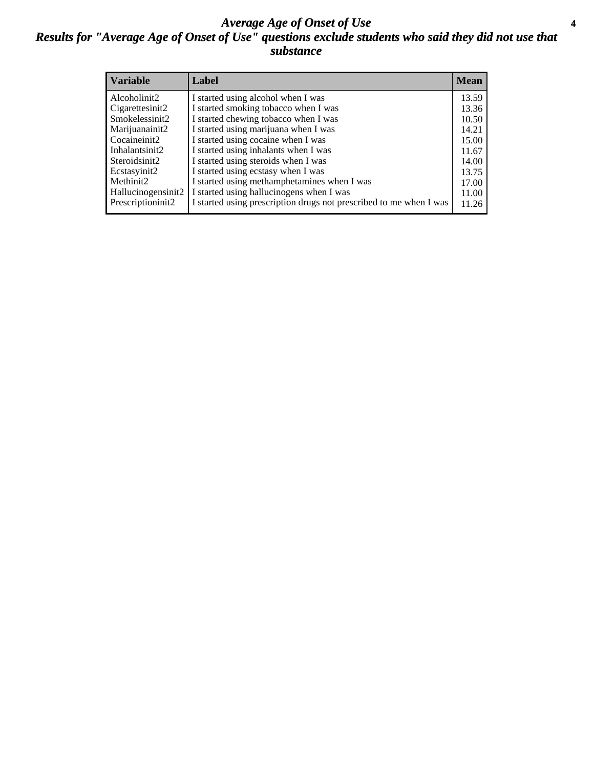# *Average Age of Onset of Use*

## *Results for "Average Age of Onset of Use" questions exclude students who said they did not use that substance*

| Variable | Label | Mean |
|---|---|---|
| Alcoholinit2 | I started using alcohol when I was | 13.59 |
| Cigarettesinit2 | I started smoking tobacco when I was | 13.36 |
| Smokelessinit2 | I started chewing tobacco when I was | 10.50 |
| Marijuanainit2 | I started using marijuana when I was | 14.21 |
| Cocaineinit2 | I started using cocaine when I was | 15.00 |
| Inhalantsinit2 | I started using inhalants when I was | 11.67 |
| Steroidsinit2 | I started using steroids when I was | 14.00 |
| Ecstasyinit2 | I started using ecstasy when I was | 13.75 |
| Methinit2 | I started using methamphetamines when I was | 17.00 |
| Hallucinogensinit2 | I started using hallucinogens when I was | 11.00 |
| Prescriptioninit2 | I started using prescription drugs not prescribed to me when I was | 11.26 |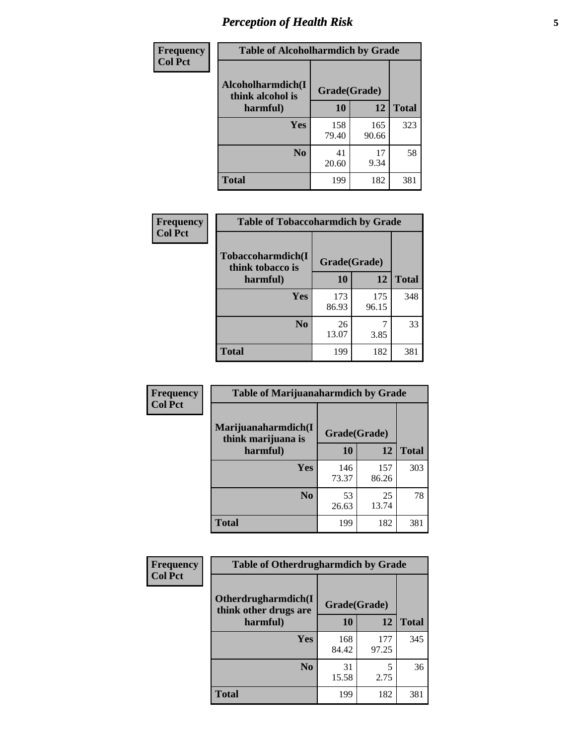## Perception of Health Risk

**Frequency**
**Col Pct**

| Table of Alcoholharmdich by Grade | | | |
|---|---|---|---|
| **Alcoholharmdich(I think alcohol is harmful)** | **Grade(Grade)** | | **Total** |
| | **10** | **12** | |
| **Yes** | 158<br>79.40 | 165<br>90.66 | 323 |
| **No** | 41<br>20.60 | 17<br>9.34 | 58 |
| **Total** | 199 | 182 | 381 |

**Frequency**
**Col Pct**

| Table of Tobaccoharmdich by Grade | | | |
|---|---|---|---|
| **Tobaccoharmdich(I think tobacco is harmful)** | **Grade(Grade)** | | **Total** |
| | **10** | **12** | |
| **Yes** | 173<br>86.93 | 175<br>96.15 | 348 |
| **No** | 26<br>13.07 | 7<br>3.85 | 33 |
| **Total** | 199 | 182 | 381 |

**Frequency**
**Col Pct**

| Table of Marijuanaharmdich by Grade | | | |
|---|---|---|---|
| **Marijuanaharmdich(I think marijuana is harmful)** | **Grade(Grade)** | | **Total** |
| | **10** | **12** | |
| **Yes** | 146<br>73.37 | 157<br>86.26 | 303 |
| **No** | 53<br>26.63 | 25<br>13.74 | 78 |
| **Total** | 199 | 182 | 381 |

**Frequency**
**Col Pct**

| Table of Otherdrugharmdich by Grade | | | |
|---|---|---|---|
| **Otherdrugharmdich(I think other drugs are harmful)** | **Grade(Grade)** | | **Total** |
| | **10** | **12** | |
| **Yes** | 168<br>84.42 | 177<br>97.25 | 345 |
| **No** | 31<br>15.58 | 5<br>2.75 | 36 |
| **Total** | 199 | 182 | 381 |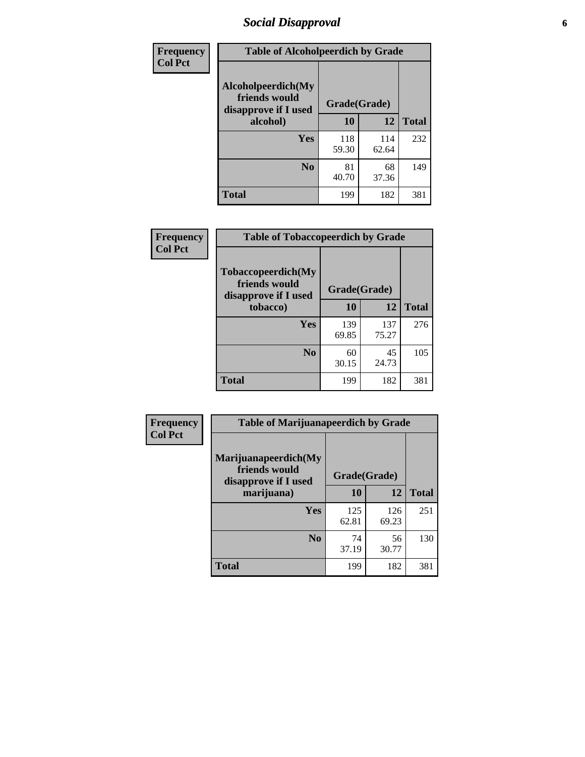| Frequency<br>Col Pct | Table of Alcoholpeerdich by Grade | | |
|---|---|---|---|
| Alcoholpeerdich(My friends would disapprove if I used alcohol) | Grade(Grade) | | |
| | 10 | 12 | Total |
| Yes | 118<br>59.30 | 114<br>62.64 | 232 |
| No | 81<br>40.70 | 68<br>37.36 | 149 |
| Total | 199 | 182 | 381 |

| Frequency<br>Col Pct | Table of Tobaccopeerdich by Grade | | |
|---|---|---|---|
| Tobaccopeerdich(My friends would disapprove if I used tobacco) | Grade(Grade) | | |
| | 10 | 12 | Total |
| Yes | 139<br>69.85 | 137<br>75.27 | 276 |
| No | 60<br>30.15 | 45<br>24.73 | 105 |
| Total | 199 | 182 | 381 |

| Frequency<br>Col Pct | Table of Marijuanapeerdich by Grade | | |
|---|---|---|---|
| Marijuanapeerdich(My friends would disapprove if I used marijuana) | Grade(Grade) | | |
| | 10 | 12 | Total |
| Yes | 125<br>62.81 | 126<br>69.23 | 251 |
| No | 74<br>37.19 | 56<br>30.77 | 130 |
| Total | 199 | 182 | 381 |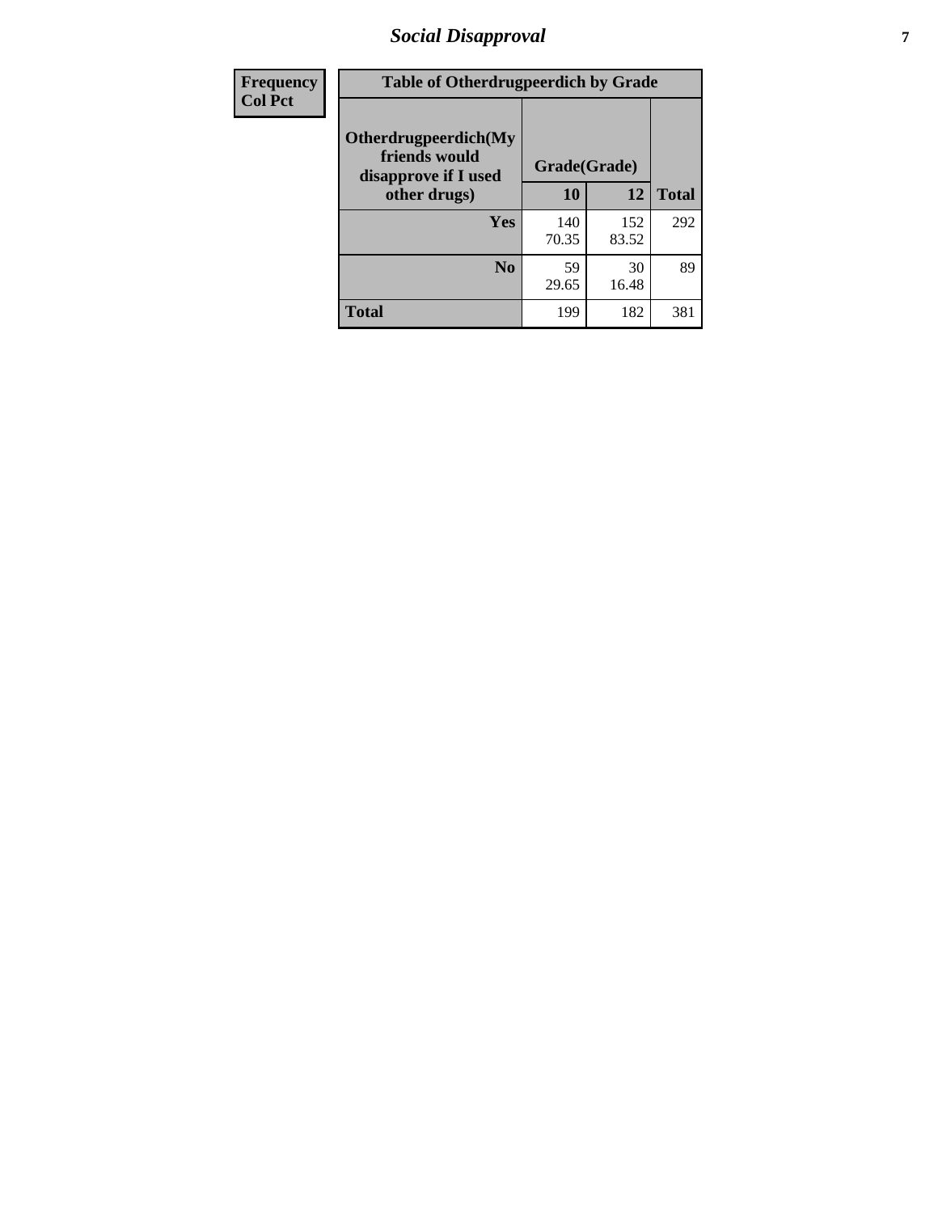| Frequency<br>Col Pct | Table of Otherdrugpeerdich by Grade | | | |
|---|---|---|---|---|
| | Otherdrugpeerdich(My friends would disapprove if I used other drugs) | Grade(Grade) | | |
| | | 10 | 12 | Total |
| | Yes | 140<br>70.35 | 152<br>83.52 | 292 |
| | No | 59<br>29.65 | 30<br>16.48 | 89 |
| | Total | 199 | 182 | 381 |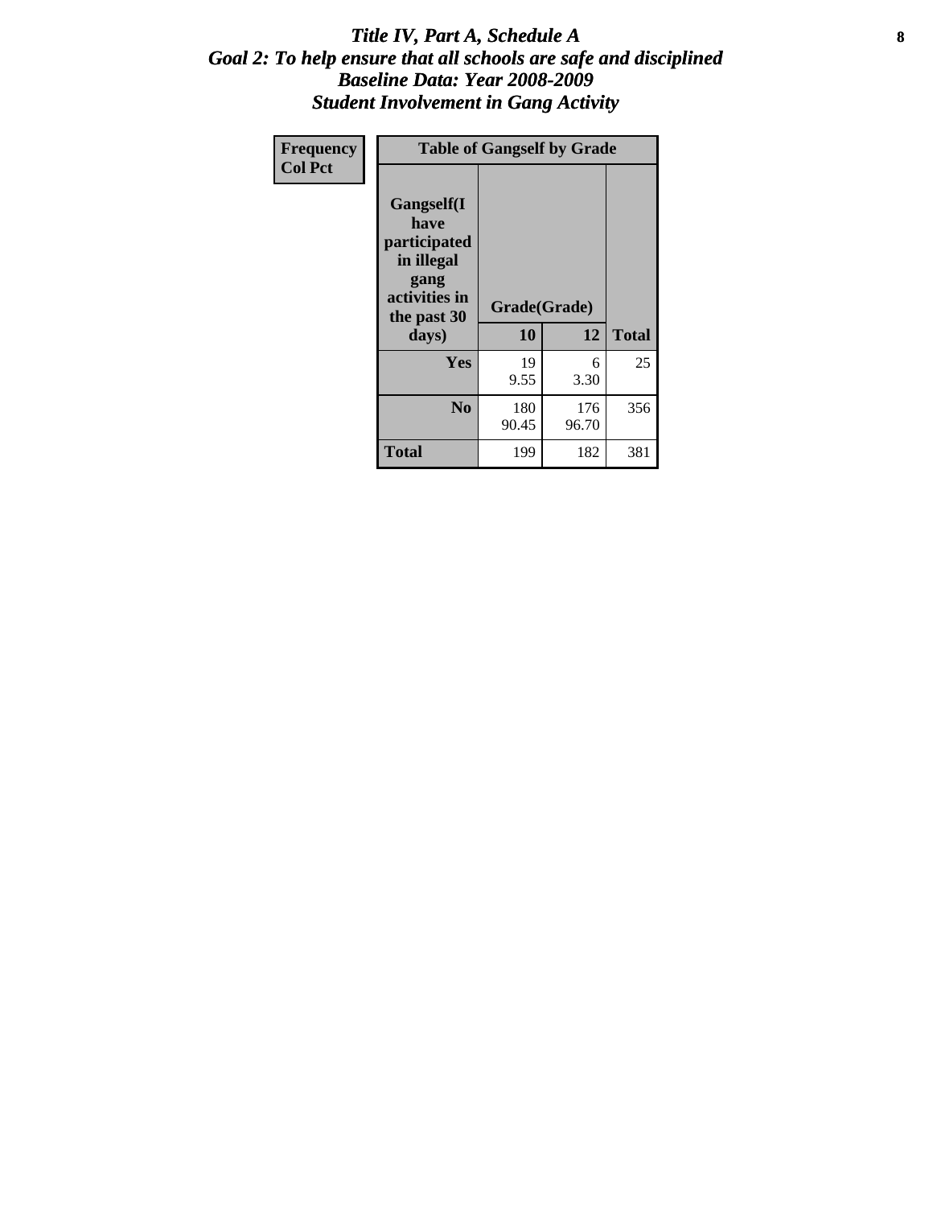# *Title IV, Part A, Schedule A*
## *Goal 2: To help ensure that all schools are safe and disciplined*
## *Baseline Data: Year 2008-2009*
## *Student Involvement in Gang Activity*

| Frequency<br>Col Pct | Table of Gangself by Grade | | |
|---|---|---|---|
| **Gangself(I have participated in illegal gang activities in the past 30 days)** | **Grade(Grade)** | | |
| | **10** | **12** | **Total** |
| **Yes** | 19<br>9.55 | 6<br>3.30 | 25 |
| **No** | 180<br>90.45 | 176<br>96.70 | 356 |
| **Total** | 199 | 182 | 381 |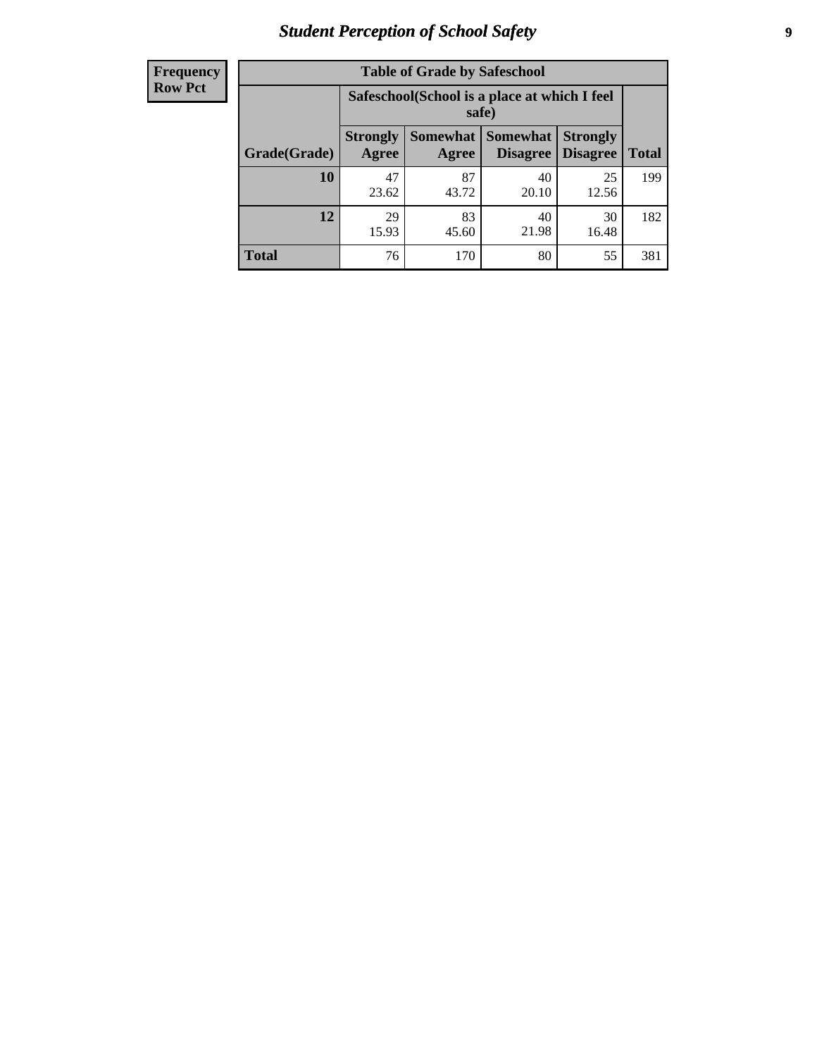## Student Perception of School Safety

| Frequency Row Pct | Table of Grade by Safeschool | | | | |
|---|---|---|---|---|---|
| | Safeschool(School is a place at which I feel safe) | | | | |
| Grade(Grade) | Strongly Agree | Somewhat Agree | Somewhat Disagree | Strongly Disagree | Total |
| 10 | 47<br>23.62 | 87<br>43.72 | 40<br>20.10 | 25<br>12.56 | 199 |
| 12 | 29<br>15.93 | 83<br>45.60 | 40<br>21.98 | 30<br>16.48 | 182 |
| Total | 76 | 170 | 80 | 55 | 381 |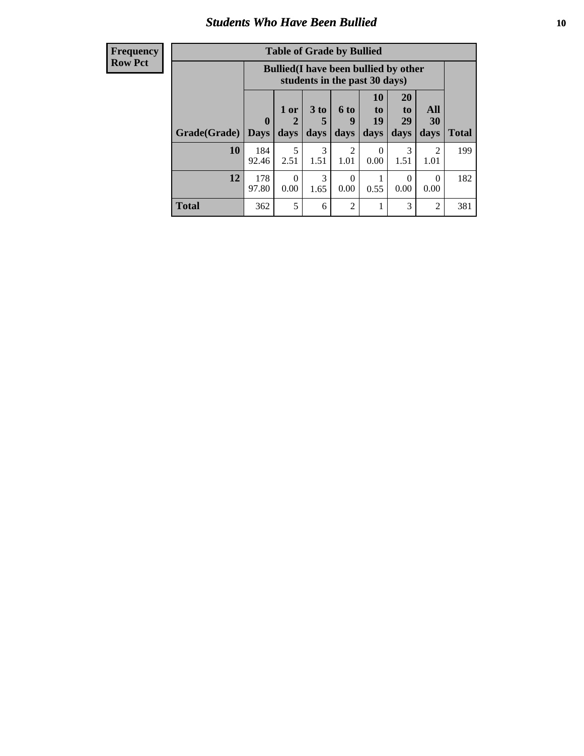## Students Who Have Been Bullied

| Frequency<br>Row Pct |
|---|

**Table of Grade by Bullied**

| Grade(Grade) | Bullied(I have been bullied by other students in the past 30 days) | | | | | | | Total |
|---|---|---|---|---|---|---|---|---|
| | 0 Days | 1 or 2 days | 3 to 5 days | 6 to 9 days | 10 to 19 days | 20 to 29 days | All 30 days | |
| **10** | 184<br>92.46 | 5<br>2.51 | 3<br>1.51 | 2<br>1.01 | 0<br>0.00 | 3<br>1.51 | 2<br>1.01 | 199 |
| **12** | 178<br>97.80 | 0<br>0.00 | 3<br>1.65 | 0<br>0.00 | 1<br>0.55 | 0<br>0.00 | 0<br>0.00 | 182 |
| **Total** | 362 | 5 | 6 | 2 | 1 | 3 | 2 | 381 |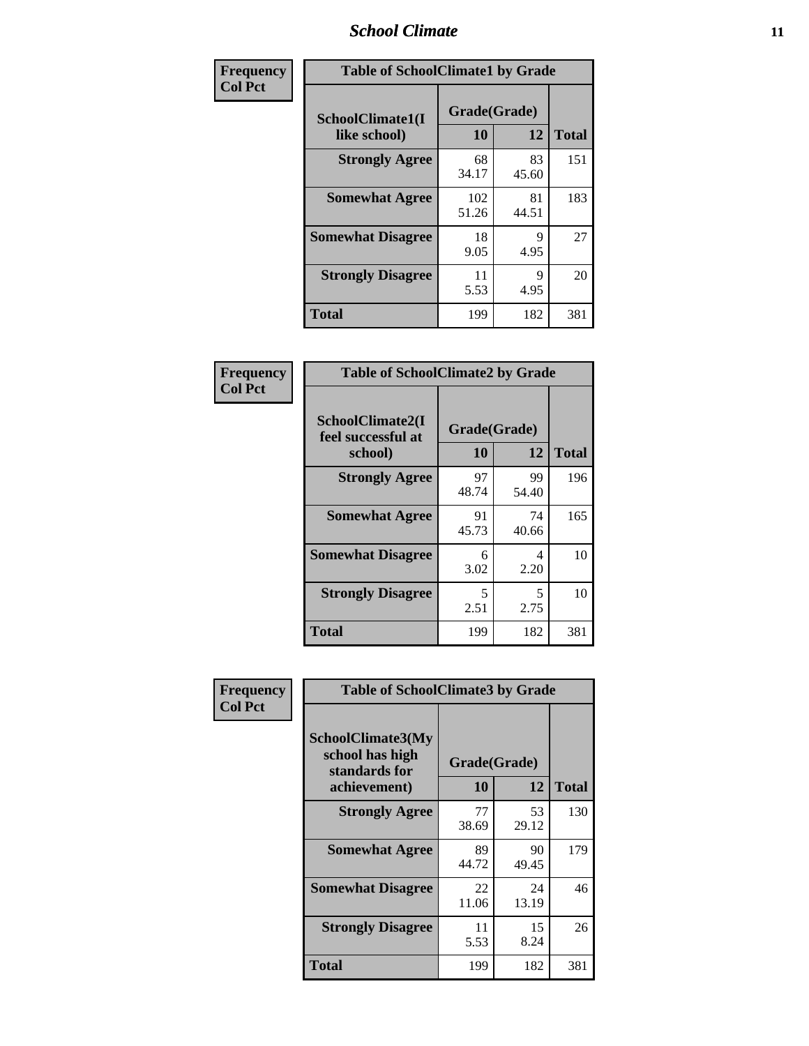| Frequency<br>Col Pct | Table of SchoolClimate1 by Grade | | |
|---|---|---|---|
| SchoolClimate1(I like school) | Grade(Grade) | | |
| | 10 | 12 | Total |
| Strongly Agree | 68<br>34.17 | 83<br>45.60 | 151 |
| Somewhat Agree | 102<br>51.26 | 81<br>44.51 | 183 |
| Somewhat Disagree | 18<br>9.05 | 9<br>4.95 | 27 |
| Strongly Disagree | 11<br>5.53 | 9<br>4.95 | 20 |
| Total | 199 | 182 | 381 |

| Frequency<br>Col Pct | Table of SchoolClimate2 by Grade | | |
|---|---|---|---|
| SchoolClimate2(I feel successful at school) | Grade(Grade) | | |
| | 10 | 12 | Total |
| Strongly Agree | 97<br>48.74 | 99<br>54.40 | 196 |
| Somewhat Agree | 91<br>45.73 | 74<br>40.66 | 165 |
| Somewhat Disagree | 6<br>3.02 | 4<br>2.20 | 10 |
| Strongly Disagree | 5<br>2.51 | 5<br>2.75 | 10 |
| Total | 199 | 182 | 381 |

| Frequency<br>Col Pct | Table of SchoolClimate3 by Grade | | |
|---|---|---|---|
| SchoolClimate3(My school has high standards for achievement) | Grade(Grade) | | |
| | 10 | 12 | Total |
| Strongly Agree | 77<br>38.69 | 53<br>29.12 | 130 |
| Somewhat Agree | 89<br>44.72 | 90<br>49.45 | 179 |
| Somewhat Disagree | 22<br>11.06 | 24<br>13.19 | 46 |
| Strongly Disagree | 11<br>5.53 | 15<br>8.24 | 26 |
| Total | 199 | 182 | 381 |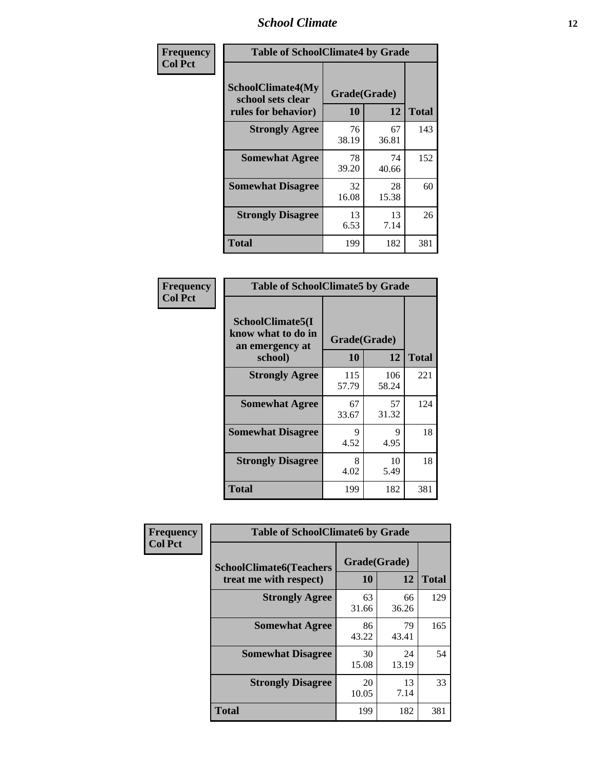| Frequency<br>Col Pct | Table of SchoolClimate4 by Grade | | |
|---|---|---|---|
| SchoolClimate4(My school sets clear rules for behavior) | Grade(Grade) | | |
| | 10 | 12 | Total |
| Strongly Agree | 76<br>38.19 | 67<br>36.81 | 143 |
| Somewhat Agree | 78<br>39.20 | 74<br>40.66 | 152 |
| Somewhat Disagree | 32<br>16.08 | 28<br>15.38 | 60 |
| Strongly Disagree | 13<br>6.53 | 13<br>7.14 | 26 |
| Total | 199 | 182 | 381 |

| Frequency<br>Col Pct | Table of SchoolClimate5 by Grade | | |
|---|---|---|---|
| SchoolClimate5(I know what to do in an emergency at school) | Grade(Grade) | | |
| | 10 | 12 | Total |
| Strongly Agree | 115<br>57.79 | 106<br>58.24 | 221 |
| Somewhat Agree | 67<br>33.67 | 57<br>31.32 | 124 |
| Somewhat Disagree | 9<br>4.52 | 9<br>4.95 | 18 |
| Strongly Disagree | 8<br>4.02 | 10<br>5.49 | 18 |
| Total | 199 | 182 | 381 |

| Frequency<br>Col Pct | Table of SchoolClimate6 by Grade | | |
|---|---|---|---|
| SchoolClimate6(Teachers treat me with respect) | Grade(Grade) | | |
| | 10 | 12 | Total |
| Strongly Agree | 63<br>31.66 | 66<br>36.26 | 129 |
| Somewhat Agree | 86<br>43.22 | 79<br>43.41 | 165 |
| Somewhat Disagree | 30<br>15.08 | 24<br>13.19 | 54 |
| Strongly Disagree | 20<br>10.05 | 13<br>7.14 | 33 |
| Total | 199 | 182 | 381 |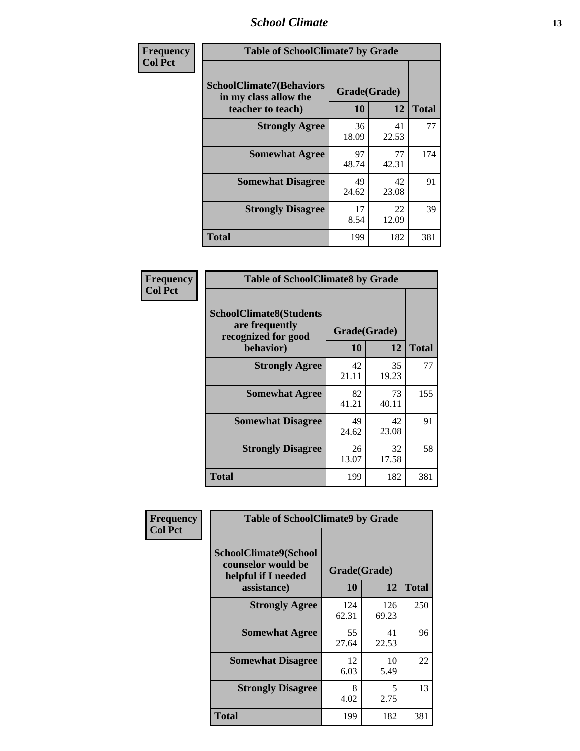| Frequency<br>Col Pct | Table of SchoolClimate7 by Grade | | |
|---|---|---|---|
| SchoolClimate7(Behaviors in my class allow the teacher to teach) | Grade(Grade) | | |
| | 10 | 12 | Total |
| Strongly Agree | 36<br>18.09 | 41<br>22.53 | 77 |
| Somewhat Agree | 97<br>48.74 | 77<br>42.31 | 174 |
| Somewhat Disagree | 49<br>24.62 | 42<br>23.08 | 91 |
| Strongly Disagree | 17<br>8.54 | 22<br>12.09 | 39 |
| Total | 199 | 182 | 381 |

| Frequency<br>Col Pct | Table of SchoolClimate8 by Grade | | |
|---|---|---|---|
| SchoolClimate8(Students are frequently recognized for good behavior) | Grade(Grade) | | |
| | 10 | 12 | Total |
| Strongly Agree | 42<br>21.11 | 35<br>19.23 | 77 |
| Somewhat Agree | 82<br>41.21 | 73<br>40.11 | 155 |
| Somewhat Disagree | 49<br>24.62 | 42<br>23.08 | 91 |
| Strongly Disagree | 26<br>13.07 | 32<br>17.58 | 58 |
| Total | 199 | 182 | 381 |

| Frequency<br>Col Pct | Table of SchoolClimate9 by Grade | | |
|---|---|---|---|
| SchoolClimate9(School counselor would be helpful if I needed assistance) | Grade(Grade) | | |
| | 10 | 12 | Total |
| Strongly Agree | 124<br>62.31 | 126<br>69.23 | 250 |
| Somewhat Agree | 55<br>27.64 | 41<br>22.53 | 96 |
| Somewhat Disagree | 12<br>6.03 | 10<br>5.49 | 22 |
| Strongly Disagree | 8<br>4.02 | 5<br>2.75 | 13 |
| Total | 199 | 182 | 381 |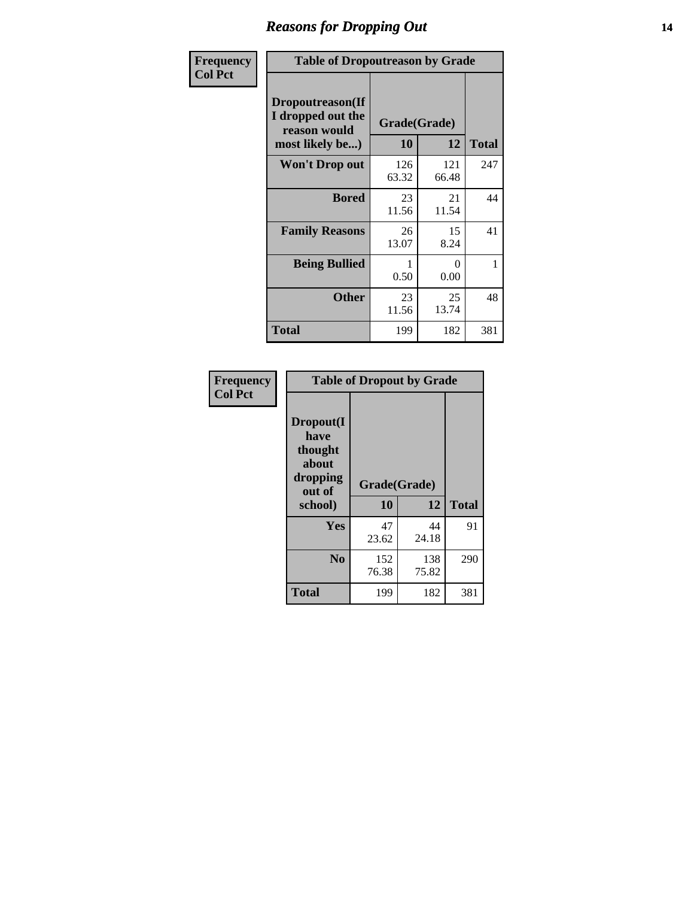## Reasons for Dropping Out

**Frequency**
**Col Pct**

**Table of Dropoutreason by Grade**

| Dropoutreason(If I dropped out the reason would most likely be...) | Grade(Grade) | | Total |
|---|---|---|---|
| | 10 | 12 | |
| **Won't Drop out** | 126<br>63.32 | 121<br>66.48 | 247 |
| **Bored** | 23<br>11.56 | 21<br>11.54 | 44 |
| **Family Reasons** | 26<br>13.07 | 15<br>8.24 | 41 |
| **Being Bullied** | 1<br>0.50 | 0<br>0.00 | 1 |
| **Other** | 23<br>11.56 | 25<br>13.74 | 48 |
| **Total** | 199 | 182 | 381 |

**Frequency**
**Col Pct**

**Table of Dropout by Grade**

| Dropout(I have thought about dropping out of school) | Grade(Grade) | | Total |
|---|---|---|---|
| | 10 | 12 | |
| **Yes** | 47<br>23.62 | 44<br>24.18 | 91 |
| **No** | 152<br>76.38 | 138<br>75.82 | 290 |
| **Total** | 199 | 182 | 381 |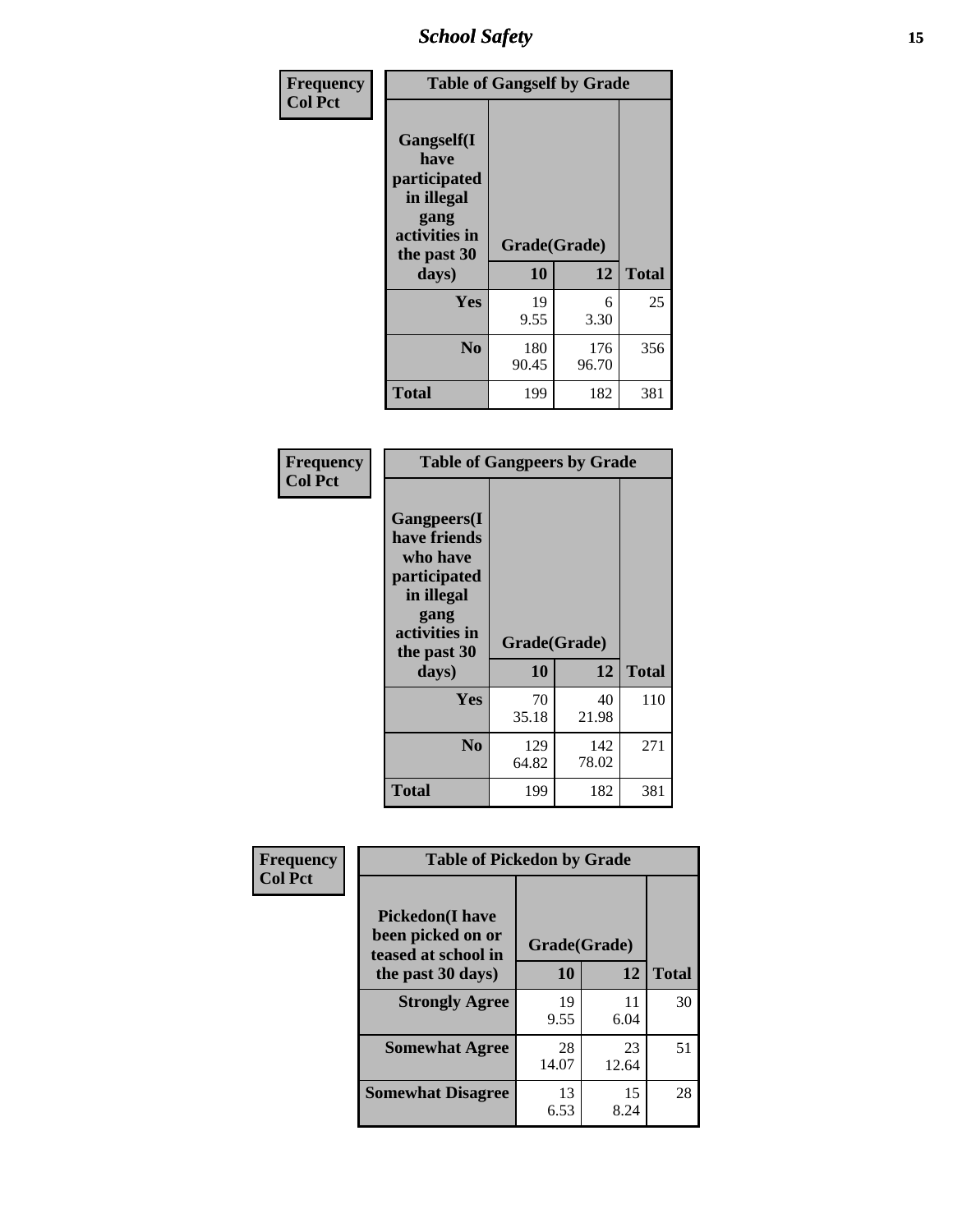| Frequency<br>Col Pct | Table of Gangself by Grade | | |
|---|---|---|---|
| Gangself(I have participated in illegal gang activities in the past 30 days) | Grade(Grade) | | |
| | 10 | 12 | Total |
| Yes | 19<br>9.55 | 6<br>3.30 | 25 |
| No | 180<br>90.45 | 176<br>96.70 | 356 |
| Total | 199 | 182 | 381 |

| Frequency<br>Col Pct | Table of Gangpeers by Grade | | |
|---|---|---|---|
| Gangpeers(I have friends who have participated in illegal gang activities in the past 30 days) | Grade(Grade) | | |
| | 10 | 12 | Total |
| Yes | 70<br>35.18 | 40<br>21.98 | 110 |
| No | 129<br>64.82 | 142<br>78.02 | 271 |
| Total | 199 | 182 | 381 |

| Frequency<br>Col Pct | Table of Pickedon by Grade | | |
|---|---|---|---|
| Pickedon(I have been picked on or teased at school in the past 30 days) | Grade(Grade) | | |
| | 10 | 12 | Total |
| Strongly Agree | 19<br>9.55 | 11<br>6.04 | 30 |
| Somewhat Agree | 28<br>14.07 | 23<br>12.64 | 51 |
| Somewhat Disagree | 13<br>6.53 | 15<br>8.24 | 28 |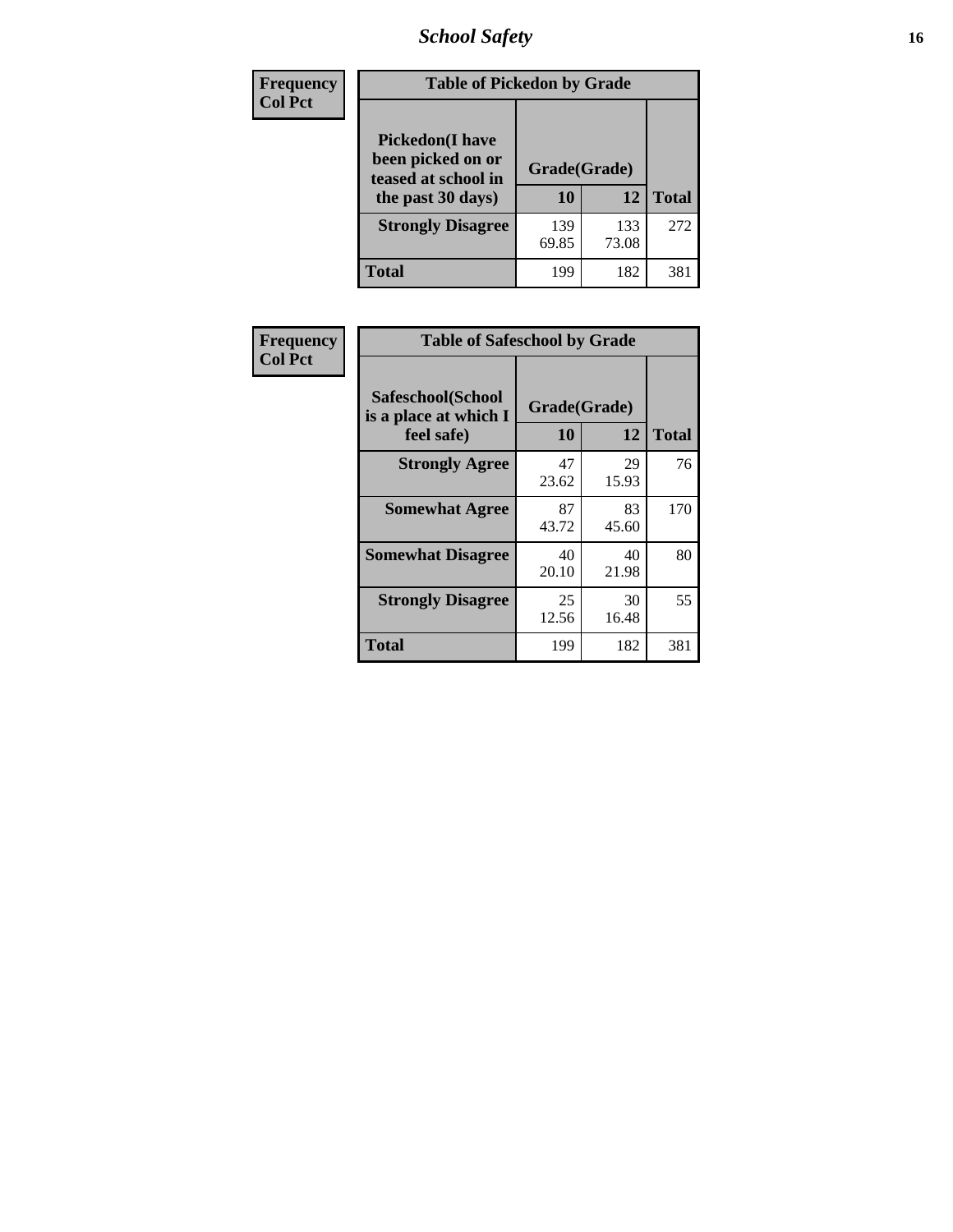| Frequency<br>Col Pct | Table of Pickedon by Grade | | |
|---|---|---|---|
| **Pickedon(I have been picked on or teased at school in the past 30 days)** | **Grade(Grade)** | | |
| | **10** | **12** | **Total** |
| **Strongly Disagree** | 139<br>69.85 | 133<br>73.08 | 272 |
| **Total** | 199 | 182 | 381 |

| Frequency<br>Col Pct | Table of Safeschool by Grade | | |
|---|---|---|---|
| **Safeschool(School is a place at which I feel safe)** | **Grade(Grade)** | | |
| | **10** | **12** | **Total** |
| **Strongly Agree** | 47<br>23.62 | 29<br>15.93 | 76 |
| **Somewhat Agree** | 87<br>43.72 | 83<br>45.60 | 170 |
| **Somewhat Disagree** | 40<br>20.10 | 40<br>21.98 | 80 |
| **Strongly Disagree** | 25<br>12.56 | 30<br>16.48 | 55 |
| **Total** | 199 | 182 | 381 |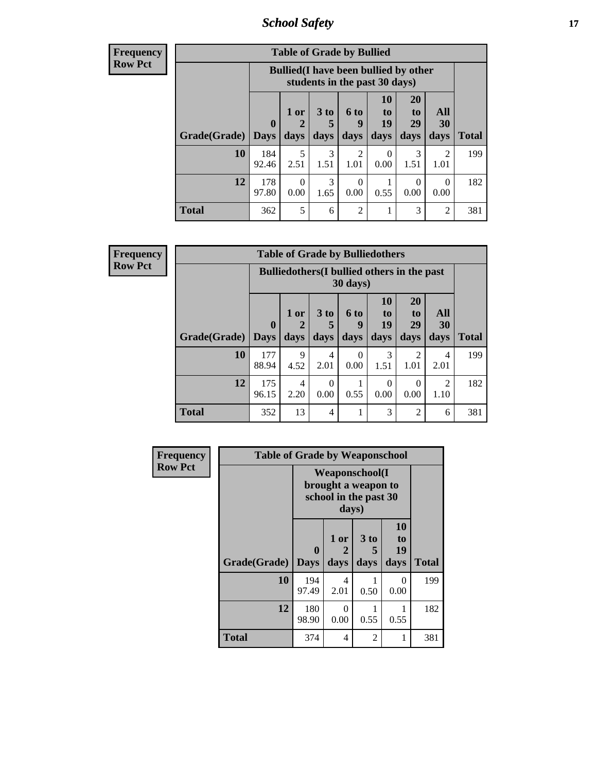| Frequency<br>Row Pct |
|---|

**Table of Grade by Bullied**

| Grade(Grade) | Bullied(I have been bullied by other students in the past 30 days) | | | | | | | Total |
|---|---|---|---|---|---|---|---|---|
| | 0 Days | 1 or 2 days | 3 to 5 days | 6 to 9 days | 10 to 19 days | 20 to 29 days | All 30 days | |
| **10** | 184<br>92.46 | 5<br>2.51 | 3<br>1.51 | 2<br>1.01 | 0<br>0.00 | 3<br>1.51 | 2<br>1.01 | 199 |
| **12** | 178<br>97.80 | 0<br>0.00 | 3<br>1.65 | 0<br>0.00 | 1<br>0.55 | 0<br>0.00 | 0<br>0.00 | 182 |
| **Total** | 362 | 5 | 6 | 2 | 1 | 3 | 2 | 381 |

| Frequency<br>Row Pct |
|---|

**Table of Grade by Bulliedothers**

| Grade(Grade) | Bulliedothers(I bullied others in the past 30 days) | | | | | | | Total |
|---|---|---|---|---|---|---|---|---|
| | 0 Days | 1 or 2 days | 3 to 5 days | 6 to 9 days | 10 to 19 days | 20 to 29 days | All 30 days | |
| **10** | 177<br>88.94 | 9<br>4.52 | 4<br>2.01 | 0<br>0.00 | 3<br>1.51 | 2<br>1.01 | 4<br>2.01 | 199 |
| **12** | 175<br>96.15 | 4<br>2.20 | 0<br>0.00 | 1<br>0.55 | 0<br>0.00 | 0<br>0.00 | 2<br>1.10 | 182 |
| **Total** | 352 | 13 | 4 | 1 | 3 | 2 | 6 | 381 |

| Frequency<br>Row Pct |
|---|

**Table of Grade by Weaponschool**

| Grade(Grade) | Weaponschool(I brought a weapon to school in the past 30 days) | | | | Total |
|---|---|---|---|---|---|
| | 0 Days | 1 or 2 days | 3 to 5 days | 10 to 19 days | |
| **10** | 194<br>97.49 | 4<br>2.01 | 1<br>0.50 | 0<br>0.00 | 199 |
| **12** | 180<br>98.90 | 0<br>0.00 | 1<br>0.55 | 1<br>0.55 | 182 |
| **Total** | 374 | 4 | 2 | 1 | 381 |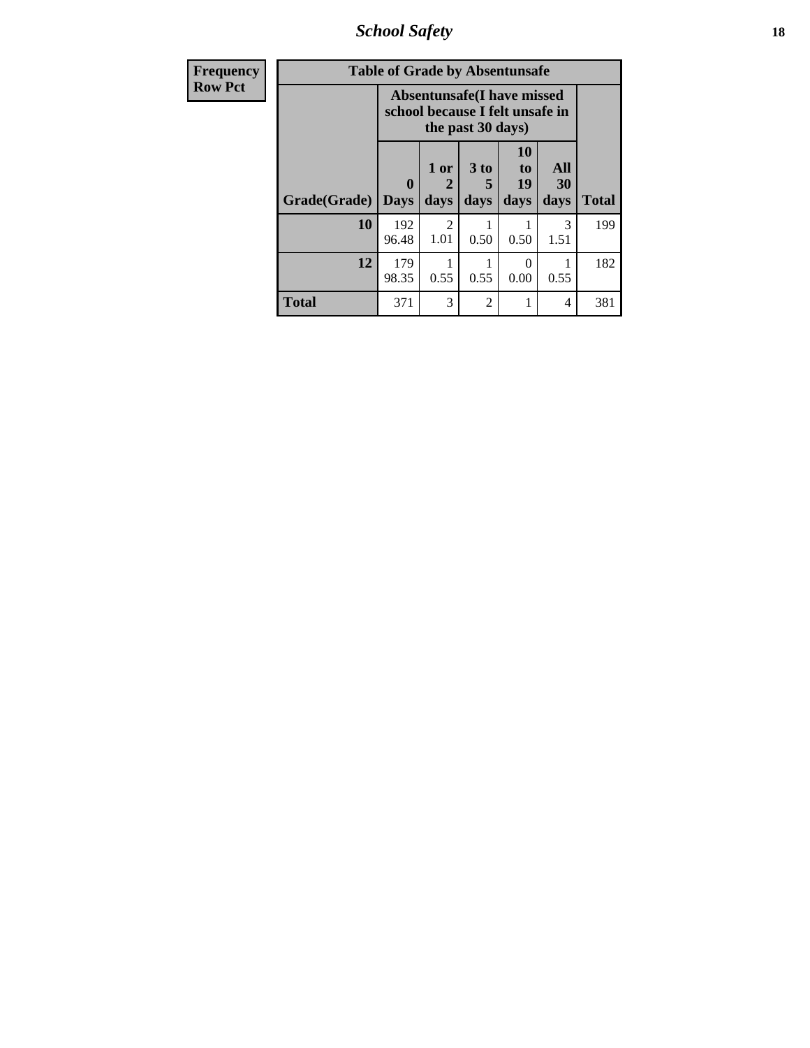| Frequency<br>Row Pct |
|---|

**Table of Grade by Absentunsafe**

| Grade(Grade) | Absentunsafe(I have missed school because I felt unsafe in the past 30 days) | | | | | Total |
|---|---|---|---|---|---|---|
| | 0 Days | 1 or 2 days | 3 to 5 days | 10 to 19 days | All 30 days | |
| **10** | 192<br>96.48 | 2<br>1.01 | 1<br>0.50 | 1<br>0.50 | 3<br>1.51 | 199 |
| **12** | 179<br>98.35 | 1<br>0.55 | 1<br>0.55 | 0<br>0.00 | 1<br>0.55 | 182 |
| **Total** | 371 | 3 | 2 | 1 | 4 | 381 |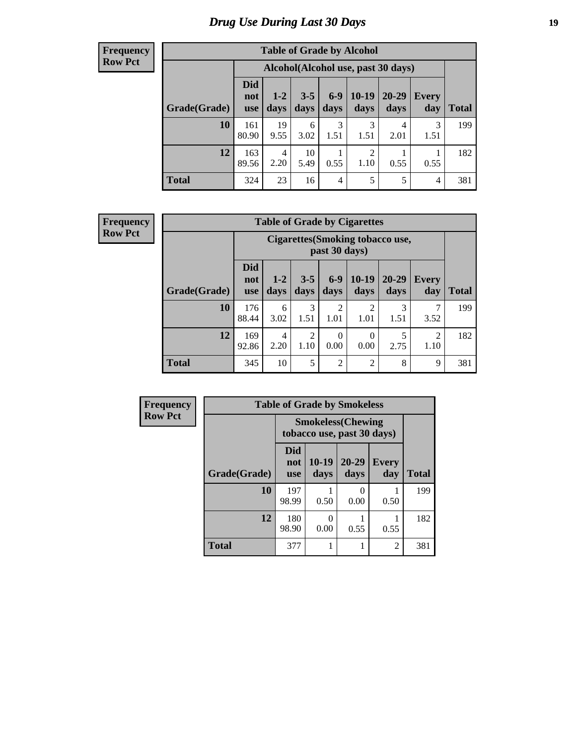# Drug Use During Last 30 Days

**Frequency**
**Row Pct**

| Table of Grade by Alcohol | | | | | | | | |
|---|---|---|---|---|---|---|---|---|
| | Alcohol(Alcohol use, past 30 days) | | | | | | | |
| Grade(Grade) | Did not use | 1-2 days | 3-5 days | 6-9 days | 10-19 days | 20-29 days | Every day | Total |
| 10 | 161<br>80.90 | 19<br>9.55 | 6<br>3.02 | 3<br>1.51 | 3<br>1.51 | 4<br>2.01 | 3<br>1.51 | 199 |
| 12 | 163<br>89.56 | 4<br>2.20 | 10<br>5.49 | 1<br>0.55 | 2<br>1.10 | 1<br>0.55 | 1<br>0.55 | 182 |
| Total | 324 | 23 | 16 | 4 | 5 | 5 | 4 | 381 |

**Frequency**
**Row Pct**

| Table of Grade by Cigarettes | | | | | | | | |
|---|---|---|---|---|---|---|---|---|
| | Cigarettes(Smoking tobacco use, past 30 days) | | | | | | | |
| Grade(Grade) | Did not use | 1-2 days | 3-5 days | 6-9 days | 10-19 days | 20-29 days | Every day | Total |
| 10 | 176<br>88.44 | 6<br>3.02 | 3<br>1.51 | 2<br>1.01 | 2<br>1.01 | 3<br>1.51 | 7<br>3.52 | 199 |
| 12 | 169<br>92.86 | 4<br>2.20 | 2<br>1.10 | 0<br>0.00 | 0<br>0.00 | 5<br>2.75 | 2<br>1.10 | 182 |
| Total | 345 | 10 | 5 | 2 | 2 | 8 | 9 | 381 |

**Frequency**
**Row Pct**

| Table of Grade by Smokeless | | | | | |
|---|---|---|---|---|---|
| | Smokeless(Chewing tobacco use, past 30 days) | | | | |
| Grade(Grade) | Did not use | 10-19 days | 20-29 days | Every day | Total |
| 10 | 197<br>98.99 | 1<br>0.50 | 0<br>0.00 | 1<br>0.50 | 199 |
| 12 | 180<br>98.90 | 0<br>0.00 | 1<br>0.55 | 1<br>0.55 | 182 |
| Total | 377 | 1 | 1 | 2 | 381 |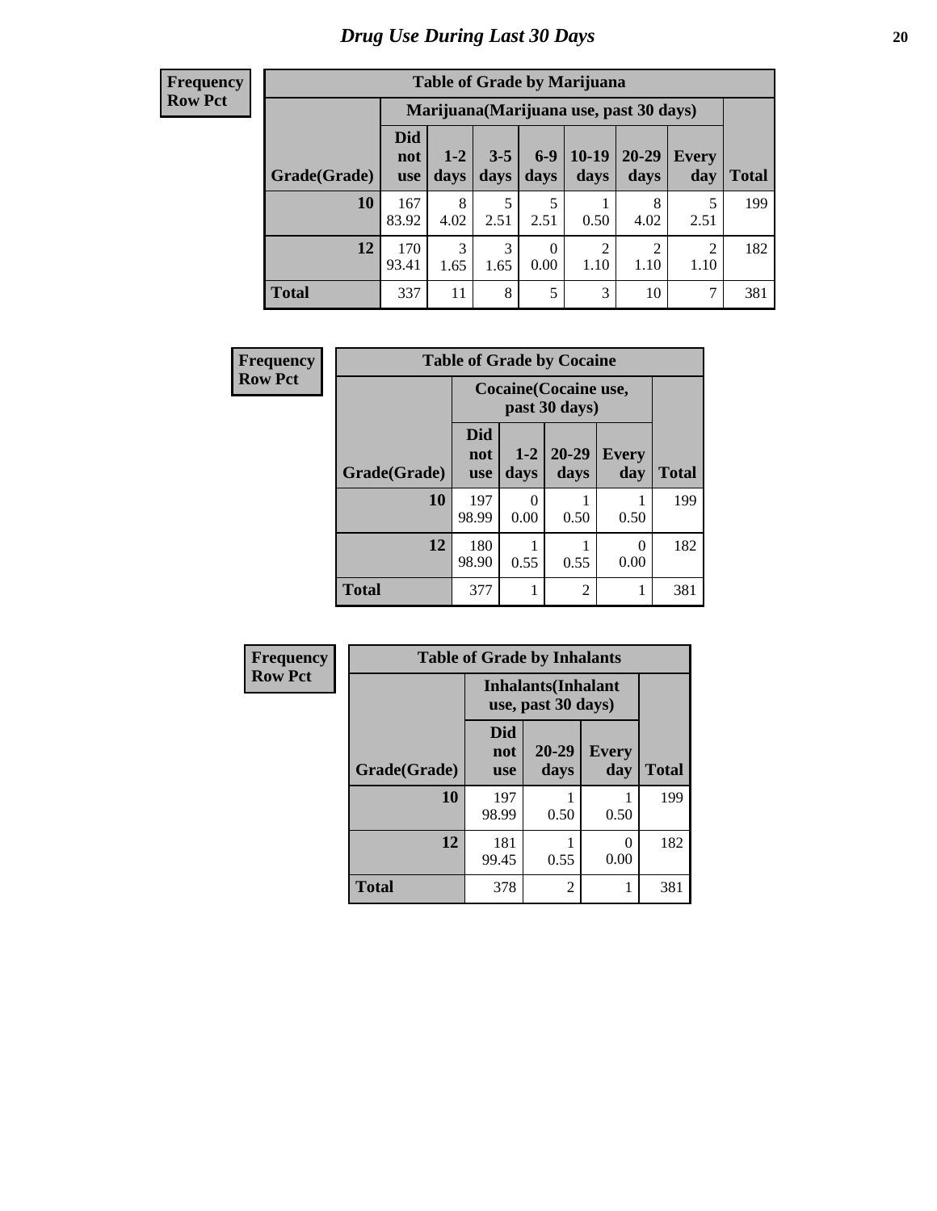# Drug Use During Last 30 Days

| Frequency<br>Row Pct | | | | | | | | |
|---|---|---|---|---|---|---|---|---|

**Table of Grade by Marijuana**

| | Marijuana(Marijuana use, past 30 days) | | | | | | | |
|---|---|---|---|---|---|---|---|---|
| Grade(Grade) | Did not use | 1-2 days | 3-5 days | 6-9 days | 10-19 days | 20-29 days | Every day | Total |
| 10 | 167<br>83.92 | 8<br>4.02 | 5<br>2.51 | 5<br>2.51 | 1<br>0.50 | 8<br>4.02 | 5<br>2.51 | 199 |
| 12 | 170<br>93.41 | 3<br>1.65 | 3<br>1.65 | 0<br>0.00 | 2<br>1.10 | 2<br>1.10 | 2<br>1.10 | 182 |
| Total | 337 | 11 | 8 | 5 | 3 | 10 | 7 | 381 |

Frequency
Row Pct

**Table of Grade by Cocaine**

| | Cocaine(Cocaine use, past 30 days) | | | | |
|---|---|---|---|---|---|
| Grade(Grade) | Did not use | 1-2 days | 20-29 days | Every day | Total |
| 10 | 197<br>98.99 | 0<br>0.00 | 1<br>0.50 | 1<br>0.50 | 199 |
| 12 | 180<br>98.90 | 1<br>0.55 | 1<br>0.55 | 0<br>0.00 | 182 |
| Total | 377 | 1 | 2 | 1 | 381 |

Frequency
Row Pct

**Table of Grade by Inhalants**

| | Inhalants(Inhalant use, past 30 days) | | | |
|---|---|---|---|---|
| Grade(Grade) | Did not use | 20-29 days | Every day | Total |
| 10 | 197<br>98.99 | 1<br>0.50 | 1<br>0.50 | 199 |
| 12 | 181<br>99.45 | 1<br>0.55 | 0<br>0.00 | 182 |
| Total | 378 | 2 | 1 | 381 |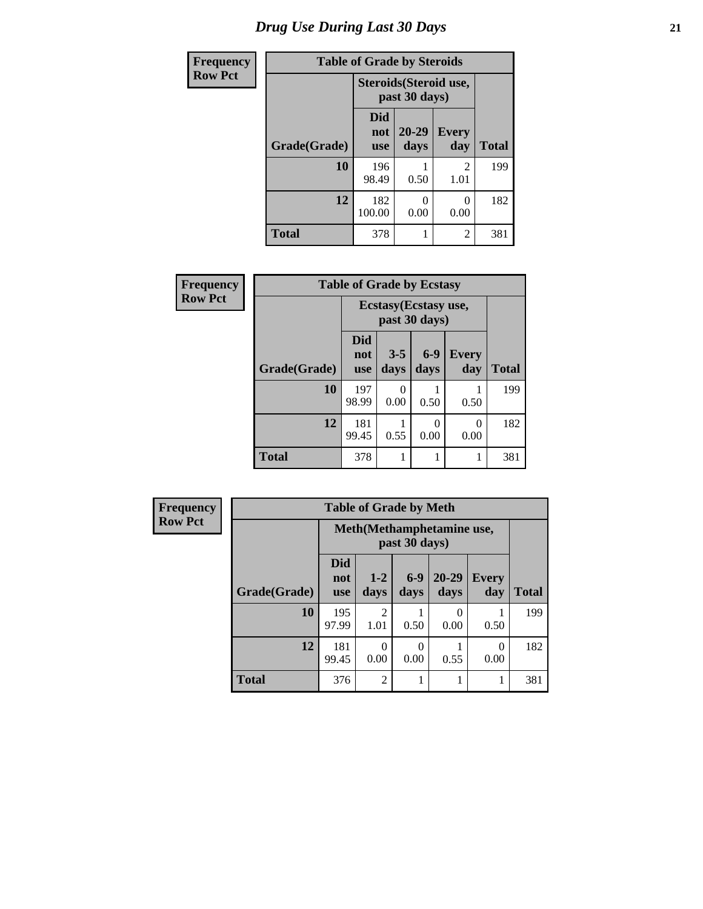# Drug Use During Last 30 Days

| Frequency<br>Row Pct | | | | |
|---|---|---|---|---|
| **Table of Grade by Steroids** | | | | |
| | **Steroids(Steroid use, past 30 days)** | | | |
| **Grade(Grade)** | **Did not use** | **20-29 days** | **Every day** | **Total** |
| **10** | 196<br>98.49 | 1<br>0.50 | 2<br>1.01 | 199 |
| **12** | 182<br>100.00 | 0<br>0.00 | 0<br>0.00 | 182 |
| **Total** | 378 | 1 | 2 | 381 |

| Frequency<br>Row Pct | | | | | |
|---|---|---|---|---|---|
| **Table of Grade by Ecstasy** | | | | | |
| | **Ecstasy(Ecstasy use, past 30 days)** | | | | |
| **Grade(Grade)** | **Did not use** | **3-5 days** | **6-9 days** | **Every day** | **Total** |
| **10** | 197<br>98.99 | 0<br>0.00 | 1<br>0.50 | 1<br>0.50 | 199 |
| **12** | 181<br>99.45 | 1<br>0.55 | 0<br>0.00 | 0<br>0.00 | 182 |
| **Total** | 378 | 1 | 1 | 1 | 381 |

| Frequency<br>Row Pct | | | | | | |
|---|---|---|---|---|---|---|
| **Table of Grade by Meth** | | | | | | |
| | **Meth(Methamphetamine use, past 30 days)** | | | | | |
| **Grade(Grade)** | **Did not use** | **1-2 days** | **6-9 days** | **20-29 days** | **Every day** | **Total** |
| **10** | 195<br>97.99 | 2<br>1.01 | 1<br>0.50 | 0<br>0.00 | 1<br>0.50 | 199 |
| **12** | 181<br>99.45 | 0<br>0.00 | 0<br>0.00 | 1<br>0.55 | 0<br>0.00 | 182 |
| **Total** | 376 | 2 | 1 | 1 | 1 | 381 |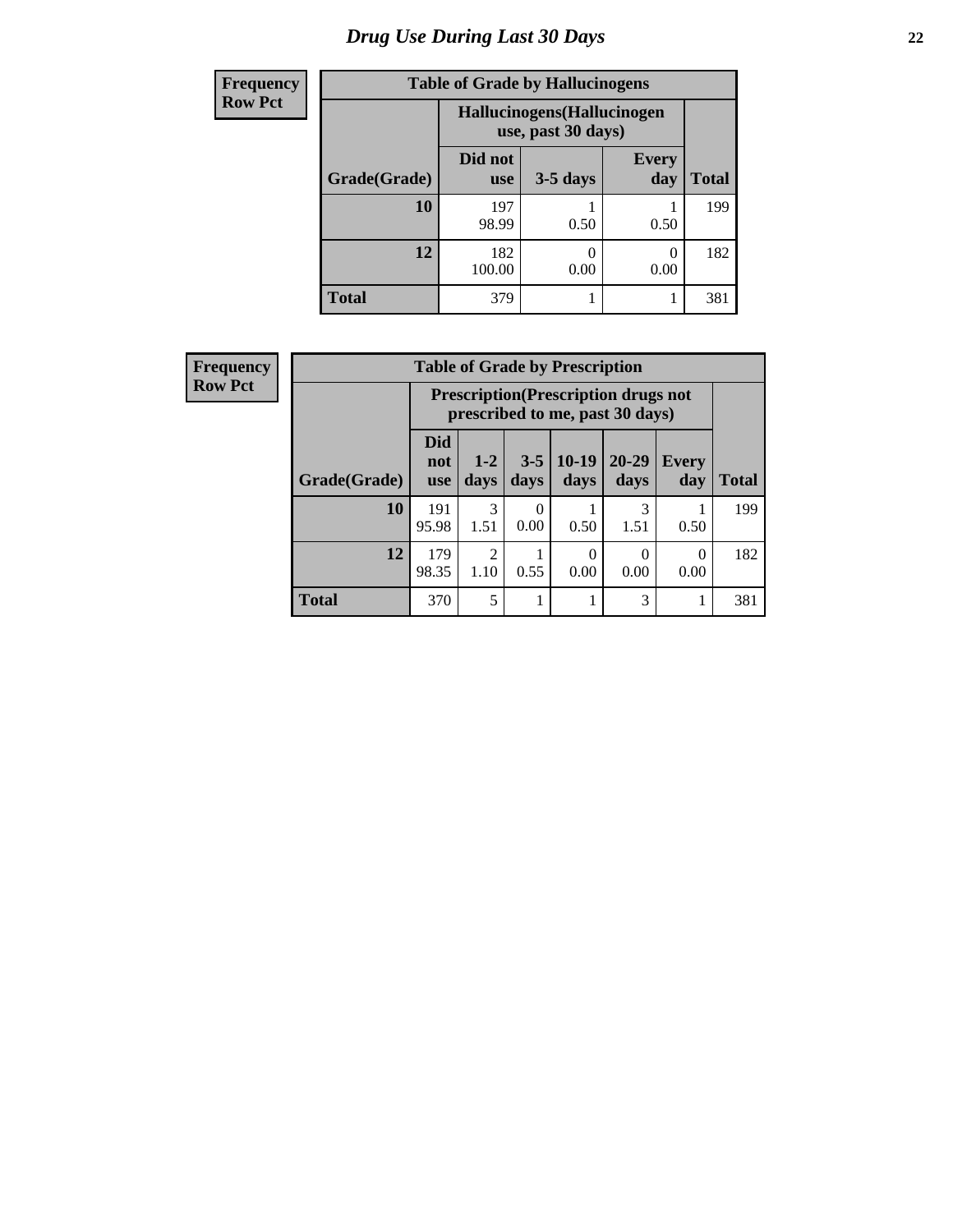# Drug Use During Last 30 Days

**Frequency**
**Row Pct**

| Table of Grade by Hallucinogens | | | | |
|---|---|---|---|---|
| | Hallucinogens(Hallucinogen use, past 30 days) | | | |
| Grade(Grade) | Did not use | 3-5 days | Every day | Total |
| 10 | 197<br>98.99 | 1<br>0.50 | 1<br>0.50 | 199 |
| 12 | 182<br>100.00 | 0<br>0.00 | 0<br>0.00 | 182 |
| Total | 379 | 1 | 1 | 381 |

**Frequency**
**Row Pct**

| Table of Grade by Prescription | | | | | | | |
|---|---|---|---|---|---|---|---|
| | Prescription(Prescription drugs not prescribed to me, past 30 days) | | | | | | |
| Grade(Grade) | Did not use | 1-2 days | 3-5 days | 10-19 days | 20-29 days | Every day | Total |
| 10 | 191<br>95.98 | 3<br>1.51 | 0<br>0.00 | 1<br>0.50 | 3<br>1.51 | 1<br>0.50 | 199 |
| 12 | 179<br>98.35 | 2<br>1.10 | 1<br>0.55 | 0<br>0.00 | 0<br>0.00 | 0<br>0.00 | 182 |
| Total | 370 | 5 | 1 | 1 | 3 | 1 | 381 |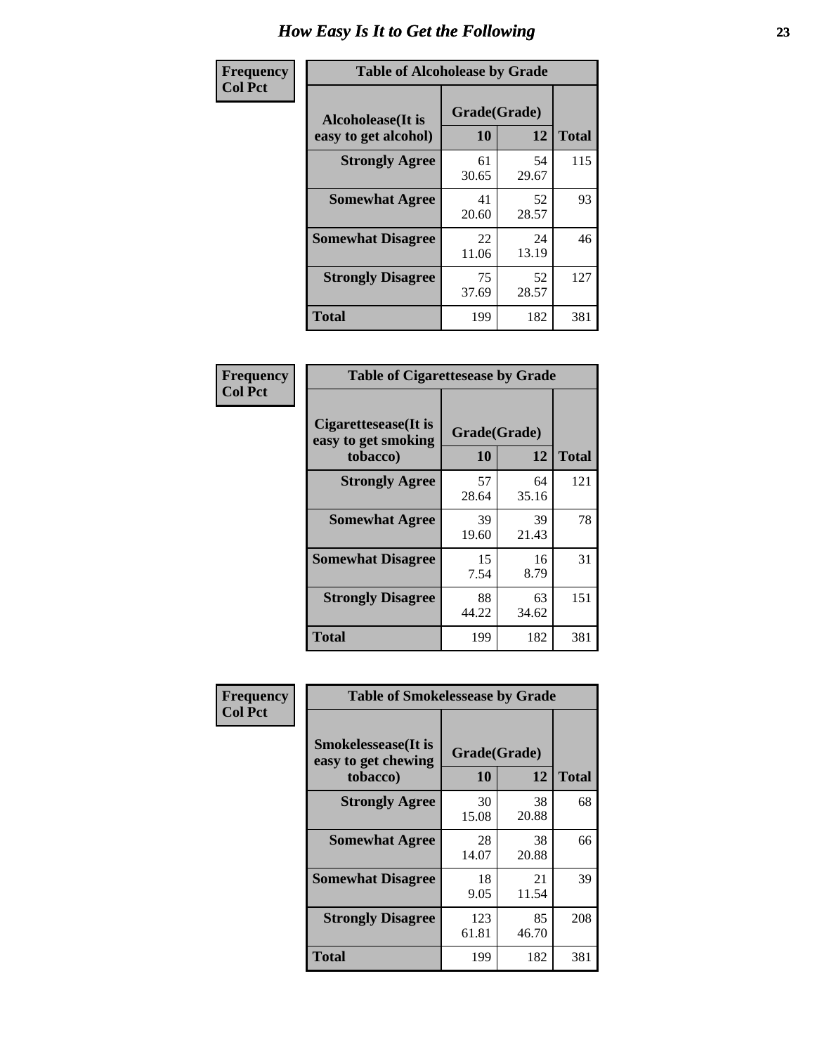# How Easy Is It to Get the Following

**Frequency**
**Col Pct**

**Table of Alcoholease by Grade**

| Alcoholease(It is easy to get alcohol) | Grade(Grade) | | Total |
|---|---|---|---|
| | 10 | 12 | |
| **Strongly Agree** | 61<br>30.65 | 54<br>29.67 | 115 |
| **Somewhat Agree** | 41<br>20.60 | 52<br>28.57 | 93 |
| **Somewhat Disagree** | 22<br>11.06 | 24<br>13.19 | 46 |
| **Strongly Disagree** | 75<br>37.69 | 52<br>28.57 | 127 |
| **Total** | 199 | 182 | 381 |

**Frequency**
**Col Pct**

**Table of Cigarettesease by Grade**

| Cigarettesease(It is easy to get smoking tobacco) | Grade(Grade) | | Total |
|---|---|---|---|
| | 10 | 12 | |
| **Strongly Agree** | 57<br>28.64 | 64<br>35.16 | 121 |
| **Somewhat Agree** | 39<br>19.60 | 39<br>21.43 | 78 |
| **Somewhat Disagree** | 15<br>7.54 | 16<br>8.79 | 31 |
| **Strongly Disagree** | 88<br>44.22 | 63<br>34.62 | 151 |
| **Total** | 199 | 182 | 381 |

**Frequency**
**Col Pct**

**Table of Smokelessease by Grade**

| Smokelessease(It is easy to get chewing tobacco) | Grade(Grade) | | Total |
|---|---|---|---|
| | 10 | 12 | |
| **Strongly Agree** | 30<br>15.08 | 38<br>20.88 | 68 |
| **Somewhat Agree** | 28<br>14.07 | 38<br>20.88 | 66 |
| **Somewhat Disagree** | 18<br>9.05 | 21<br>11.54 | 39 |
| **Strongly Disagree** | 123<br>61.81 | 85<br>46.70 | 208 |
| **Total** | 199 | 182 | 381 |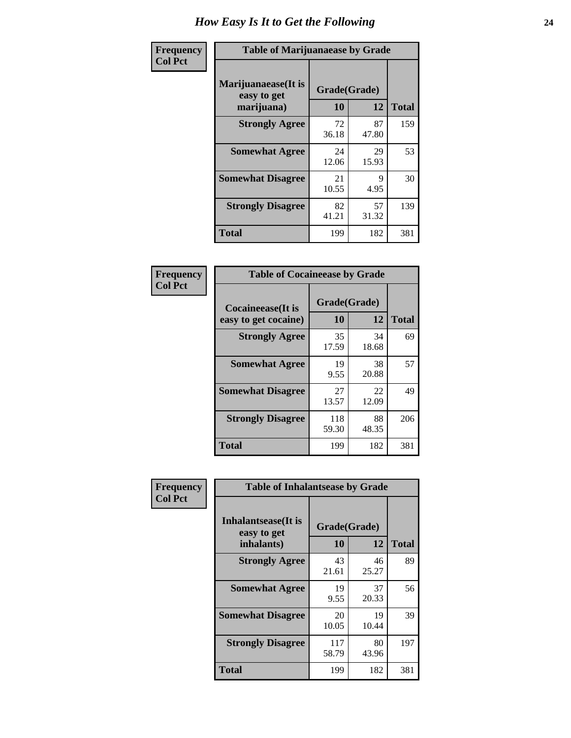# How Easy Is It to Get the Following

**Frequency**
**Col Pct**

| Table of Marijuanaease by Grade | | | |
|---|---|---|---|
| Marijuanaease(It is easy to get marijuana) | Grade(Grade) | | |
| | 10 | 12 | Total |
| Strongly Agree | 72<br>36.18 | 87<br>47.80 | 159 |
| Somewhat Agree | 24<br>12.06 | 29<br>15.93 | 53 |
| Somewhat Disagree | 21<br>10.55 | 9<br>4.95 | 30 |
| Strongly Disagree | 82<br>41.21 | 57<br>31.32 | 139 |
| Total | 199 | 182 | 381 |

**Frequency**
**Col Pct**

| Table of Cocaineease by Grade | | | |
|---|---|---|---|
| Cocaineease(It is easy to get cocaine) | Grade(Grade) | | |
| | 10 | 12 | Total |
| Strongly Agree | 35<br>17.59 | 34<br>18.68 | 69 |
| Somewhat Agree | 19<br>9.55 | 38<br>20.88 | 57 |
| Somewhat Disagree | 27<br>13.57 | 22<br>12.09 | 49 |
| Strongly Disagree | 118<br>59.30 | 88<br>48.35 | 206 |
| Total | 199 | 182 | 381 |

**Frequency**
**Col Pct**

| Table of Inhalantsease by Grade | | | |
|---|---|---|---|
| Inhalantsease(It is easy to get inhalants) | Grade(Grade) | | |
| | 10 | 12 | Total |
| Strongly Agree | 43<br>21.61 | 46<br>25.27 | 89 |
| Somewhat Agree | 19<br>9.55 | 37<br>20.33 | 56 |
| Somewhat Disagree | 20<br>10.05 | 19<br>10.44 | 39 |
| Strongly Disagree | 117<br>58.79 | 80<br>43.96 | 197 |
| Total | 199 | 182 | 381 |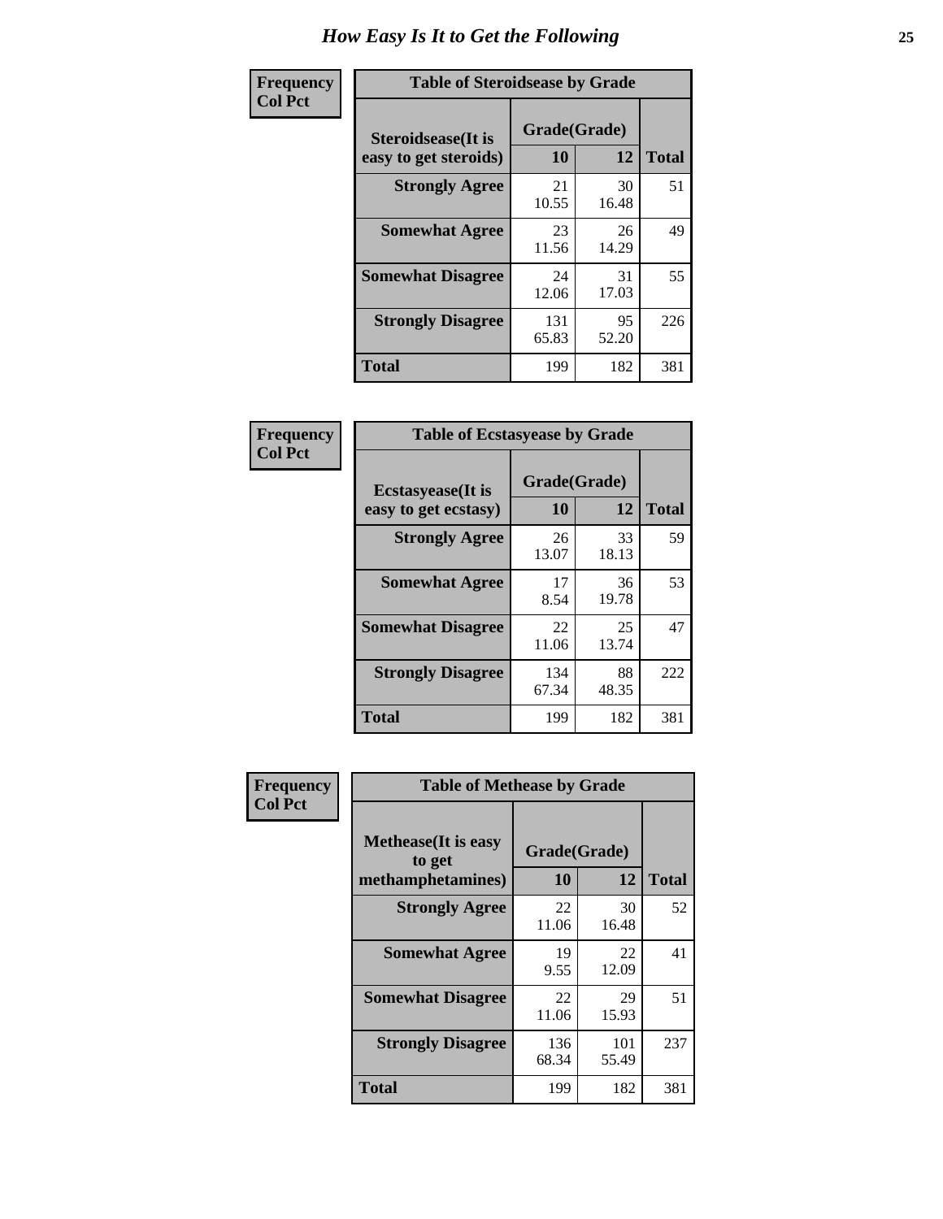# How Easy Is It to Get the Following

**Frequency**
**Col Pct**

| Table of Steroidsease by Grade | | | |
|---|---|---|---|
| **Steroidsease(It is easy to get steroids)** | **Grade(Grade)** | | **Total** |
| | **10** | **12** | |
| **Strongly Agree** | 21<br>10.55 | 30<br>16.48 | 51 |
| **Somewhat Agree** | 23<br>11.56 | 26<br>14.29 | 49 |
| **Somewhat Disagree** | 24<br>12.06 | 31<br>17.03 | 55 |
| **Strongly Disagree** | 131<br>65.83 | 95<br>52.20 | 226 |
| **Total** | 199 | 182 | 381 |

**Frequency**
**Col Pct**

| Table of Ecstasyease by Grade | | | |
|---|---|---|---|
| **Ecstasyease(It is easy to get ecstasy)** | **Grade(Grade)** | | **Total** |
| | **10** | **12** | |
| **Strongly Agree** | 26<br>13.07 | 33<br>18.13 | 59 |
| **Somewhat Agree** | 17<br>8.54 | 36<br>19.78 | 53 |
| **Somewhat Disagree** | 22<br>11.06 | 25<br>13.74 | 47 |
| **Strongly Disagree** | 134<br>67.34 | 88<br>48.35 | 222 |
| **Total** | 199 | 182 | 381 |

**Frequency**
**Col Pct**

| Table of Methease by Grade | | | |
|---|---|---|---|
| **Methease(It is easy to get methamphetamines)** | **Grade(Grade)** | | **Total** |
| | **10** | **12** | |
| **Strongly Agree** | 22<br>11.06 | 30<br>16.48 | 52 |
| **Somewhat Agree** | 19<br>9.55 | 22<br>12.09 | 41 |
| **Somewhat Disagree** | 22<br>11.06 | 29<br>15.93 | 51 |
| **Strongly Disagree** | 136<br>68.34 | 101<br>55.49 | 237 |
| **Total** | 199 | 182 | 381 |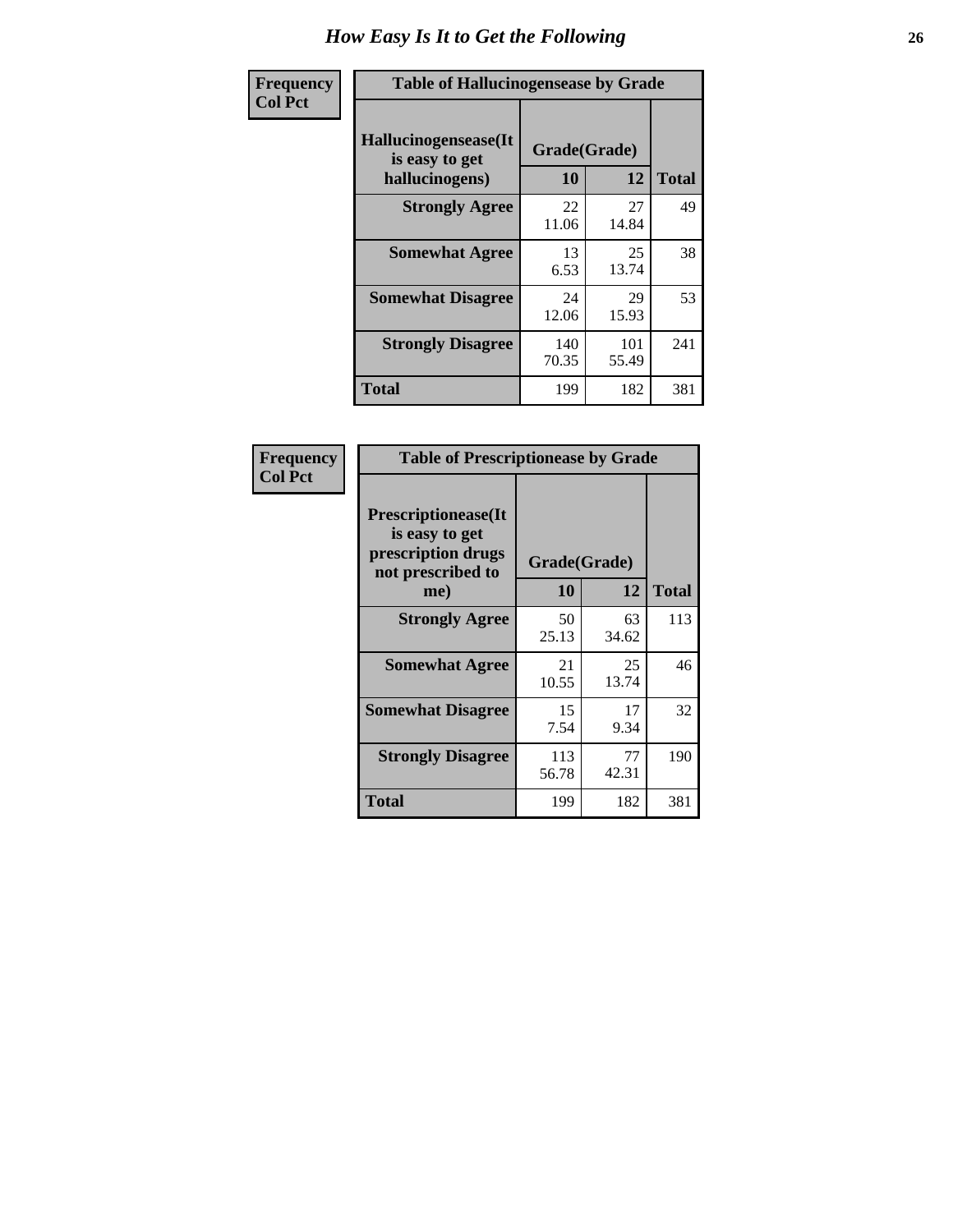# How Easy Is It to Get the Following

**Frequency**
**Col Pct**

**Table of Hallucinogensease by Grade**

| Hallucinogensease(It is easy to get hallucinogens) | Grade(Grade) 10 | 12 | Total |
|---|---|---|---|
| **Strongly Agree** | 22<br>11.06 | 27<br>14.84 | 49 |
| **Somewhat Agree** | 13<br>6.53 | 25<br>13.74 | 38 |
| **Somewhat Disagree** | 24<br>12.06 | 29<br>15.93 | 53 |
| **Strongly Disagree** | 140<br>70.35 | 101<br>55.49 | 241 |
| **Total** | 199 | 182 | 381 |

**Frequency**
**Col Pct**

**Table of Prescriptionease by Grade**

| Prescriptionease(It is easy to get prescription drugs not prescribed to me) | Grade(Grade) 10 | 12 | Total |
|---|---|---|---|
| **Strongly Agree** | 50<br>25.13 | 63<br>34.62 | 113 |
| **Somewhat Agree** | 21<br>10.55 | 25<br>13.74 | 46 |
| **Somewhat Disagree** | 15<br>7.54 | 17<br>9.34 | 32 |
| **Strongly Disagree** | 113<br>56.78 | 77<br>42.31 | 190 |
| **Total** | 199 | 182 | 381 |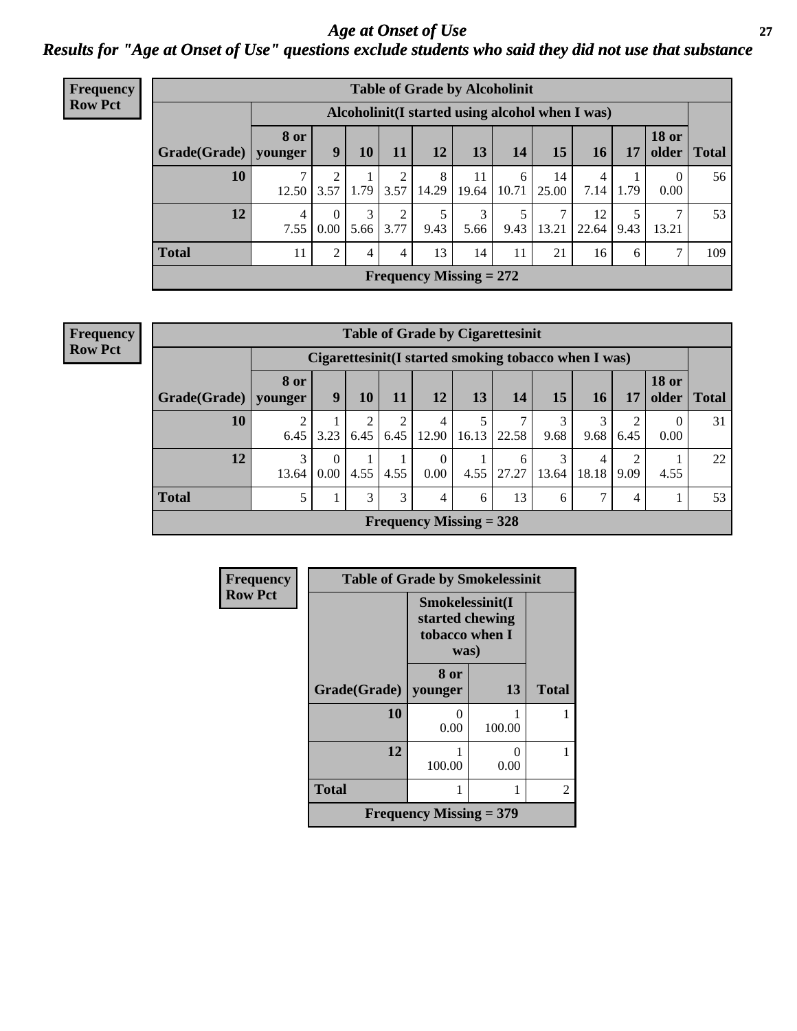# Age at Onset of Use

## Results for "Age at Onset of Use" questions exclude students who said they did not use that substance

**Frequency**
**Row Pct**

| Table of Grade by Alcoholinit | | | | | | | | | | | | |
|---|---|---|---|---|---|---|---|---|---|---|---|---|
| | Alcoholinit(I started using alcohol when I was) | | | | | | | | | | | |
| Grade(Grade) | 8 or younger | 9 | 10 | 11 | 12 | 13 | 14 | 15 | 16 | 17 | 18 or older | Total |
| 10 | 7<br>12.50 | 2<br>3.57 | 1<br>1.79 | 2<br>3.57 | 8<br>14.29 | 11<br>19.64 | 6<br>10.71 | 14<br>25.00 | 4<br>7.14 | 1<br>1.79 | 0<br>0.00 | 56 |
| 12 | 4<br>7.55 | 0<br>0.00 | 3<br>5.66 | 2<br>3.77 | 5<br>9.43 | 3<br>5.66 | 5<br>9.43 | 7<br>13.21 | 12<br>22.64 | 5<br>9.43 | 7<br>13.21 | 53 |
| Total | 11 | 2 | 4 | 4 | 13 | 14 | 11 | 21 | 16 | 6 | 7 | 109 |
| Frequency Missing = 272 | | | | | | | | | | | | |

**Frequency**
**Row Pct**

| Table of Grade by Cigarettesinit | | | | | | | | | | | | |
|---|---|---|---|---|---|---|---|---|---|---|---|---|
| | Cigarettesinit(I started smoking tobacco when I was) | | | | | | | | | | | |
| Grade(Grade) | 8 or younger | 9 | 10 | 11 | 12 | 13 | 14 | 15 | 16 | 17 | 18 or older | Total |
| 10 | 2<br>6.45 | 1<br>3.23 | 2<br>6.45 | 2<br>6.45 | 4<br>12.90 | 5<br>16.13 | 7<br>22.58 | 3<br>9.68 | 3<br>9.68 | 2<br>6.45 | 0<br>0.00 | 31 |
| 12 | 3<br>13.64 | 0<br>0.00 | 1<br>4.55 | 1<br>4.55 | 0<br>0.00 | 1<br>4.55 | 6<br>27.27 | 3<br>13.64 | 4<br>18.18 | 2<br>9.09 | 1<br>4.55 | 22 |
| Total | 5 | 1 | 3 | 3 | 4 | 6 | 13 | 6 | 7 | 4 | 1 | 53 |
| Frequency Missing = 328 | | | | | | | | | | | | |

**Frequency**
**Row Pct**

| Table of Grade by Smokelessinit | | | |
|---|---|---|---|
| | Smokelessinit(I started chewing tobacco when I was) | | |
| Grade(Grade) | 8 or younger | 13 | Total |
| 10 | 0<br>0.00 | 1<br>100.00 | 1 |
| 12 | 1<br>100.00 | 0<br>0.00 | 1 |
| Total | 1 | 1 | 2 |
| Frequency Missing = 379 | | | |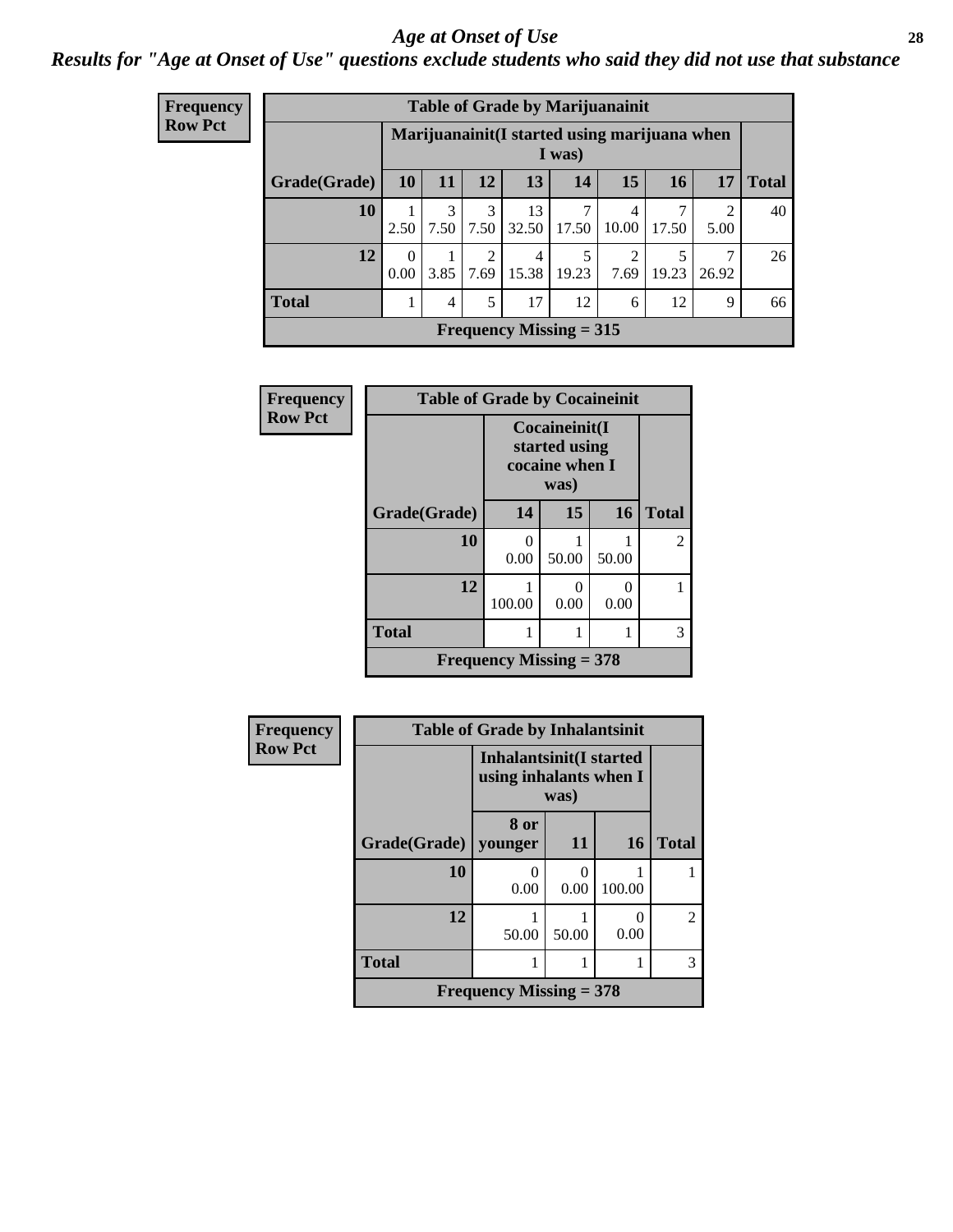# *Age at Onset of Use*

***Results for "Age at Onset of Use" questions exclude students who said they did not use that substance***

**Frequency**
**Row Pct**

**Table of Grade by Marijuanainit**

| Grade(Grade) | Marijuanainit(I started using marijuana when I was) | | | | | | | | Total |
|---|---|---|---|---|---|---|---|---|---|
| | 10 | 11 | 12 | 13 | 14 | 15 | 16 | 17 | |
| 10 | 1<br>2.50 | 3<br>7.50 | 3<br>7.50 | 13<br>32.50 | 7<br>17.50 | 4<br>10.00 | 7<br>17.50 | 2<br>5.00 | 40 |
| 12 | 0<br>0.00 | 1<br>3.85 | 2<br>7.69 | 4<br>15.38 | 5<br>19.23 | 2<br>7.69 | 5<br>19.23 | 7<br>26.92 | 26 |
| Total | 1 | 4 | 5 | 17 | 12 | 6 | 12 | 9 | 66 |

**Frequency Missing = 315**

**Frequency**
**Row Pct**

**Table of Grade by Cocaineinit**

| Grade(Grade) | Cocaineinit(I started using cocaine when I was) | | | Total |
|---|---|---|---|---|
| | 14 | 15 | 16 | |
| 10 | 0<br>0.00 | 1<br>50.00 | 1<br>50.00 | 2 |
| 12 | 1<br>100.00 | 0<br>0.00 | 0<br>0.00 | 1 |
| Total | 1 | 1 | 1 | 3 |

**Frequency Missing = 378**

**Frequency**
**Row Pct**

**Table of Grade by Inhalantsinit**

| Grade(Grade) | Inhalantsinit(I started using inhalants when I was) | | | Total |
|---|---|---|---|---|
| | 8 or younger | 11 | 16 | |
| 10 | 0<br>0.00 | 0<br>0.00 | 1<br>100.00 | 1 |
| 12 | 1<br>50.00 | 1<br>50.00 | 0<br>0.00 | 2 |
| Total | 1 | 1 | 1 | 3 |

**Frequency Missing = 378**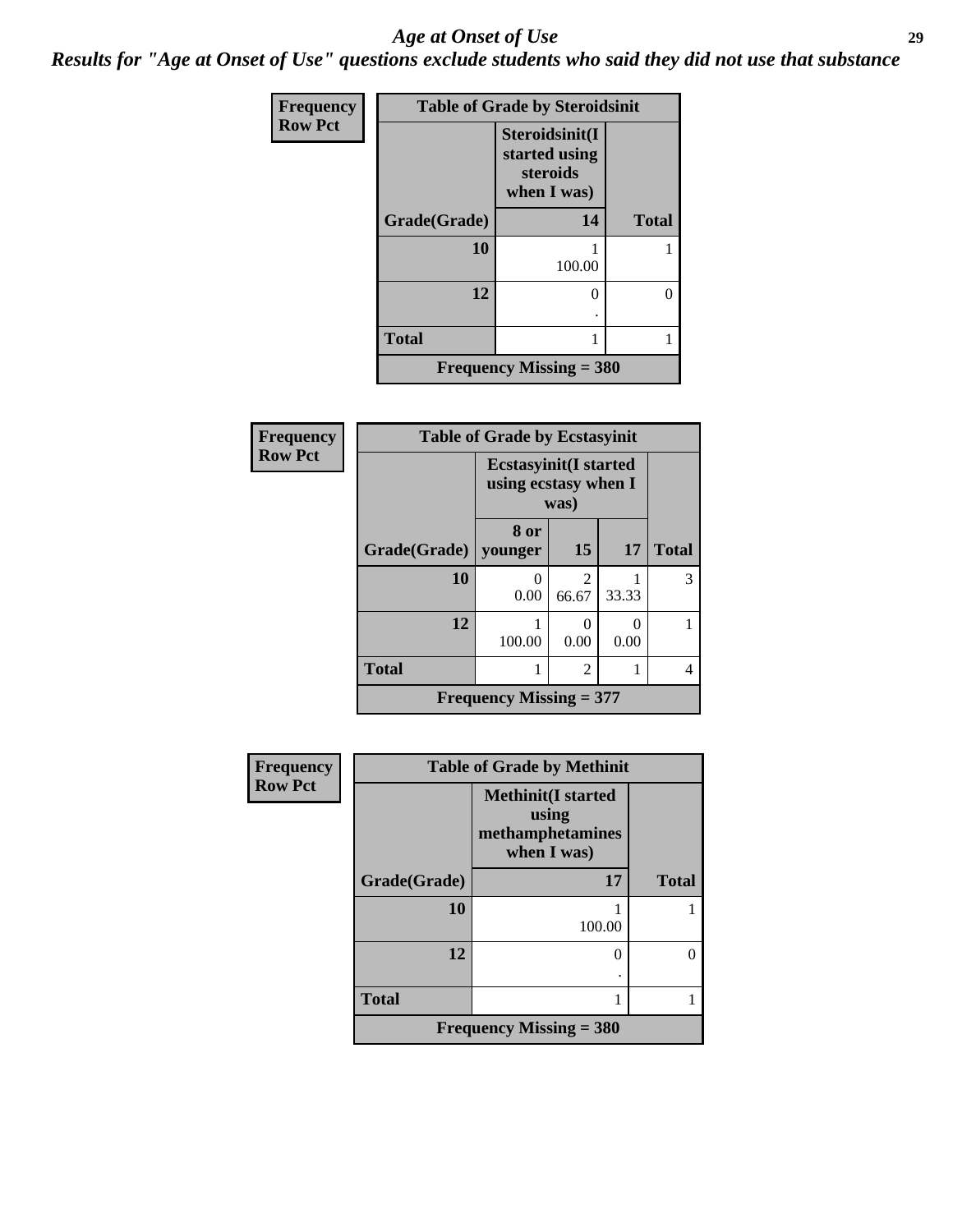## Age at Onset of Use

***Results for "Age at Onset of Use" questions exclude students who said they did not use that substance***

| Frequency<br>Row Pct | | |
|---|---|---|
| **Table of Grade by Steroidsinit** | | |
| | **Steroidsinit(I started using steroids when I was)** | |
| **Grade(Grade)** | **14** | **Total** |
| **10** | 1<br>100.00 | 1 |
| **12** | 0<br>. | 0 |
| **Total** | 1 | 1 |
| **Frequency Missing = 380** | | |

| Frequency<br>Row Pct | | | | |
|---|---|---|---|---|
| **Table of Grade by Ecstasyinit** | | | | |
| | **Ecstasyinit(I started using ecstasy when I was)** | | | |
| **Grade(Grade)** | **8 or younger** | **15** | **17** | **Total** |
| **10** | 0<br>0.00 | 2<br>66.67 | 1<br>33.33 | 3 |
| **12** | 1<br>100.00 | 0<br>0.00 | 0<br>0.00 | 1 |
| **Total** | 1 | 2 | 1 | 4 |
| **Frequency Missing = 377** | | | | |

| Frequency<br>Row Pct | | |
|---|---|---|
| **Table of Grade by Methinit** | | |
| | **Methinit(I started using methamphetamines when I was)** | |
| **Grade(Grade)** | **17** | **Total** |
| **10** | 1<br>100.00 | 1 |
| **12** | 0<br>. | 0 |
| **Total** | 1 | 1 |
| **Frequency Missing = 380** | | |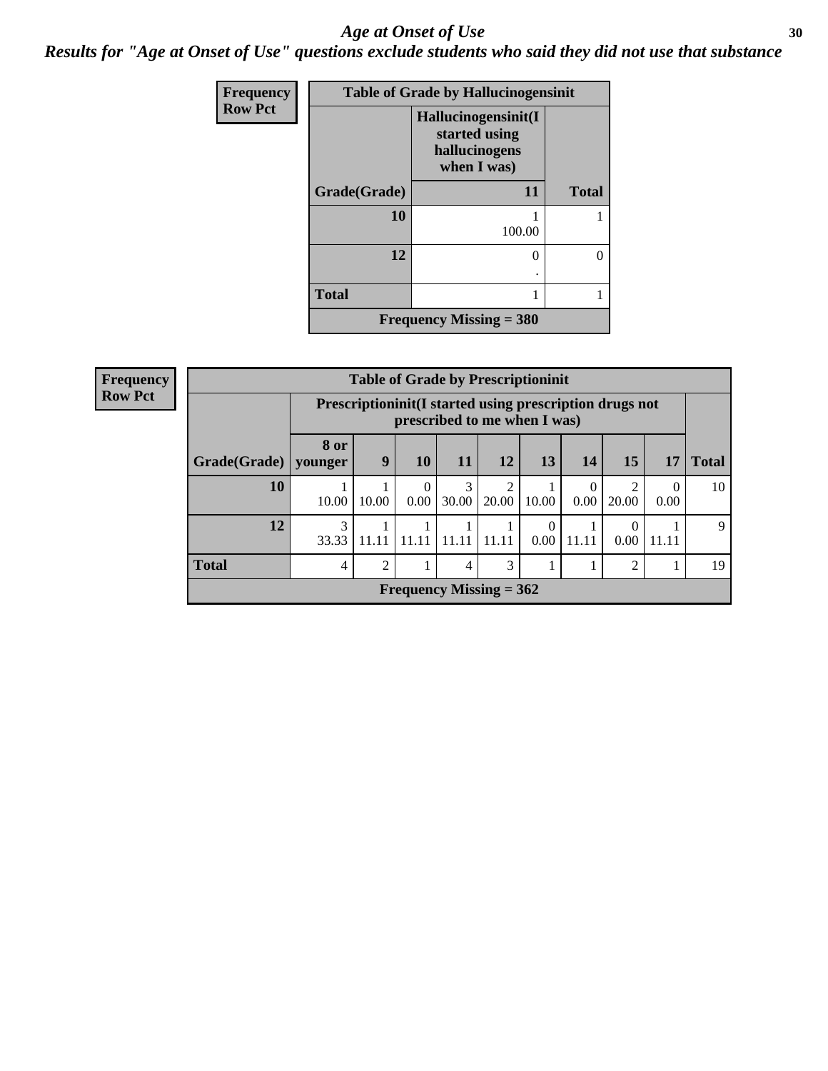## *Age at Onset of Use*

### *Results for "Age at Onset of Use" questions exclude students who said they did not use that substance*

**Frequency**
**Row Pct**

| Table of Grade by Hallucinogensinit | | |
|---|---|---|
| | **Hallucinogensinit(I started using hallucinogens when I was)** | |
| **Grade(Grade)** | **11** | **Total** |
| **10** | 1<br>100.00 | 1 |
| **12** | 0<br>. | 0 |
| **Total** | 1 | 1 |
| **Frequency Missing = 380** | | |

**Frequency**
**Row Pct**

| Table of Grade by Prescriptioninit | | | | | | | | | | |
|---|---|---|---|---|---|---|---|---|---|---|
| | **Prescriptioninit(I started using prescription drugs not prescribed to me when I was)** | | | | | | | | | |
| **Grade(Grade)** | **8 or younger** | **9** | **10** | **11** | **12** | **13** | **14** | **15** | **17** | **Total** |
| **10** | 1<br>10.00 | 1<br>10.00 | 0<br>0.00 | 3<br>30.00 | 2<br>20.00 | 1<br>10.00 | 0<br>0.00 | 2<br>20.00 | 0<br>0.00 | 10 |
| **12** | 3<br>33.33 | 1<br>11.11 | 1<br>11.11 | 1<br>11.11 | 1<br>11.11 | 0<br>0.00 | 1<br>11.11 | 0<br>0.00 | 1<br>11.11 | 9 |
| **Total** | 4 | 2 | 1 | 4 | 3 | 1 | 1 | 2 | 1 | 19 |
| **Frequency Missing = 362** | | | | | | | | | | |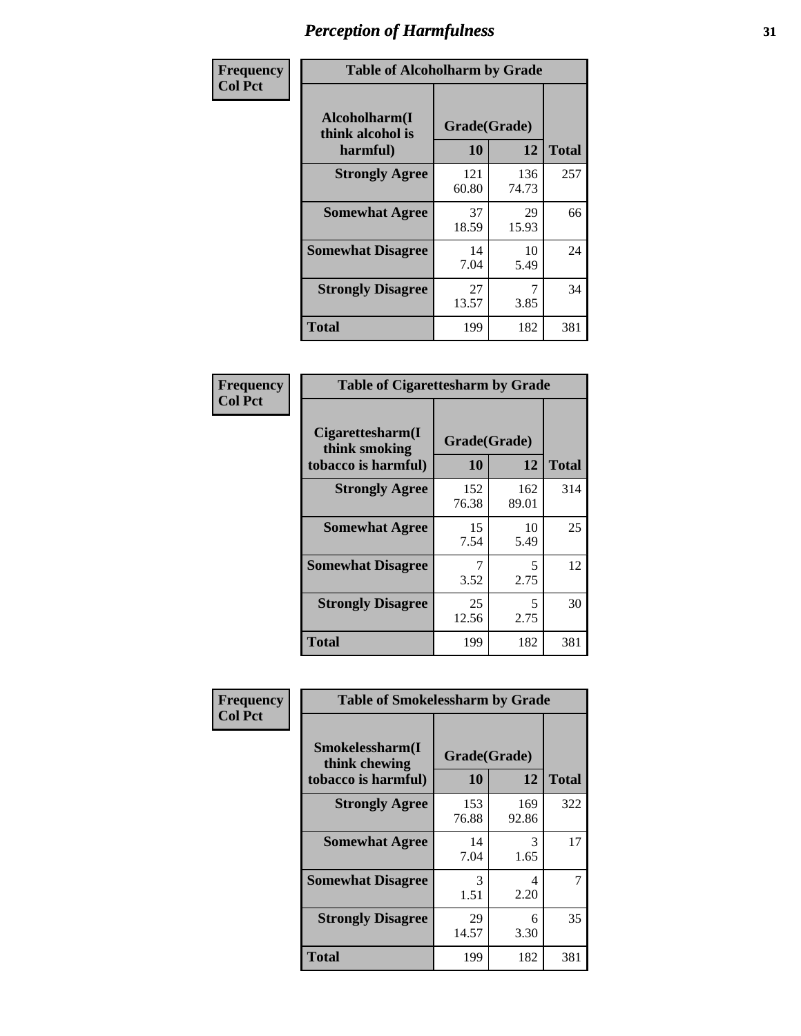# Perception of Harmfulness

| Frequency Col Pct | Table of Alcoholharm by Grade | | |
|---|---|---|---|
| Alcoholharm(I think alcohol is harmful) | Grade(Grade) | | |
| | 10 | 12 | Total |
| Strongly Agree | 121 60.80 | 136 74.73 | 257 |
| Somewhat Agree | 37 18.59 | 29 15.93 | 66 |
| Somewhat Disagree | 14 7.04 | 10 5.49 | 24 |
| Strongly Disagree | 27 13.57 | 7 3.85 | 34 |
| Total | 199 | 182 | 381 |

| Frequency Col Pct | Table of Cigarettesharm by Grade | | |
|---|---|---|---|
| Cigarettesharm(I think smoking tobacco is harmful) | Grade(Grade) | | |
| | 10 | 12 | Total |
| Strongly Agree | 152 76.38 | 162 89.01 | 314 |
| Somewhat Agree | 15 7.54 | 10 5.49 | 25 |
| Somewhat Disagree | 7 3.52 | 5 2.75 | 12 |
| Strongly Disagree | 25 12.56 | 5 2.75 | 30 |
| Total | 199 | 182 | 381 |

| Frequency Col Pct | Table of Smokelessharm by Grade | | |
|---|---|---|---|
| Smokelessharm(I think chewing tobacco is harmful) | Grade(Grade) | | |
| | 10 | 12 | Total |
| Strongly Agree | 153 76.88 | 169 92.86 | 322 |
| Somewhat Agree | 14 7.04 | 3 1.65 | 17 |
| Somewhat Disagree | 3 1.51 | 4 2.20 | 7 |
| Strongly Disagree | 29 14.57 | 6 3.30 | 35 |
| Total | 199 | 182 | 381 |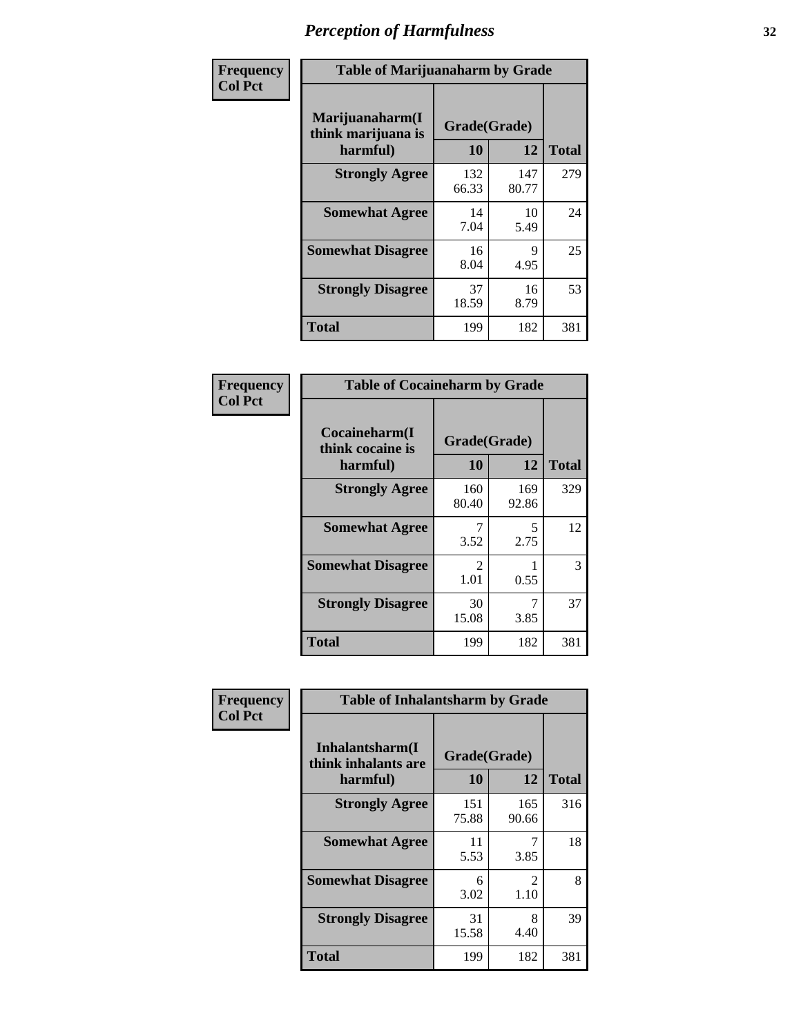# Perception of Harmfulness

| Frequency Col Pct | Table of Marijuanaharm by Grade | | |
|---|---|---|---|
| Marijuanaharm(I think marijuana is harmful) | Grade(Grade) | | |
| | 10 | 12 | Total |
| Strongly Agree | 132<br>66.33 | 147<br>80.77 | 279 |
| Somewhat Agree | 14<br>7.04 | 10<br>5.49 | 24 |
| Somewhat Disagree | 16<br>8.04 | 9<br>4.95 | 25 |
| Strongly Disagree | 37<br>18.59 | 16<br>8.79 | 53 |
| Total | 199 | 182 | 381 |

| Frequency Col Pct | Table of Cocaineharm by Grade | | |
|---|---|---|---|
| Cocaineharm(I think cocaine is harmful) | Grade(Grade) | | |
| | 10 | 12 | Total |
| Strongly Agree | 160<br>80.40 | 169<br>92.86 | 329 |
| Somewhat Agree | 7<br>3.52 | 5<br>2.75 | 12 |
| Somewhat Disagree | 2<br>1.01 | 1<br>0.55 | 3 |
| Strongly Disagree | 30<br>15.08 | 7<br>3.85 | 37 |
| Total | 199 | 182 | 381 |

| Frequency Col Pct | Table of Inhalantsharm by Grade | | |
|---|---|---|---|
| Inhalantsharm(I think inhalants are harmful) | Grade(Grade) | | |
| | 10 | 12 | Total |
| Strongly Agree | 151<br>75.88 | 165<br>90.66 | 316 |
| Somewhat Agree | 11<br>5.53 | 7<br>3.85 | 18 |
| Somewhat Disagree | 6<br>3.02 | 2<br>1.10 | 8 |
| Strongly Disagree | 31<br>15.58 | 8<br>4.40 | 39 |
| Total | 199 | 182 | 381 |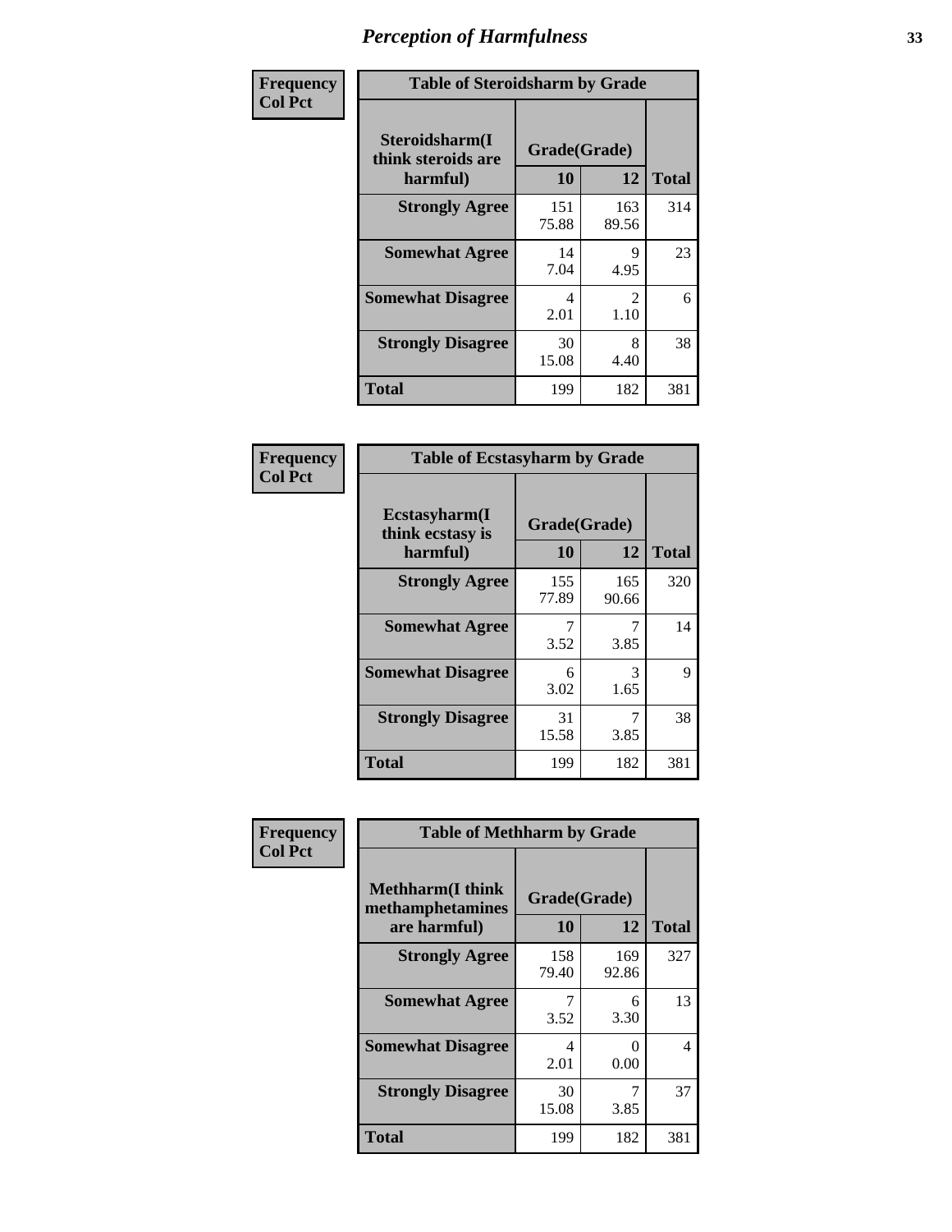# Perception of Harmfulness

**Frequency**
**Col Pct**

| Table of Steroidsharm by Grade | | | |
|---|---|---|---|
| **Steroidsharm(I think steroids are harmful)** | **Grade(Grade)** | | **Total** |
| | **10** | **12** | |
| **Strongly Agree** | 151<br>75.88 | 163<br>89.56 | 314 |
| **Somewhat Agree** | 14<br>7.04 | 9<br>4.95 | 23 |
| **Somewhat Disagree** | 4<br>2.01 | 2<br>1.10 | 6 |
| **Strongly Disagree** | 30<br>15.08 | 8<br>4.40 | 38 |
| **Total** | 199 | 182 | 381 |

**Frequency**
**Col Pct**

| Table of Ecstasyharm by Grade | | | |
|---|---|---|---|
| **Ecstasyharm(I think ecstasy is harmful)** | **Grade(Grade)** | | **Total** |
| | **10** | **12** | |
| **Strongly Agree** | 155<br>77.89 | 165<br>90.66 | 320 |
| **Somewhat Agree** | 7<br>3.52 | 7<br>3.85 | 14 |
| **Somewhat Disagree** | 6<br>3.02 | 3<br>1.65 | 9 |
| **Strongly Disagree** | 31<br>15.58 | 7<br>3.85 | 38 |
| **Total** | 199 | 182 | 381 |

**Frequency**
**Col Pct**

| Table of Methharm by Grade | | | |
|---|---|---|---|
| **Methharm(I think methamphetamines are harmful)** | **Grade(Grade)** | | **Total** |
| | **10** | **12** | |
| **Strongly Agree** | 158<br>79.40 | 169<br>92.86 | 327 |
| **Somewhat Agree** | 7<br>3.52 | 6<br>3.30 | 13 |
| **Somewhat Disagree** | 4<br>2.01 | 0<br>0.00 | 4 |
| **Strongly Disagree** | 30<br>15.08 | 7<br>3.85 | 37 |
| **Total** | 199 | 182 | 381 |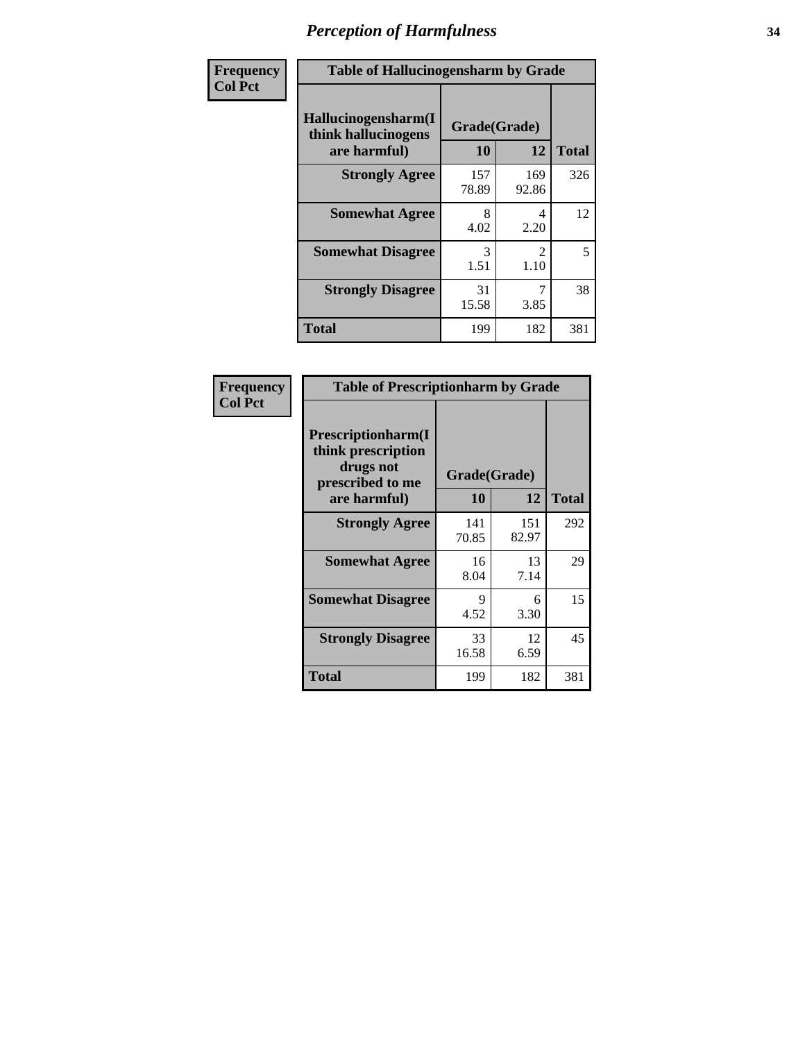# Perception of Harmfulness

**Frequency**
**Col Pct**

**Table of Hallucinogensharm by Grade**

| Hallucinogensharm(I think hallucinogens are harmful) | Grade(Grade) 10 | 12 | Total |
|---|---|---|---|
| **Strongly Agree** | 157<br>78.89 | 169<br>92.86 | 326 |
| **Somewhat Agree** | 8<br>4.02 | 4<br>2.20 | 12 |
| **Somewhat Disagree** | 3<br>1.51 | 2<br>1.10 | 5 |
| **Strongly Disagree** | 31<br>15.58 | 7<br>3.85 | 38 |
| **Total** | 199 | 182 | 381 |

**Frequency**
**Col Pct**

**Table of Prescriptionharm by Grade**

| Prescriptionharm(I think prescription drugs not prescribed to me are harmful) | Grade(Grade) 10 | 12 | Total |
|---|---|---|---|
| **Strongly Agree** | 141<br>70.85 | 151<br>82.97 | 292 |
| **Somewhat Agree** | 16<br>8.04 | 13<br>7.14 | 29 |
| **Somewhat Disagree** | 9<br>4.52 | 6<br>3.30 | 15 |
| **Strongly Disagree** | 33<br>16.58 | 12<br>6.59 | 45 |
| **Total** | 199 | 182 | 381 |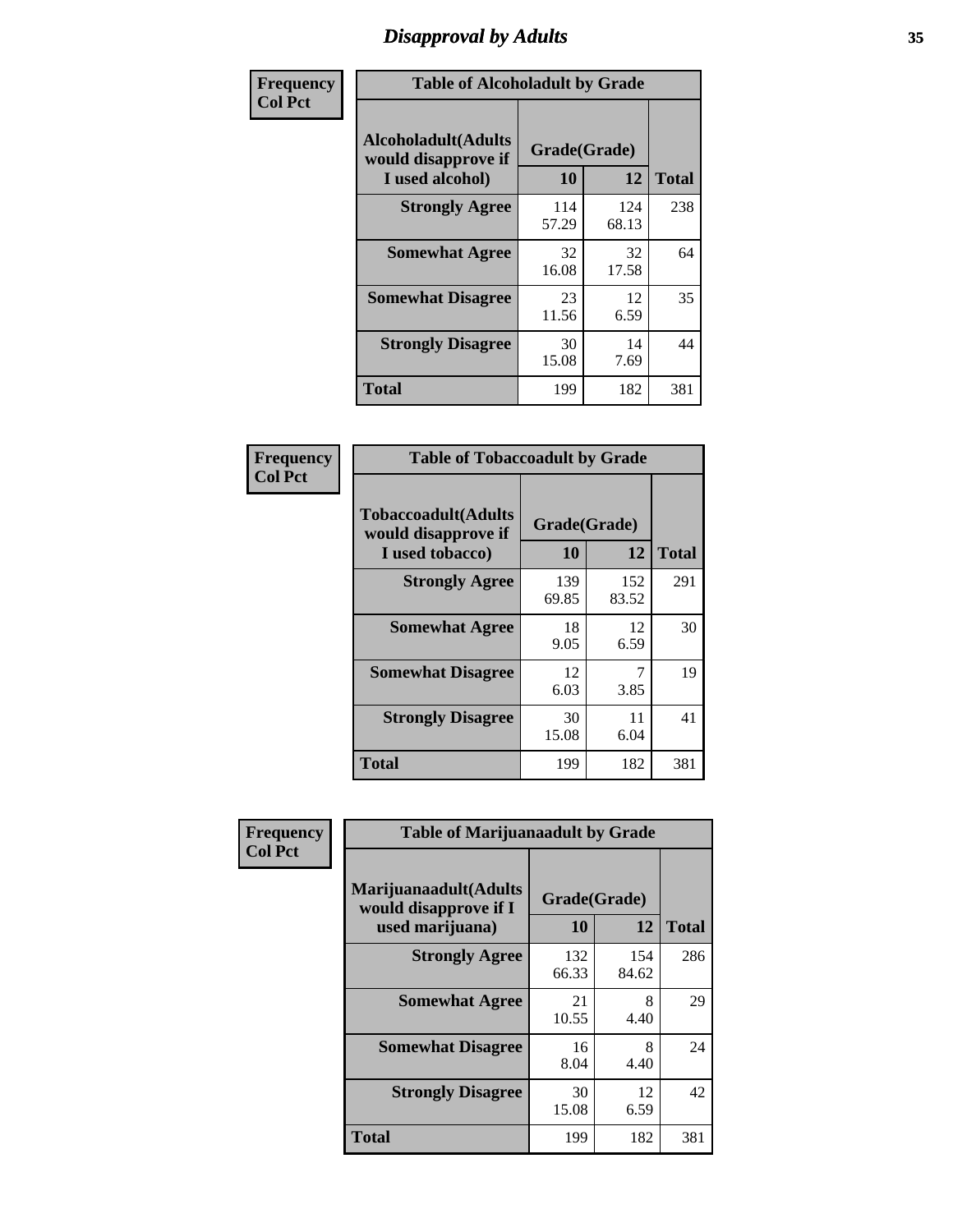# Disapproval by Adults

**Frequency**
**Col Pct**

| Table of Alcoholadult by Grade | | | |
|---|---|---|---|
| Alcoholadult(Adults would disapprove if I used alcohol) | Grade(Grade) | | Total |
| | 10 | 12 | |
| **Strongly Agree** | 114<br>57.29 | 124<br>68.13 | 238 |
| **Somewhat Agree** | 32<br>16.08 | 32<br>17.58 | 64 |
| **Somewhat Disagree** | 23<br>11.56 | 12<br>6.59 | 35 |
| **Strongly Disagree** | 30<br>15.08 | 14<br>7.69 | 44 |
| **Total** | 199 | 182 | 381 |

**Frequency**
**Col Pct**

| Table of Tobaccoadult by Grade | | | |
|---|---|---|---|
| Tobaccoadult(Adults would disapprove if I used tobacco) | Grade(Grade) | | Total |
| | 10 | 12 | |
| **Strongly Agree** | 139<br>69.85 | 152<br>83.52 | 291 |
| **Somewhat Agree** | 18<br>9.05 | 12<br>6.59 | 30 |
| **Somewhat Disagree** | 12<br>6.03 | 7<br>3.85 | 19 |
| **Strongly Disagree** | 30<br>15.08 | 11<br>6.04 | 41 |
| **Total** | 199 | 182 | 381 |

**Frequency**
**Col Pct**

| Table of Marijuanaadult by Grade | | | |
|---|---|---|---|
| Marijuanaadult(Adults would disapprove if I used marijuana) | Grade(Grade) | | Total |
| | 10 | 12 | |
| **Strongly Agree** | 132<br>66.33 | 154<br>84.62 | 286 |
| **Somewhat Agree** | 21<br>10.55 | 8<br>4.40 | 29 |
| **Somewhat Disagree** | 16<br>8.04 | 8<br>4.40 | 24 |
| **Strongly Disagree** | 30<br>15.08 | 12<br>6.59 | 42 |
| **Total** | 199 | 182 | 381 |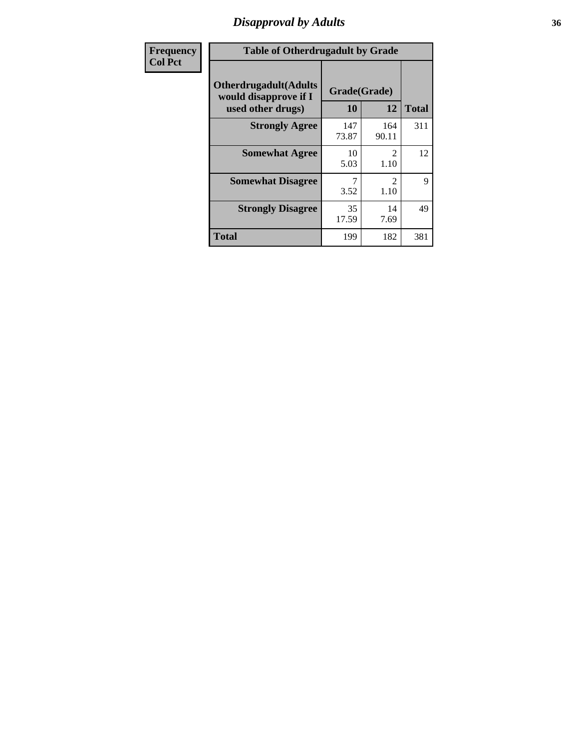## Disapproval by Adults

| Frequency<br>Col Pct |
|---|

**Table of Otherdrugadult by Grade**

| Otherdrugadult(Adults would disapprove if I used other drugs) | Grade(Grade) | | |
|---|---|---|---|
| | 10 | 12 | Total |
| Strongly Agree | 147<br>73.87 | 164<br>90.11 | 311 |
| Somewhat Agree | 10<br>5.03 | 2<br>1.10 | 12 |
| Somewhat Disagree | 7<br>3.52 | 2<br>1.10 | 9 |
| Strongly Disagree | 35<br>17.59 | 14<br>7.69 | 49 |
| Total | 199 | 182 | 381 |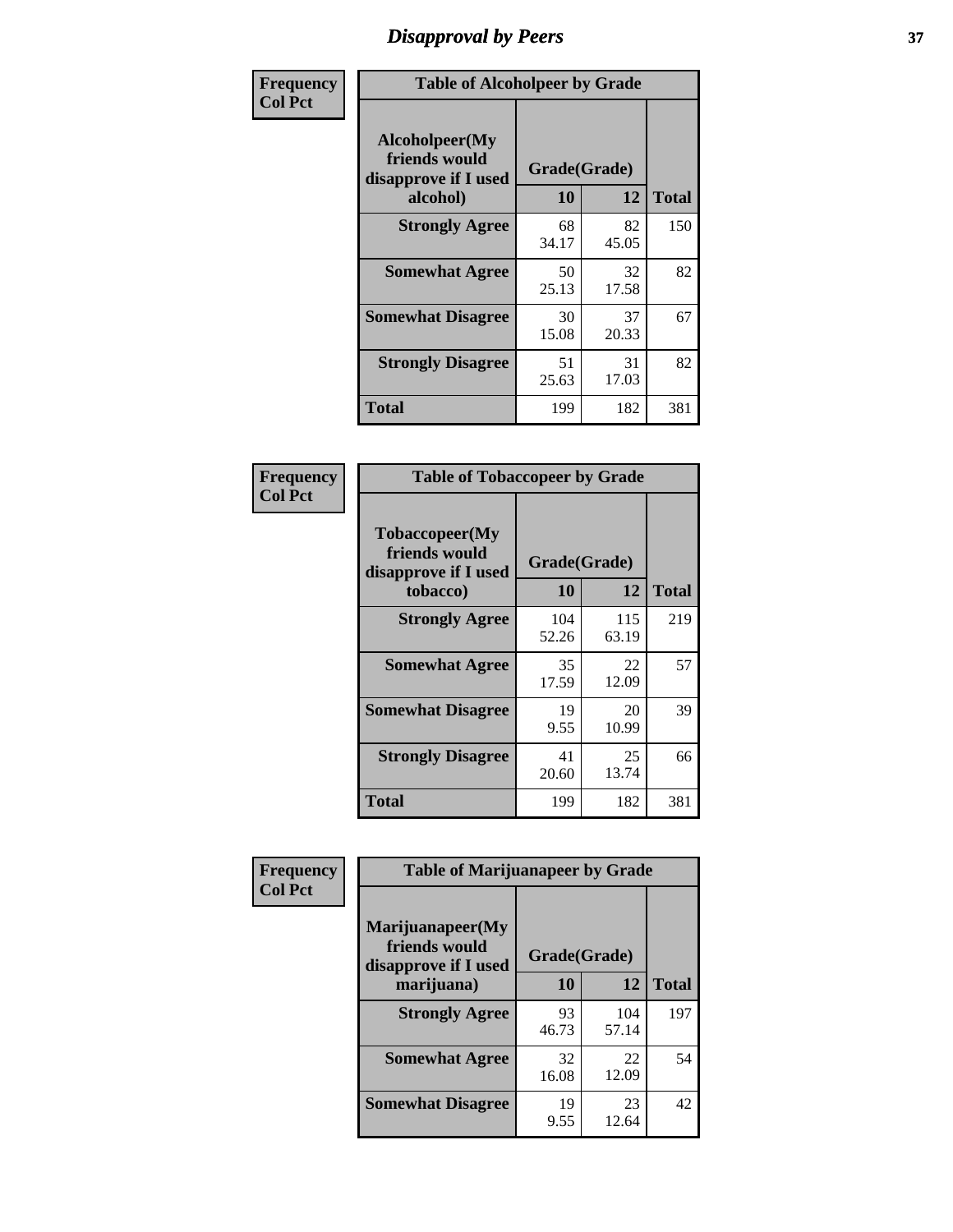# Disapproval by Peers

Frequency
Col Pct

| Table of Alcoholpeer by Grade | | | |
|---|---|---|---|
| Alcoholpeer(My friends would disapprove if I used alcohol) | Grade(Grade) | | |
| | 10 | 12 | Total |
| Strongly Agree | 68<br>34.17 | 82<br>45.05 | 150 |
| Somewhat Agree | 50<br>25.13 | 32<br>17.58 | 82 |
| Somewhat Disagree | 30<br>15.08 | 37<br>20.33 | 67 |
| Strongly Disagree | 51<br>25.63 | 31<br>17.03 | 82 |
| Total | 199 | 182 | 381 |

Frequency
Col Pct

| Table of Tobaccopeer by Grade | | | |
|---|---|---|---|
| Tobaccopeer(My friends would disapprove if I used tobacco) | Grade(Grade) | | |
| | 10 | 12 | Total |
| Strongly Agree | 104<br>52.26 | 115<br>63.19 | 219 |
| Somewhat Agree | 35<br>17.59 | 22<br>12.09 | 57 |
| Somewhat Disagree | 19<br>9.55 | 20<br>10.99 | 39 |
| Strongly Disagree | 41<br>20.60 | 25<br>13.74 | 66 |
| Total | 199 | 182 | 381 |

Frequency
Col Pct

| Table of Marijuanapeer by Grade | | | |
|---|---|---|---|
| Marijuanapeer(My friends would disapprove if I used marijuana) | Grade(Grade) | | |
| | 10 | 12 | Total |
| Strongly Agree | 93<br>46.73 | 104<br>57.14 | 197 |
| Somewhat Agree | 32<br>16.08 | 22<br>12.09 | 54 |
| Somewhat Disagree | 19<br>9.55 | 23<br>12.64 | 42 |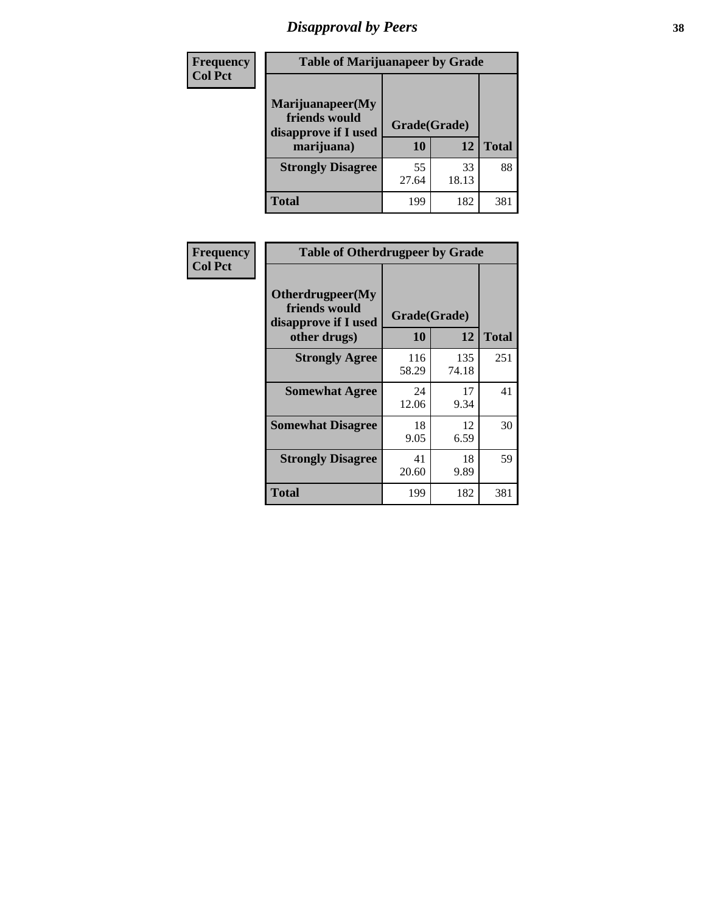# Disapproval by Peers

| Frequency<br>Col Pct | Table of Marijuanapeer by Grade | | |
|---|---|---|---|
| **Marijuanapeer(My friends would disapprove if I used marijuana)** | **Grade(Grade)** | | |
| | **10** | **12** | **Total** |
| **Strongly Disagree** | 55<br>27.64 | 33<br>18.13 | 88 |
| **Total** | 199 | 182 | 381 |

| Frequency<br>Col Pct | Table of Otherdrugpeer by Grade | | |
|---|---|---|---|
| **Otherdrugpeer(My friends would disapprove if I used other drugs)** | **Grade(Grade)** | | |
| | **10** | **12** | **Total** |
| **Strongly Agree** | 116<br>58.29 | 135<br>74.18 | 251 |
| **Somewhat Agree** | 24<br>12.06 | 17<br>9.34 | 41 |
| **Somewhat Disagree** | 18<br>9.05 | 12<br>6.59 | 30 |
| **Strongly Disagree** | 41<br>20.60 | 18<br>9.89 | 59 |
| **Total** | 199 | 182 | 381 |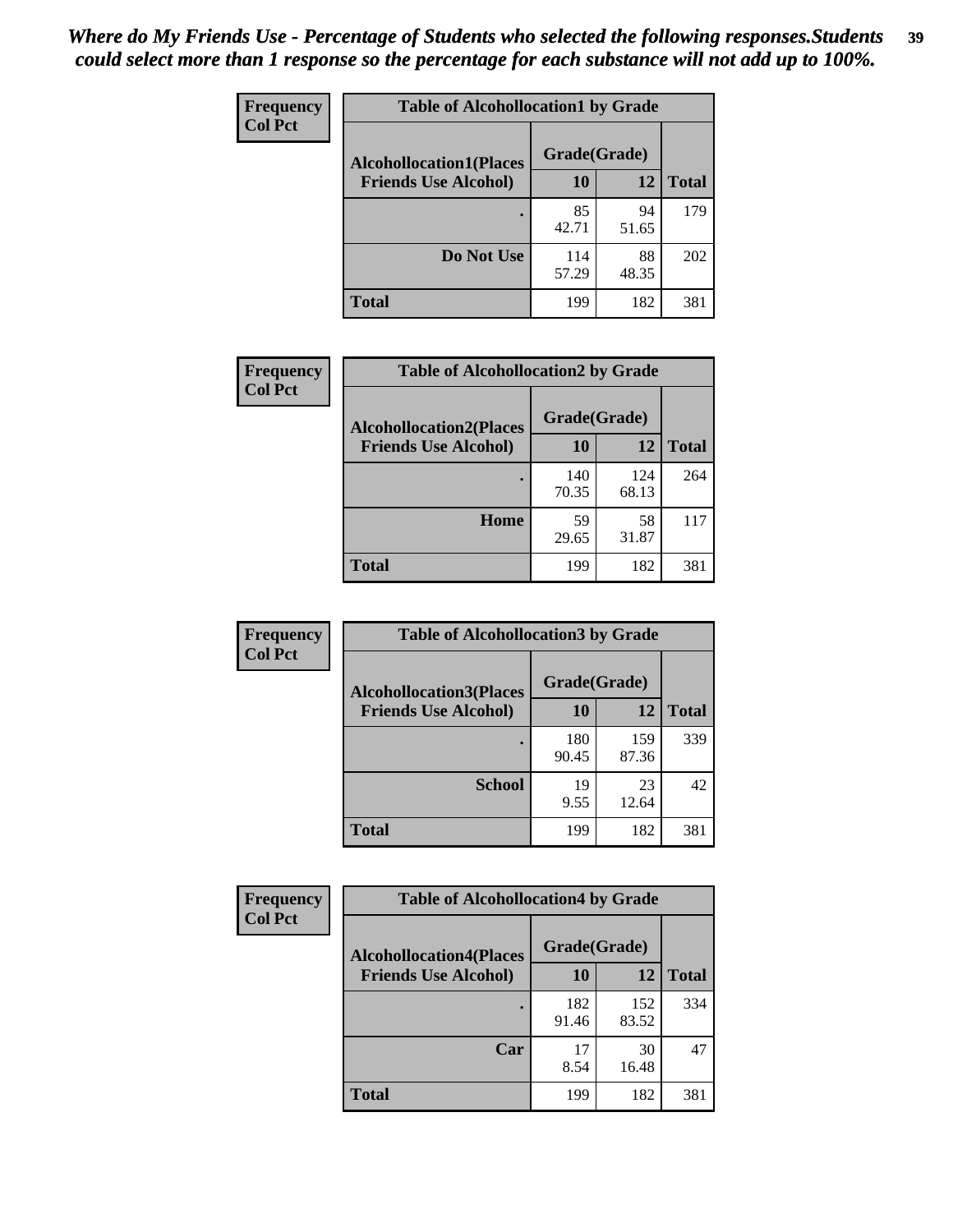*Where do My Friends Use - Percentage of Students who selected the following responses.Students could select more than 1 response so the percentage for each substance will not add up to 100%.*

| Frequency<br>Col Pct | Table of Alcohollocation1 by Grade | | |
|---|---|---|---|
| Alcohollocation1(Places Friends Use Alcohol) | Grade(Grade) | | |
| | 10 | 12 | Total |
| . | 85<br>42.71 | 94<br>51.65 | 179 |
| Do Not Use | 114<br>57.29 | 88<br>48.35 | 202 |
| Total | 199 | 182 | 381 |

| Frequency<br>Col Pct | Table of Alcohollocation2 by Grade | | |
|---|---|---|---|
| Alcohollocation2(Places Friends Use Alcohol) | Grade(Grade) | | |
| | 10 | 12 | Total |
| . | 140<br>70.35 | 124<br>68.13 | 264 |
| Home | 59<br>29.65 | 58<br>31.87 | 117 |
| Total | 199 | 182 | 381 |

| Frequency<br>Col Pct | Table of Alcohollocation3 by Grade | | |
|---|---|---|---|
| Alcohollocation3(Places Friends Use Alcohol) | Grade(Grade) | | |
| | 10 | 12 | Total |
| . | 180<br>90.45 | 159<br>87.36 | 339 |
| School | 19<br>9.55 | 23<br>12.64 | 42 |
| Total | 199 | 182 | 381 |

| Frequency<br>Col Pct | Table of Alcohollocation4 by Grade | | |
|---|---|---|---|
| Alcohollocation4(Places Friends Use Alcohol) | Grade(Grade) | | |
| | 10 | 12 | Total |
| . | 182<br>91.46 | 152<br>83.52 | 334 |
| Car | 17<br>8.54 | 30<br>16.48 | 47 |
| Total | 199 | 182 | 381 |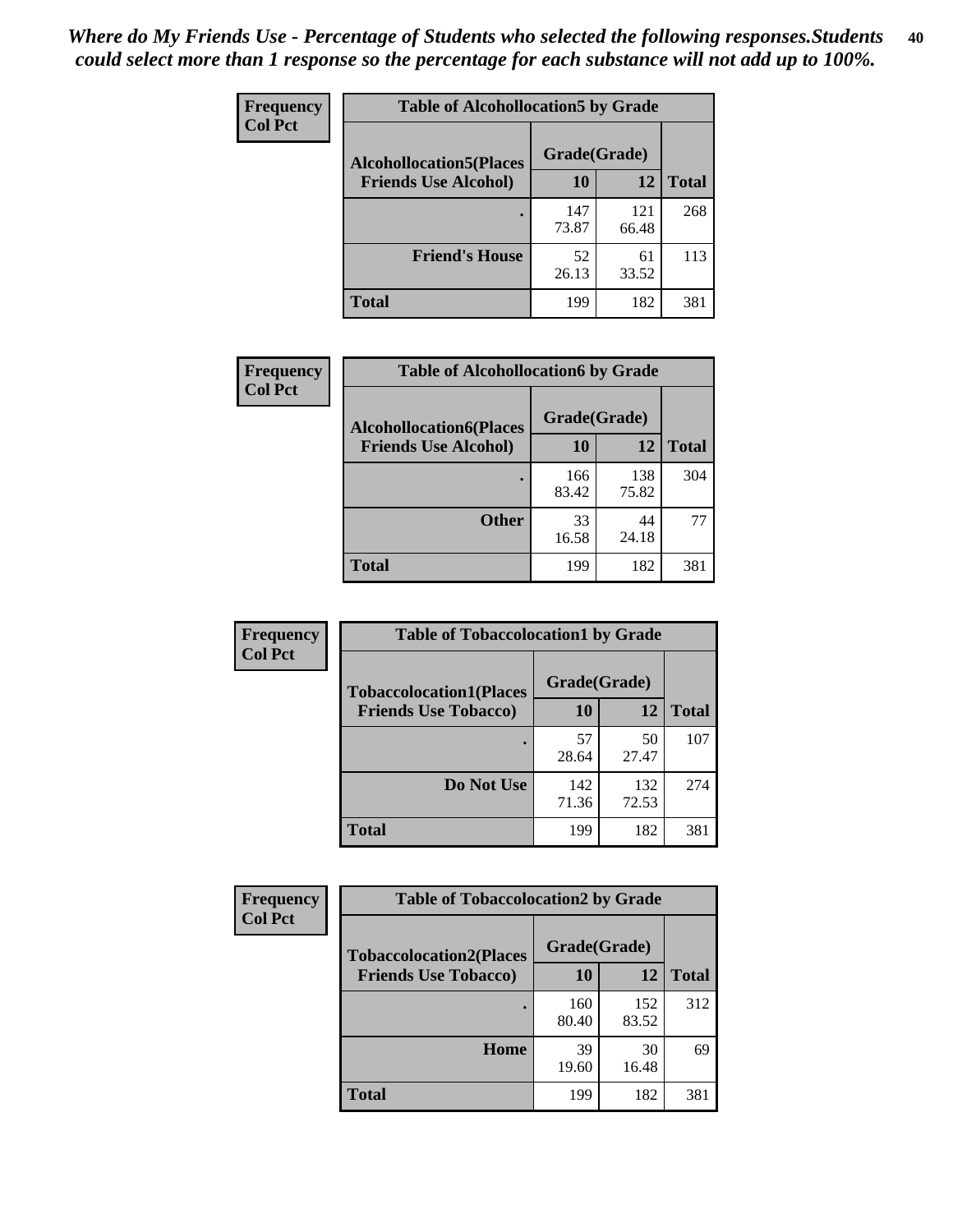*Where do My Friends Use - Percentage of Students who selected the following responses.Students could select more than 1 response so the percentage for each substance will not add up to 100%.*

**Frequency**
**Col Pct**

| Table of Alcohollocation5 by Grade | | | |
|---|---|---|---|
| **Alcohollocation5(Places Friends Use Alcohol)** | **Grade(Grade)** | | |
| | **10** | **12** | **Total** |
| **.** | 147<br>73.87 | 121<br>66.48 | 268 |
| **Friend's House** | 52<br>26.13 | 61<br>33.52 | 113 |
| **Total** | 199 | 182 | 381 |

**Frequency**
**Col Pct**

| Table of Alcohollocation6 by Grade | | | |
|---|---|---|---|
| **Alcohollocation6(Places Friends Use Alcohol)** | **Grade(Grade)** | | |
| | **10** | **12** | **Total** |
| **.** | 166<br>83.42 | 138<br>75.82 | 304 |
| **Other** | 33<br>16.58 | 44<br>24.18 | 77 |
| **Total** | 199 | 182 | 381 |

**Frequency**
**Col Pct**

| Table of Tobaccolocation1 by Grade | | | |
|---|---|---|---|
| **Tobaccolocation1(Places Friends Use Tobacco)** | **Grade(Grade)** | | |
| | **10** | **12** | **Total** |
| **.** | 57<br>28.64 | 50<br>27.47 | 107 |
| **Do Not Use** | 142<br>71.36 | 132<br>72.53 | 274 |
| **Total** | 199 | 182 | 381 |

**Frequency**
**Col Pct**

| Table of Tobaccolocation2 by Grade | | | |
|---|---|---|---|
| **Tobaccolocation2(Places Friends Use Tobacco)** | **Grade(Grade)** | | |
| | **10** | **12** | **Total** |
| **.** | 160<br>80.40 | 152<br>83.52 | 312 |
| **Home** | 39<br>19.60 | 30<br>16.48 | 69 |
| **Total** | 199 | 182 | 381 |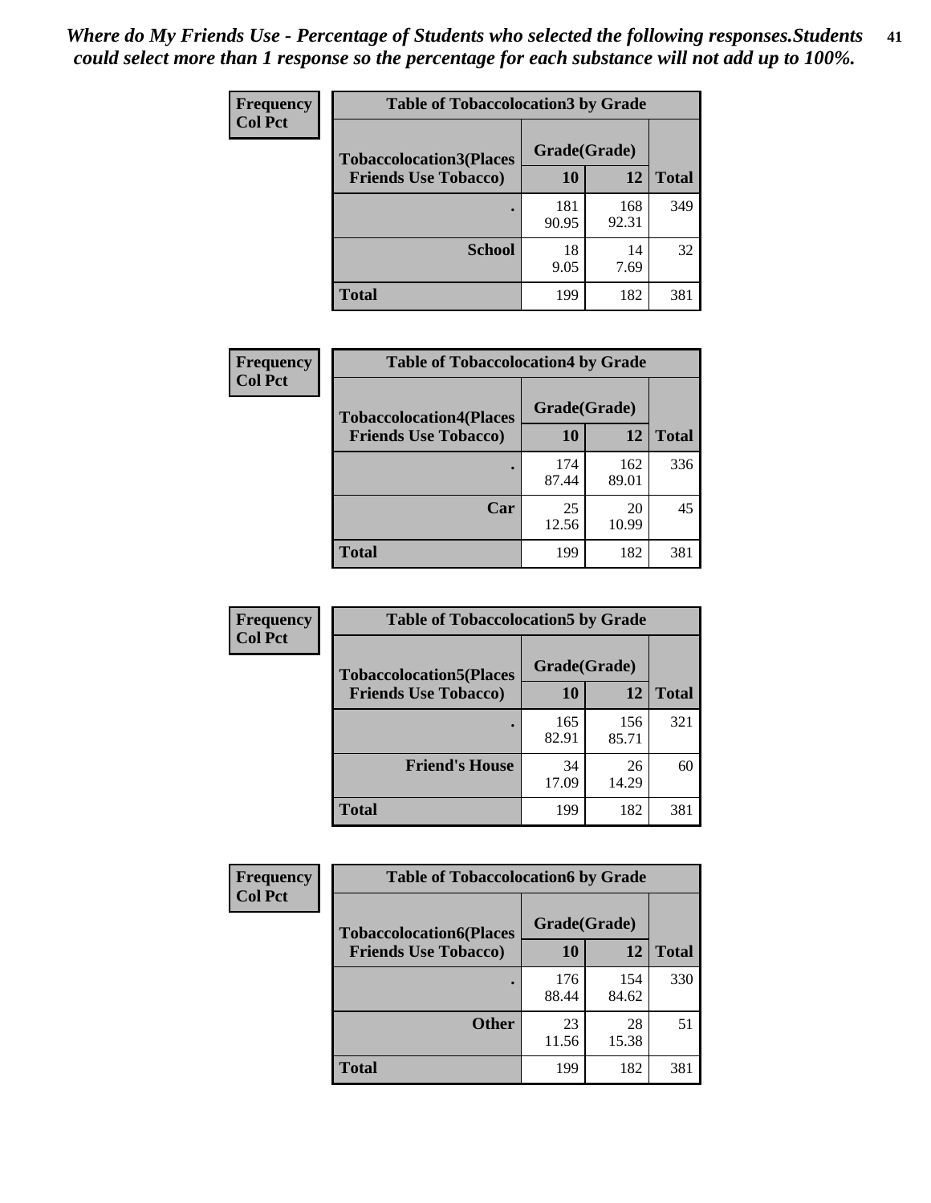*Where do My Friends Use - Percentage of Students who selected the following responses.Students could select more than 1 response so the percentage for each substance will not add up to 100%.*

**Frequency / Col Pct**

| Table of Tobaccolocation3 by Grade | | | |
|---|---|---|---|
| **Tobaccolocation3(Places Friends Use Tobacco)** | **Grade(Grade)** | | |
| | **10** | **12** | **Total** |
| **.** | 181<br>90.95 | 168<br>92.31 | 349 |
| **School** | 18<br>9.05 | 14<br>7.69 | 32 |
| **Total** | 199 | 182 | 381 |

**Frequency / Col Pct**

| Table of Tobaccolocation4 by Grade | | | |
|---|---|---|---|
| **Tobaccolocation4(Places Friends Use Tobacco)** | **Grade(Grade)** | | |
| | **10** | **12** | **Total** |
| **.** | 174<br>87.44 | 162<br>89.01 | 336 |
| **Car** | 25<br>12.56 | 20<br>10.99 | 45 |
| **Total** | 199 | 182 | 381 |

**Frequency / Col Pct**

| Table of Tobaccolocation5 by Grade | | | |
|---|---|---|---|
| **Tobaccolocation5(Places Friends Use Tobacco)** | **Grade(Grade)** | | |
| | **10** | **12** | **Total** |
| **.** | 165<br>82.91 | 156<br>85.71 | 321 |
| **Friend's House** | 34<br>17.09 | 26<br>14.29 | 60 |
| **Total** | 199 | 182 | 381 |

**Frequency / Col Pct**

| Table of Tobaccolocation6 by Grade | | | |
|---|---|---|---|
| **Tobaccolocation6(Places Friends Use Tobacco)** | **Grade(Grade)** | | |
| | **10** | **12** | **Total** |
| **.** | 176<br>88.44 | 154<br>84.62 | 330 |
| **Other** | 23<br>11.56 | 28<br>15.38 | 51 |
| **Total** | 199 | 182 | 381 |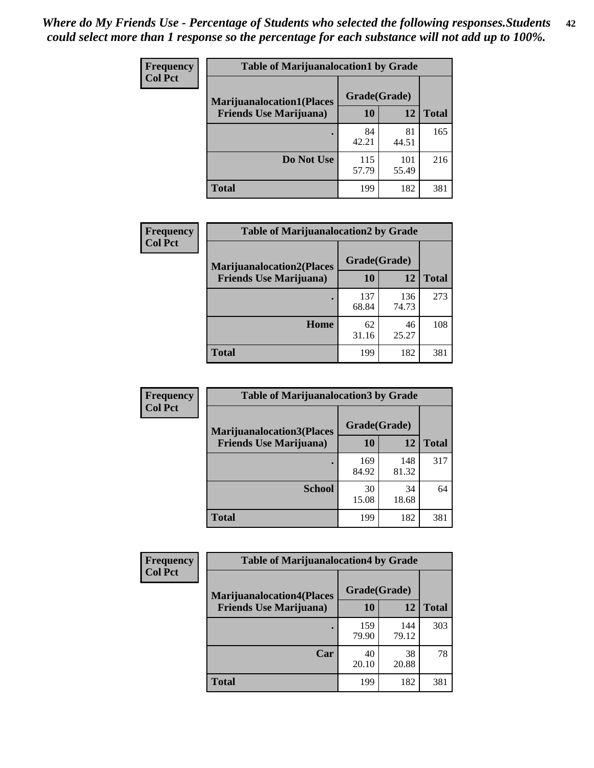*Where do My Friends Use - Percentage of Students who selected the following responses.Students could select more than 1 response so the percentage for each substance will not add up to 100%.*

**Frequency**
**Col Pct**

| Table of Marijuanalocation1 by Grade | | | |
|---|---|---|---|
| **Marijuanalocation1(Places Friends Use Marijuana)** | **Grade(Grade)** | | |
| | **10** | **12** | **Total** |
| **.** | 84<br>42.21 | 81<br>44.51 | 165 |
| **Do Not Use** | 115<br>57.79 | 101<br>55.49 | 216 |
| **Total** | 199 | 182 | 381 |

**Frequency**
**Col Pct**

| Table of Marijuanalocation2 by Grade | | | |
|---|---|---|---|
| **Marijuanalocation2(Places Friends Use Marijuana)** | **Grade(Grade)** | | |
| | **10** | **12** | **Total** |
| **.** | 137<br>68.84 | 136<br>74.73 | 273 |
| **Home** | 62<br>31.16 | 46<br>25.27 | 108 |
| **Total** | 199 | 182 | 381 |

**Frequency**
**Col Pct**

| Table of Marijuanalocation3 by Grade | | | |
|---|---|---|---|
| **Marijuanalocation3(Places Friends Use Marijuana)** | **Grade(Grade)** | | |
| | **10** | **12** | **Total** |
| **.** | 169<br>84.92 | 148<br>81.32 | 317 |
| **School** | 30<br>15.08 | 34<br>18.68 | 64 |
| **Total** | 199 | 182 | 381 |

**Frequency**
**Col Pct**

| Table of Marijuanalocation4 by Grade | | | |
|---|---|---|---|
| **Marijuanalocation4(Places Friends Use Marijuana)** | **Grade(Grade)** | | |
| | **10** | **12** | **Total** |
| **.** | 159<br>79.90 | 144<br>79.12 | 303 |
| **Car** | 40<br>20.10 | 38<br>20.88 | 78 |
| **Total** | 199 | 182 | 381 |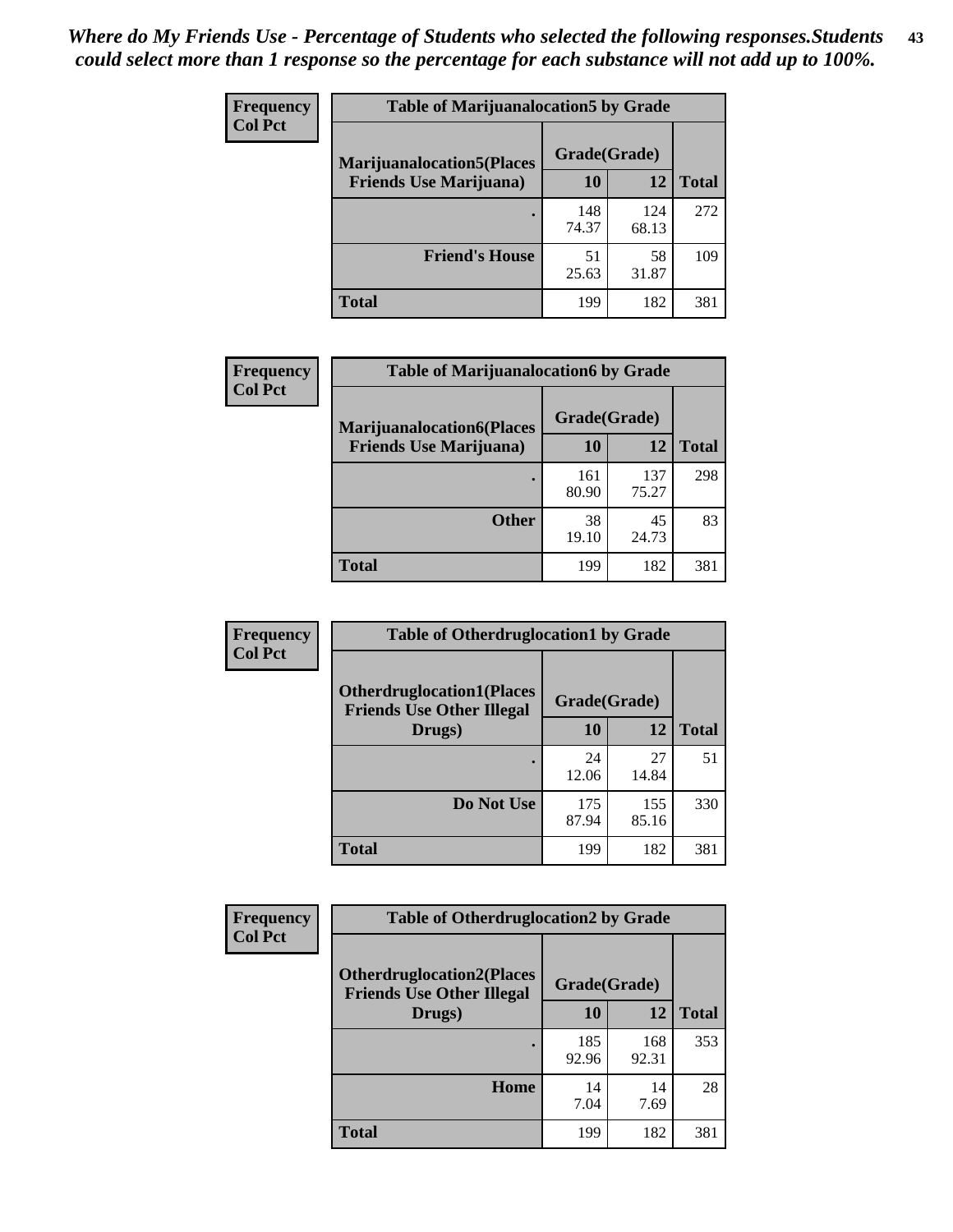*Where do My Friends Use - Percentage of Students who selected the following responses.Students could select more than 1 response so the percentage for each substance will not add up to 100%.*

**Frequency / Col Pct**

| Table of Marijuanalocation5 by Grade | | | |
|---|---|---|---|
| **Marijuanalocation5(Places Friends Use Marijuana)** | **Grade(Grade)** | | **Total** |
| | **10** | **12** | |
| . | 148<br>74.37 | 124<br>68.13 | 272 |
| **Friend's House** | 51<br>25.63 | 58<br>31.87 | 109 |
| **Total** | 199 | 182 | 381 |

**Frequency / Col Pct**

| Table of Marijuanalocation6 by Grade | | | |
|---|---|---|---|
| **Marijuanalocation6(Places Friends Use Marijuana)** | **Grade(Grade)** | | **Total** |
| | **10** | **12** | |
| . | 161<br>80.90 | 137<br>75.27 | 298 |
| **Other** | 38<br>19.10 | 45<br>24.73 | 83 |
| **Total** | 199 | 182 | 381 |

**Frequency / Col Pct**

| Table of Otherdruglocation1 by Grade | | | |
|---|---|---|---|
| **Otherdruglocation1(Places Friends Use Other Illegal Drugs)** | **Grade(Grade)** | | **Total** |
| | **10** | **12** | |
| . | 24<br>12.06 | 27<br>14.84 | 51 |
| **Do Not Use** | 175<br>87.94 | 155<br>85.16 | 330 |
| **Total** | 199 | 182 | 381 |

**Frequency / Col Pct**

| Table of Otherdruglocation2 by Grade | | | |
|---|---|---|---|
| **Otherdruglocation2(Places Friends Use Other Illegal Drugs)** | **Grade(Grade)** | | **Total** |
| | **10** | **12** | |
| . | 185<br>92.96 | 168<br>92.31 | 353 |
| **Home** | 14<br>7.04 | 14<br>7.69 | 28 |
| **Total** | 199 | 182 | 381 |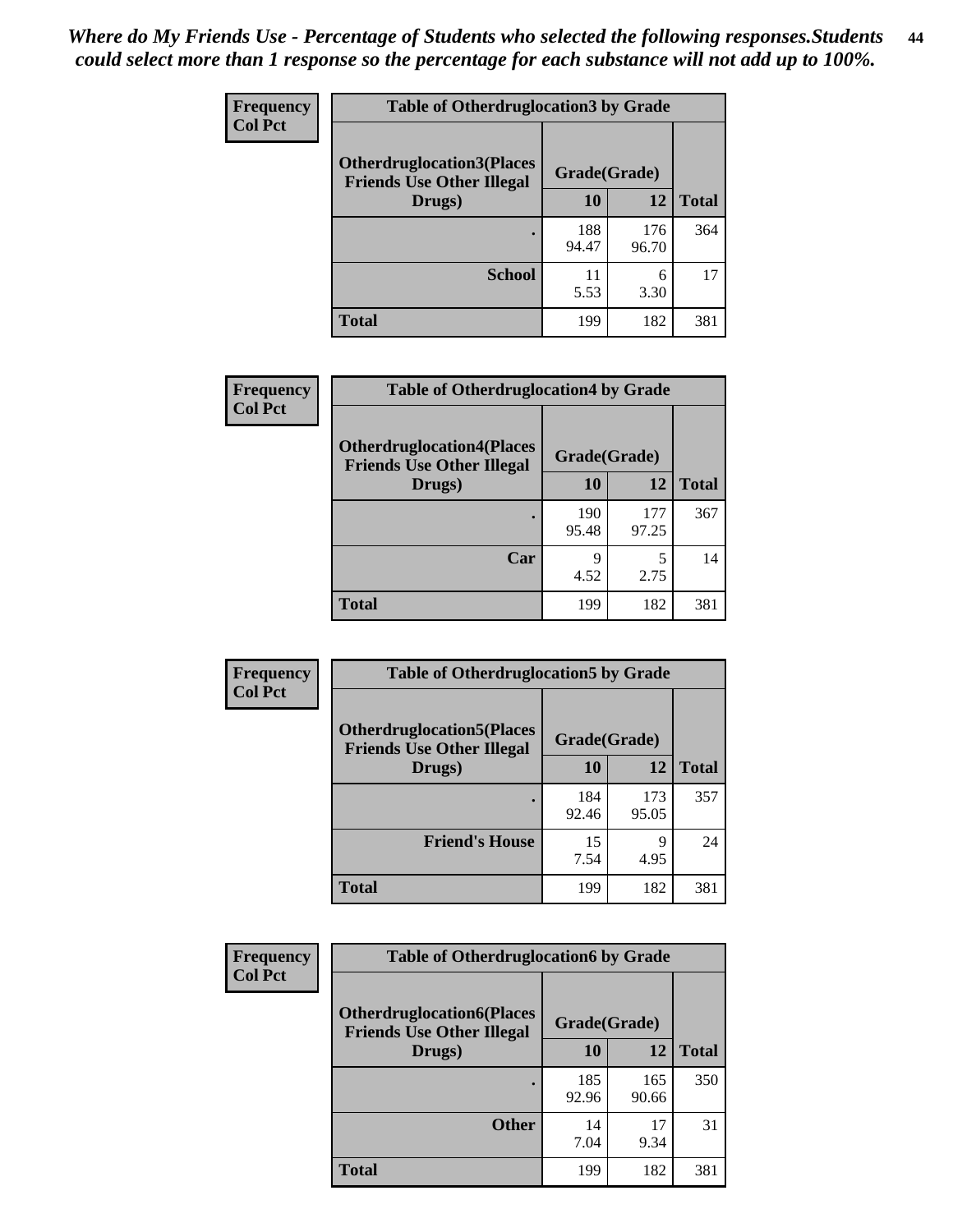*Where do My Friends Use - Percentage of Students who selected the following responses.Students could select more than 1 response so the percentage for each substance will not add up to 100%.*

**Frequency**
**Col Pct**

| Table of Otherdruglocation3 by Grade | | | |
|---|---|---|---|
| Otherdruglocation3(Places Friends Use Other Illegal Drugs) | Grade(Grade) | | |
| | 10 | 12 | Total |
| . | 188<br>94.47 | 176<br>96.70 | 364 |
| School | 11<br>5.53 | 6<br>3.30 | 17 |
| Total | 199 | 182 | 381 |

**Frequency**
**Col Pct**

| Table of Otherdruglocation4 by Grade | | | |
|---|---|---|---|
| Otherdruglocation4(Places Friends Use Other Illegal Drugs) | Grade(Grade) | | |
| | 10 | 12 | Total |
| . | 190<br>95.48 | 177<br>97.25 | 367 |
| Car | 9<br>4.52 | 5<br>2.75 | 14 |
| Total | 199 | 182 | 381 |

**Frequency**
**Col Pct**

| Table of Otherdruglocation5 by Grade | | | |
|---|---|---|---|
| Otherdruglocation5(Places Friends Use Other Illegal Drugs) | Grade(Grade) | | |
| | 10 | 12 | Total |
| . | 184<br>92.46 | 173<br>95.05 | 357 |
| Friend's House | 15<br>7.54 | 9<br>4.95 | 24 |
| Total | 199 | 182 | 381 |

**Frequency**
**Col Pct**

| Table of Otherdruglocation6 by Grade | | | |
|---|---|---|---|
| Otherdruglocation6(Places Friends Use Other Illegal Drugs) | Grade(Grade) | | |
| | 10 | 12 | Total |
| . | 185<br>92.96 | 165<br>90.66 | 350 |
| Other | 14<br>7.04 | 17<br>9.34 | 31 |
| Total | 199 | 182 | 381 |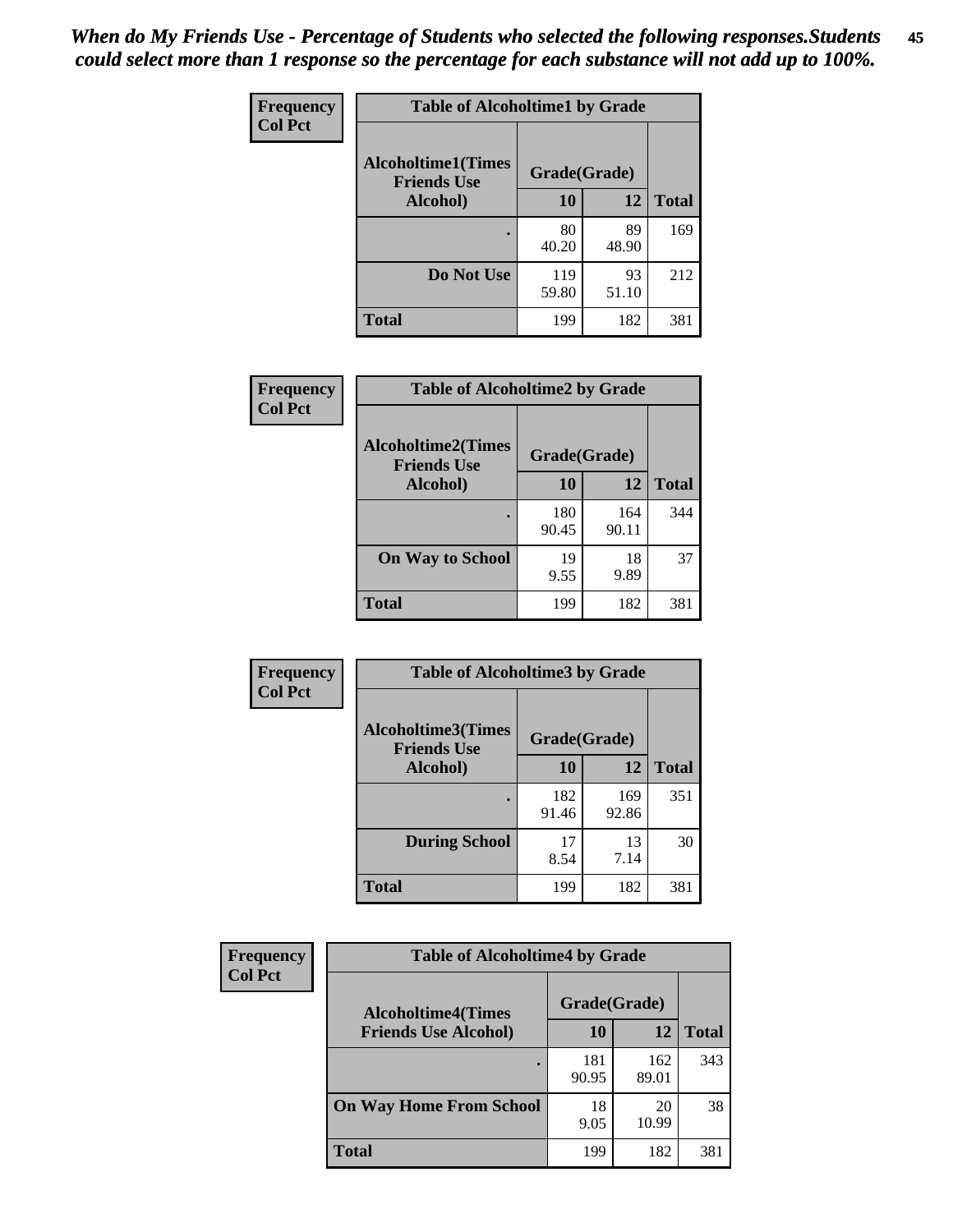*When do My Friends Use - Percentage of Students who selected the following responses.Students could select more than 1 response so the percentage for each substance will not add up to 100%.*

**Frequency**
**Col Pct**

**Table of Alcoholtime1 by Grade**

| Alcoholtime1(Times Friends Use Alcohol) | Grade(Grade) | | Total |
|---|---|---|---|
| | 10 | 12 | |
| . | 80<br>40.20 | 89<br>48.90 | 169 |
| Do Not Use | 119<br>59.80 | 93<br>51.10 | 212 |
| Total | 199 | 182 | 381 |

**Frequency**
**Col Pct**

**Table of Alcoholtime2 by Grade**

| Alcoholtime2(Times Friends Use Alcohol) | Grade(Grade) | | Total |
|---|---|---|---|
| | 10 | 12 | |
| . | 180<br>90.45 | 164<br>90.11 | 344 |
| On Way to School | 19<br>9.55 | 18<br>9.89 | 37 |
| Total | 199 | 182 | 381 |

**Frequency**
**Col Pct**

**Table of Alcoholtime3 by Grade**

| Alcoholtime3(Times Friends Use Alcohol) | Grade(Grade) | | Total |
|---|---|---|---|
| | 10 | 12 | |
| . | 182<br>91.46 | 169<br>92.86 | 351 |
| During School | 17<br>8.54 | 13<br>7.14 | 30 |
| Total | 199 | 182 | 381 |

**Frequency**
**Col Pct**

**Table of Alcoholtime4 by Grade**

| Alcoholtime4(Times Friends Use Alcohol) | Grade(Grade) | | Total |
|---|---|---|---|
| | 10 | 12 | |
| . | 181<br>90.95 | 162<br>89.01 | 343 |
| On Way Home From School | 18<br>9.05 | 20<br>10.99 | 38 |
| Total | 199 | 182 | 381 |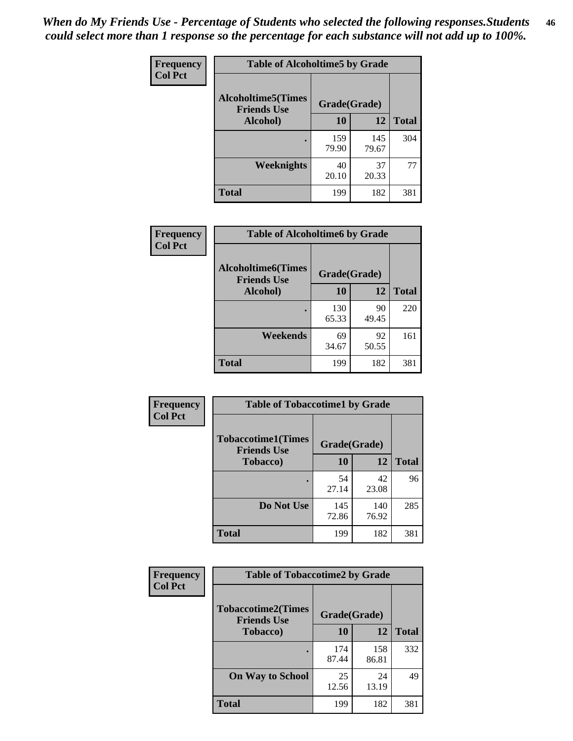*When do My Friends Use - Percentage of Students who selected the following responses.Students could select more than 1 response so the percentage for each substance will not add up to 100%.*

**Frequency / Col Pct**

**Table of Alcoholtime5 by Grade**

| Alcoholtime5(Times Friends Use Alcohol) | Grade(Grade) 10 | 12 | Total |
|---|---|---|---|
| . | 159<br>79.90 | 145<br>79.67 | 304 |
| Weeknights | 40<br>20.10 | 37<br>20.33 | 77 |
| Total | 199 | 182 | 381 |

**Frequency / Col Pct**

**Table of Alcoholtime6 by Grade**

| Alcoholtime6(Times Friends Use Alcohol) | Grade(Grade) 10 | 12 | Total |
|---|---|---|---|
| . | 130<br>65.33 | 90<br>49.45 | 220 |
| Weekends | 69<br>34.67 | 92<br>50.55 | 161 |
| Total | 199 | 182 | 381 |

**Frequency / Col Pct**

**Table of Tobaccotime1 by Grade**

| Tobaccotime1(Times Friends Use Tobacco) | Grade(Grade) 10 | 12 | Total |
|---|---|---|---|
| . | 54<br>27.14 | 42<br>23.08 | 96 |
| Do Not Use | 145<br>72.86 | 140<br>76.92 | 285 |
| Total | 199 | 182 | 381 |

**Frequency / Col Pct**

**Table of Tobaccotime2 by Grade**

| Tobaccotime2(Times Friends Use Tobacco) | Grade(Grade) 10 | 12 | Total |
|---|---|---|---|
| . | 174<br>87.44 | 158<br>86.81 | 332 |
| On Way to School | 25<br>12.56 | 24<br>13.19 | 49 |
| Total | 199 | 182 | 381 |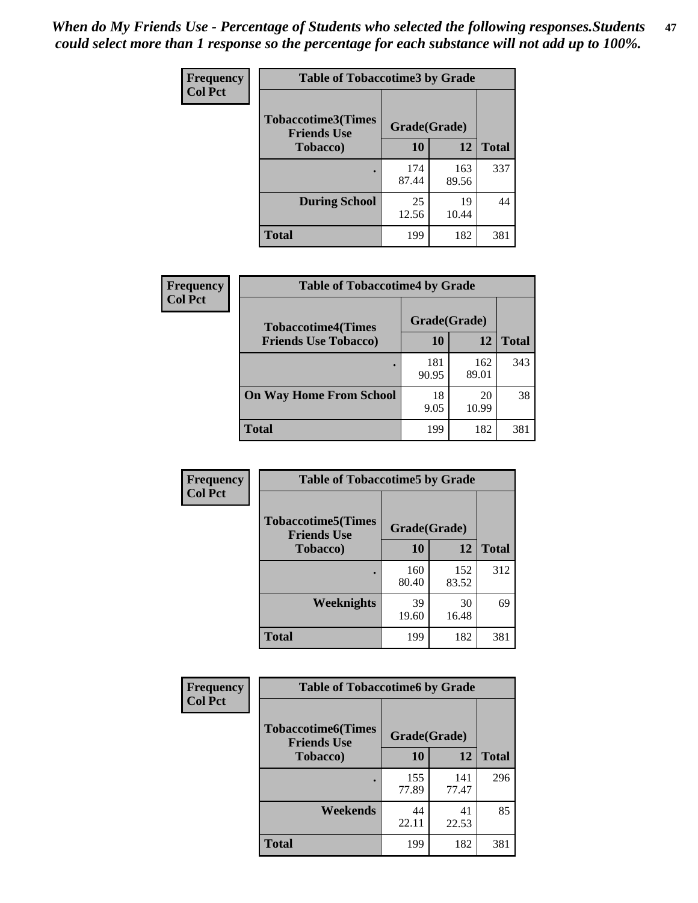*When do My Friends Use - Percentage of Students who selected the following responses.Students could select more than 1 response so the percentage for each substance will not add up to 100%.*

**Frequency**
**Col Pct**

| Table of Tobaccotime3 by Grade | | | |
|---|---|---|---|
| **Tobaccotime3(Times Friends Use Tobacco)** | **Grade(Grade)** | | **Total** |
| | **10** | **12** | |
| **.** | 174<br>87.44 | 163<br>89.56 | 337 |
| **During School** | 25<br>12.56 | 19<br>10.44 | 44 |
| **Total** | 199 | 182 | 381 |

**Frequency**
**Col Pct**

| Table of Tobaccotime4 by Grade | | | |
|---|---|---|---|
| **Tobaccotime4(Times Friends Use Tobacco)** | **Grade(Grade)** | | **Total** |
| | **10** | **12** | |
| **.** | 181<br>90.95 | 162<br>89.01 | 343 |
| **On Way Home From School** | 18<br>9.05 | 20<br>10.99 | 38 |
| **Total** | 199 | 182 | 381 |

**Frequency**
**Col Pct**

| Table of Tobaccotime5 by Grade | | | |
|---|---|---|---|
| **Tobaccotime5(Times Friends Use Tobacco)** | **Grade(Grade)** | | **Total** |
| | **10** | **12** | |
| **.** | 160<br>80.40 | 152<br>83.52 | 312 |
| **Weeknights** | 39<br>19.60 | 30<br>16.48 | 69 |
| **Total** | 199 | 182 | 381 |

**Frequency**
**Col Pct**

| Table of Tobaccotime6 by Grade | | | |
|---|---|---|---|
| **Tobaccotime6(Times Friends Use Tobacco)** | **Grade(Grade)** | | **Total** |
| | **10** | **12** | |
| **.** | 155<br>77.89 | 141<br>77.47 | 296 |
| **Weekends** | 44<br>22.11 | 41<br>22.53 | 85 |
| **Total** | 199 | 182 | 381 |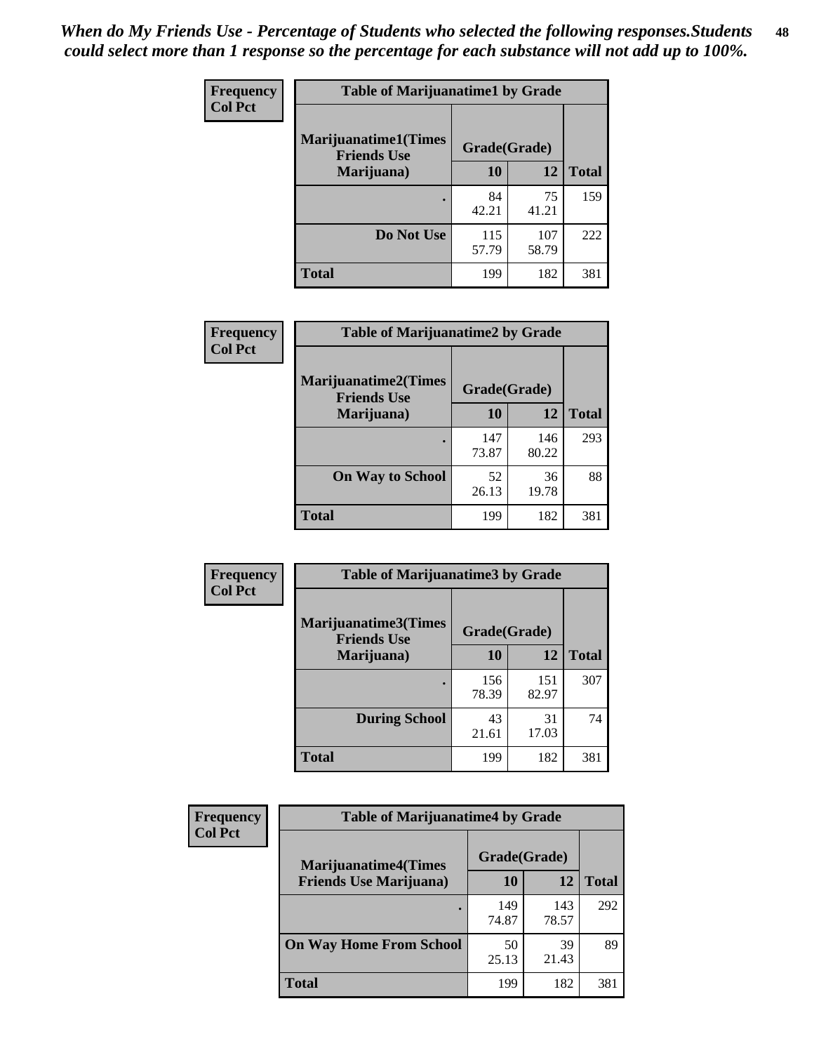*When do My Friends Use - Percentage of Students who selected the following responses.Students could select more than 1 response so the percentage for each substance will not add up to 100%.*

**Frequency**
**Col Pct**

| Table of Marijuanatime1 by Grade | | | |
|---|---|---|---|
| **Marijuanatime1(Times Friends Use Marijuana)** | **Grade(Grade)** | | **Total** |
| | **10** | **12** | |
| **.** | 84<br>42.21 | 75<br>41.21 | 159 |
| **Do Not Use** | 115<br>57.79 | 107<br>58.79 | 222 |
| **Total** | 199 | 182 | 381 |

**Frequency**
**Col Pct**

| Table of Marijuanatime2 by Grade | | | |
|---|---|---|---|
| **Marijuanatime2(Times Friends Use Marijuana)** | **Grade(Grade)** | | **Total** |
| | **10** | **12** | |
| **.** | 147<br>73.87 | 146<br>80.22 | 293 |
| **On Way to School** | 52<br>26.13 | 36<br>19.78 | 88 |
| **Total** | 199 | 182 | 381 |

**Frequency**
**Col Pct**

| Table of Marijuanatime3 by Grade | | | |
|---|---|---|---|
| **Marijuanatime3(Times Friends Use Marijuana)** | **Grade(Grade)** | | **Total** |
| | **10** | **12** | |
| **.** | 156<br>78.39 | 151<br>82.97 | 307 |
| **During School** | 43<br>21.61 | 31<br>17.03 | 74 |
| **Total** | 199 | 182 | 381 |

**Frequency**
**Col Pct**

| Table of Marijuanatime4 by Grade | | | |
|---|---|---|---|
| **Marijuanatime4(Times Friends Use Marijuana)** | **Grade(Grade)** | | **Total** |
| | **10** | **12** | |
| **.** | 149<br>74.87 | 143<br>78.57 | 292 |
| **On Way Home From School** | 50<br>25.13 | 39<br>21.43 | 89 |
| **Total** | 199 | 182 | 381 |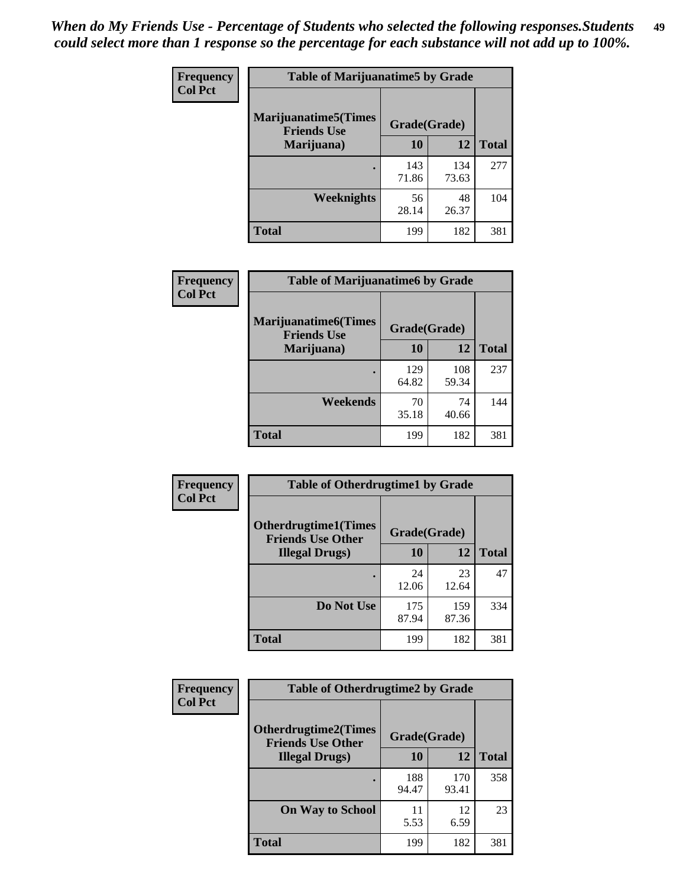*When do My Friends Use - Percentage of Students who selected the following responses.Students could select more than 1 response so the percentage for each substance will not add up to 100%.*

| Frequency Col Pct | Table of Marijuanatime5 by Grade | | |
|---|---|---|---|
| Marijuanatime5(Times Friends Use Marijuana) | Grade(Grade) | | |
| | 10 | 12 | Total |
| . | 143<br>71.86 | 134<br>73.63 | 277 |
| Weeknights | 56<br>28.14 | 48<br>26.37 | 104 |
| Total | 199 | 182 | 381 |

| Frequency Col Pct | Table of Marijuanatime6 by Grade | | |
|---|---|---|---|
| Marijuanatime6(Times Friends Use Marijuana) | Grade(Grade) | | |
| | 10 | 12 | Total |
| . | 129<br>64.82 | 108<br>59.34 | 237 |
| Weekends | 70<br>35.18 | 74<br>40.66 | 144 |
| Total | 199 | 182 | 381 |

| Frequency Col Pct | Table of Otherdrugtime1 by Grade | | |
|---|---|---|---|
| Otherdrugtime1(Times Friends Use Other Illegal Drugs) | Grade(Grade) | | |
| | 10 | 12 | Total |
| . | 24<br>12.06 | 23<br>12.64 | 47 |
| Do Not Use | 175<br>87.94 | 159<br>87.36 | 334 |
| Total | 199 | 182 | 381 |

| Frequency Col Pct | Table of Otherdrugtime2 by Grade | | |
|---|---|---|---|
| Otherdrugtime2(Times Friends Use Other Illegal Drugs) | Grade(Grade) | | |
| | 10 | 12 | Total |
| . | 188<br>94.47 | 170<br>93.41 | 358 |
| On Way to School | 11<br>5.53 | 12<br>6.59 | 23 |
| Total | 199 | 182 | 381 |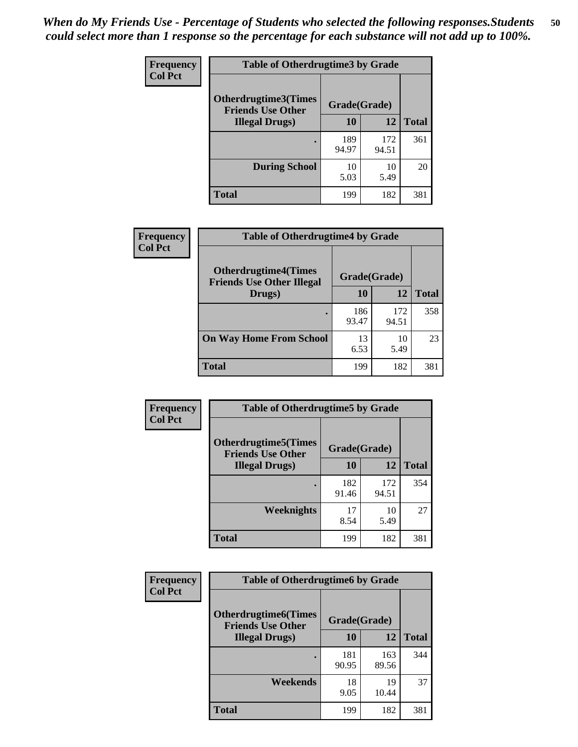*When do My Friends Use - Percentage of Students who selected the following responses.Students could select more than 1 response so the percentage for each substance will not add up to 100%.*

**Frequency**
**Col Pct**

| Table of Otherdrugtime3 by Grade | | | |
|---|---|---|---|
| **Otherdrugtime3(Times Friends Use Other Illegal Drugs)** | **Grade(Grade)** | | **Total** |
| | **10** | **12** | |
| **.** | 189<br>94.97 | 172<br>94.51 | 361 |
| **During School** | 10<br>5.03 | 10<br>5.49 | 20 |
| **Total** | 199 | 182 | 381 |

**Frequency**
**Col Pct**

| Table of Otherdrugtime4 by Grade | | | |
|---|---|---|---|
| **Otherdrugtime4(Times Friends Use Other Illegal Drugs)** | **Grade(Grade)** | | **Total** |
| | **10** | **12** | |
| **.** | 186<br>93.47 | 172<br>94.51 | 358 |
| **On Way Home From School** | 13<br>6.53 | 10<br>5.49 | 23 |
| **Total** | 199 | 182 | 381 |

**Frequency**
**Col Pct**

| Table of Otherdrugtime5 by Grade | | | |
|---|---|---|---|
| **Otherdrugtime5(Times Friends Use Other Illegal Drugs)** | **Grade(Grade)** | | **Total** |
| | **10** | **12** | |
| **.** | 182<br>91.46 | 172<br>94.51 | 354 |
| **Weeknights** | 17<br>8.54 | 10<br>5.49 | 27 |
| **Total** | 199 | 182 | 381 |

**Frequency**
**Col Pct**

| Table of Otherdrugtime6 by Grade | | | |
|---|---|---|---|
| **Otherdrugtime6(Times Friends Use Other Illegal Drugs)** | **Grade(Grade)** | | **Total** |
| | **10** | **12** | |
| **.** | 181<br>90.95 | 163<br>89.56 | 344 |
| **Weekends** | 18<br>9.05 | 19<br>10.44 | 37 |
| **Total** | 199 | 182 | 381 |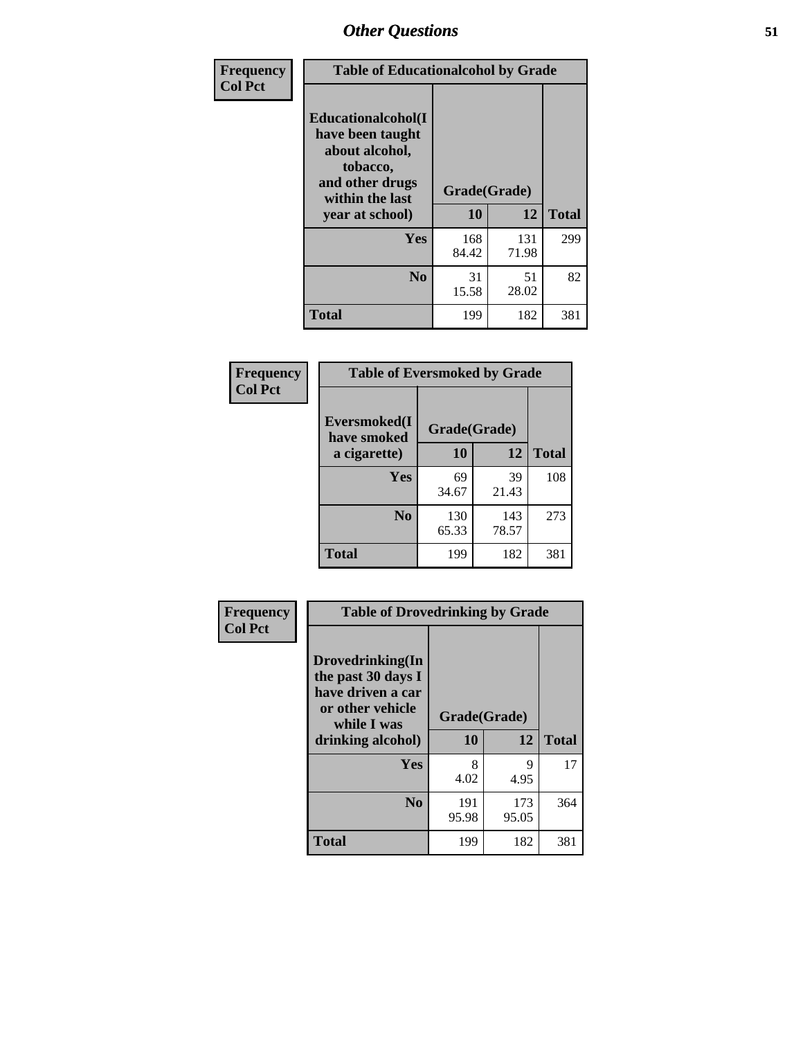| Frequency<br>Col Pct | Table of Educationalalcohol by Grade | | |
|---|---|---|---|
| Educationalalcohol(I have been taught about alcohol, tobacco, and other drugs within the last year at school) | Grade(Grade) | | |
| | 10 | 12 | Total |
| Yes | 168<br>84.42 | 131<br>71.98 | 299 |
| No | 31<br>15.58 | 51<br>28.02 | 82 |
| Total | 199 | 182 | 381 |

| Frequency<br>Col Pct | Table of Eversmoked by Grade | | |
|---|---|---|---|
| Eversmoked(I have smoked a cigarette) | Grade(Grade) | | |
| | 10 | 12 | Total |
| Yes | 69<br>34.67 | 39<br>21.43 | 108 |
| No | 130<br>65.33 | 143<br>78.57 | 273 |
| Total | 199 | 182 | 381 |

| Frequency<br>Col Pct | Table of Drovedrinking by Grade | | |
|---|---|---|---|
| Drovedrinking(In the past 30 days I have driven a car or other vehicle while I was drinking alcohol) | Grade(Grade) | | |
| | 10 | 12 | Total |
| Yes | 8<br>4.02 | 9<br>4.95 | 17 |
| No | 191<br>95.98 | 173<br>95.05 | 364 |
| Total | 199 | 182 | 381 |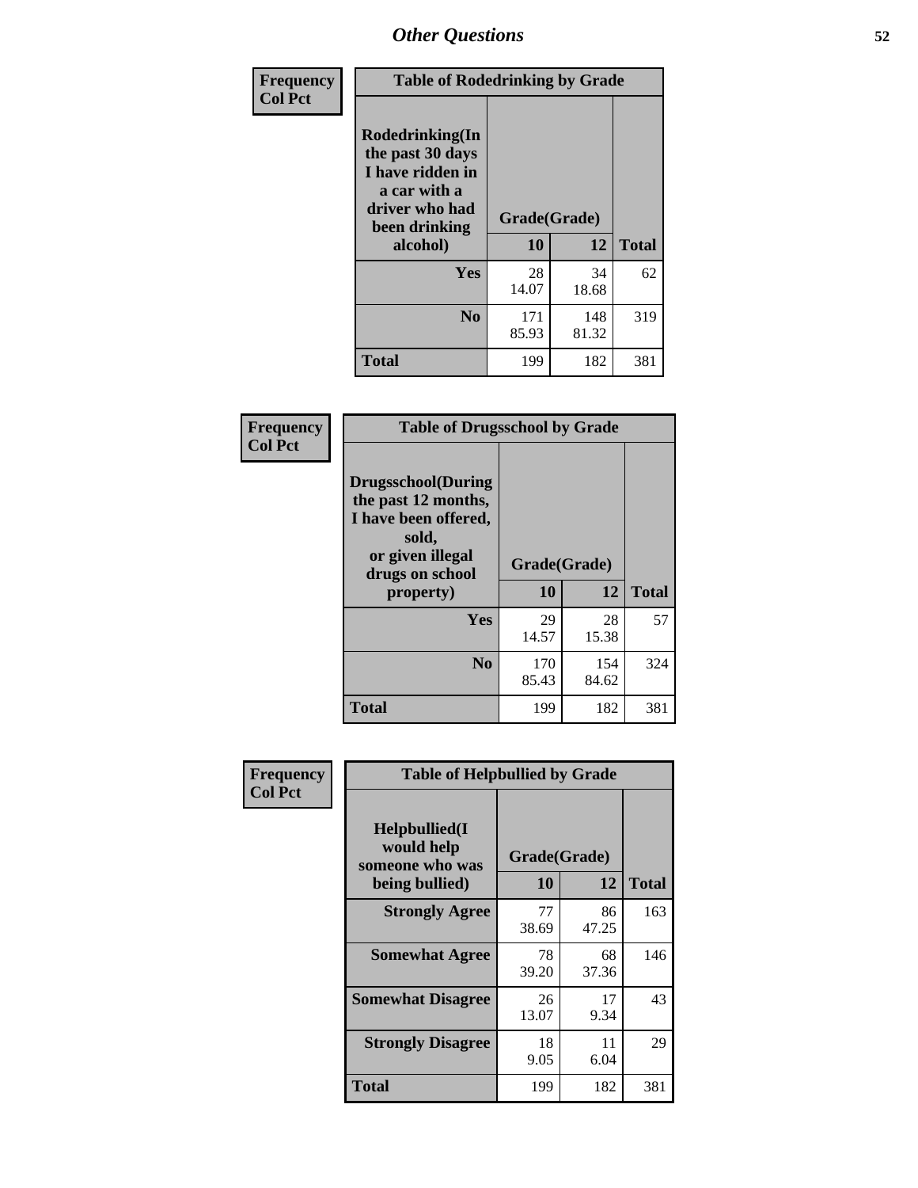# Other Questions

**Frequency**
**Col Pct**

| Table of Rodedrinking by Grade | | | |
|---|---|---|---|
| Rodedrinking(In the past 30 days I have ridden in a car with a driver who had been drinking alcohol) | Grade(Grade) | | |
| | 10 | 12 | Total |
| Yes | 28<br>14.07 | 34<br>18.68 | 62 |
| No | 171<br>85.93 | 148<br>81.32 | 319 |
| Total | 199 | 182 | 381 |

**Frequency**
**Col Pct**

| Table of Drugsschool by Grade | | | |
|---|---|---|---|
| Drugsschool(During the past 12 months, I have been offered, sold, or given illegal drugs on school property) | Grade(Grade) | | |
| | 10 | 12 | Total |
| Yes | 29<br>14.57 | 28<br>15.38 | 57 |
| No | 170<br>85.43 | 154<br>84.62 | 324 |
| Total | 199 | 182 | 381 |

**Frequency**
**Col Pct**

| Table of Helpbullied by Grade | | | |
|---|---|---|---|
| Helpbullied(I would help someone who was being bullied) | Grade(Grade) | | |
| | 10 | 12 | Total |
| Strongly Agree | 77<br>38.69 | 86<br>47.25 | 163 |
| Somewhat Agree | 78<br>39.20 | 68<br>37.36 | 146 |
| Somewhat Disagree | 26<br>13.07 | 17<br>9.34 | 43 |
| Strongly Disagree | 18<br>9.05 | 11<br>6.04 | 29 |
| Total | 199 | 182 | 381 |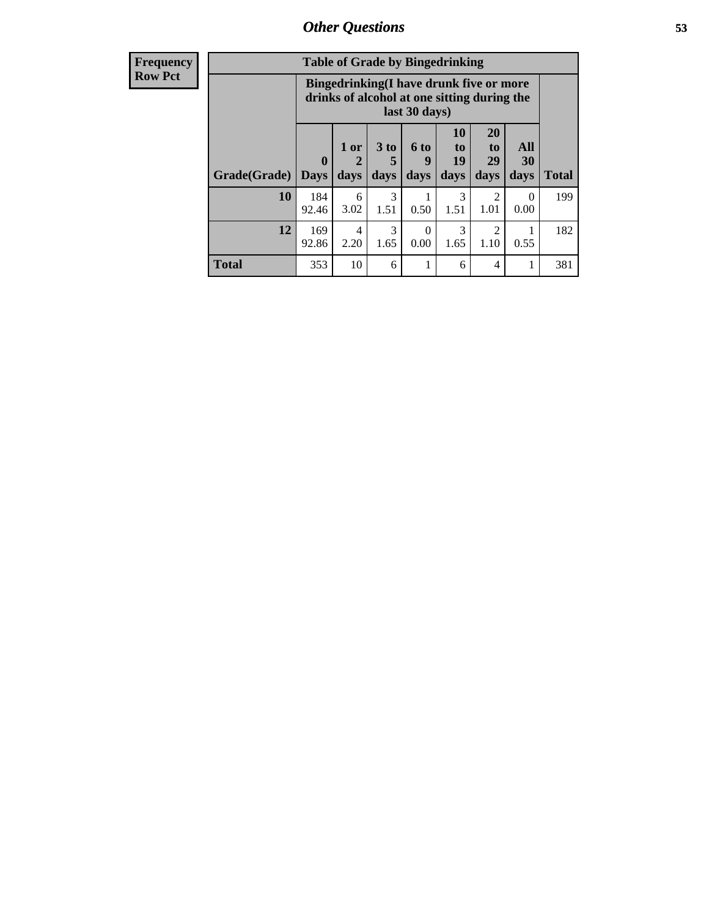| Frequency Row Pct |
|---|

**Table of Grade by Bingedrinking**

| Grade(Grade) | Bingedrinking(I have drunk five or more drinks of alcohol at one sitting during the last 30 days) | | | | | | | Total |
|---|---|---|---|---|---|---|---|---|
| | 0 Days | 1 or 2 days | 3 to 5 days | 6 to 9 days | 10 to 19 days | 20 to 29 days | All 30 days | |
| 10 | 184 92.46 | 6 3.02 | 3 1.51 | 1 0.50 | 3 1.51 | 2 1.01 | 0 0.00 | 199 |
| 12 | 169 92.86 | 4 2.20 | 3 1.65 | 0 0.00 | 3 1.65 | 2 1.10 | 1 0.55 | 182 |
| Total | 353 | 10 | 6 | 1 | 6 | 4 | 1 | 381 |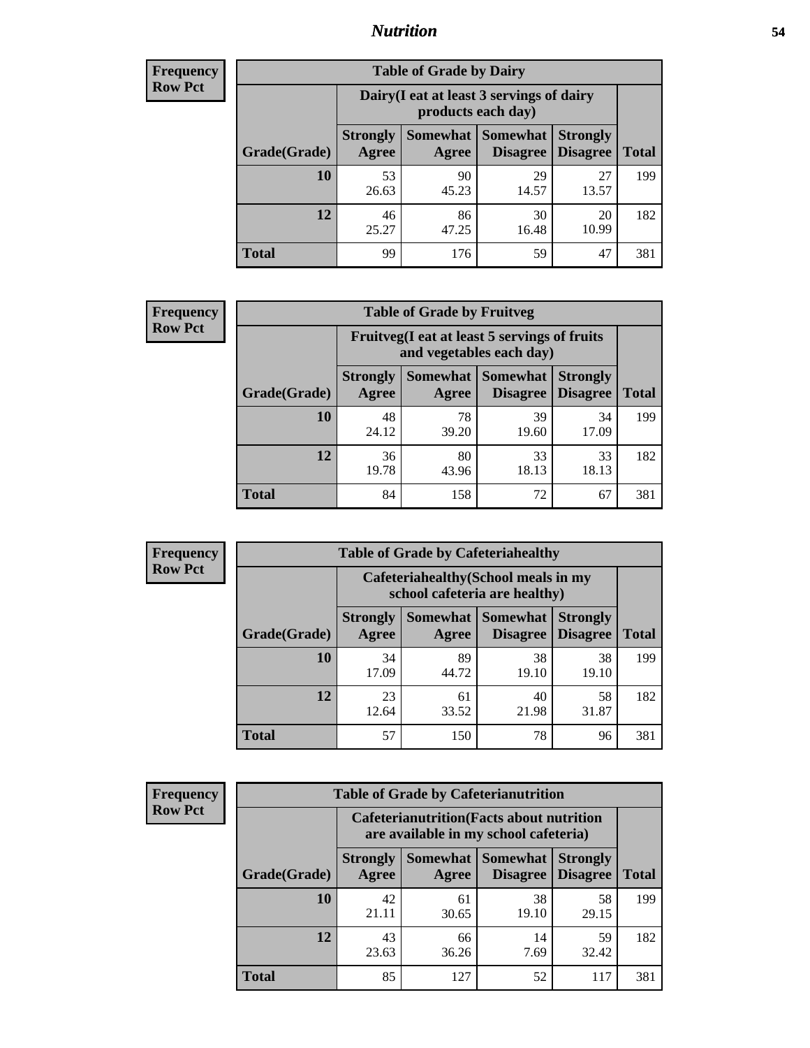## Nutrition

**Frequency**
**Row Pct**

| Table of Grade by Dairy | | | | | |
|---|---|---|---|---|---|
| | Dairy(I eat at least 3 servings of dairy products each day) | | | | |
| Grade(Grade) | Strongly Agree | Somewhat Agree | Somewhat Disagree | Strongly Disagree | Total |
| 10 | 53<br>26.63 | 90<br>45.23 | 29<br>14.57 | 27<br>13.57 | 199 |
| 12 | 46<br>25.27 | 86<br>47.25 | 30<br>16.48 | 20<br>10.99 | 182 |
| Total | 99 | 176 | 59 | 47 | 381 |

**Frequency**
**Row Pct**

| Table of Grade by Fruitveg | | | | | |
|---|---|---|---|---|---|
| | Fruitveg(I eat at least 5 servings of fruits and vegetables each day) | | | | |
| Grade(Grade) | Strongly Agree | Somewhat Agree | Somewhat Disagree | Strongly Disagree | Total |
| 10 | 48<br>24.12 | 78<br>39.20 | 39<br>19.60 | 34<br>17.09 | 199 |
| 12 | 36<br>19.78 | 80<br>43.96 | 33<br>18.13 | 33<br>18.13 | 182 |
| Total | 84 | 158 | 72 | 67 | 381 |

**Frequency**
**Row Pct**

| Table of Grade by Cafeteriahealthy | | | | | |
|---|---|---|---|---|---|
| | Cafeteriahealthy(School meals in my school cafeteria are healthy) | | | | |
| Grade(Grade) | Strongly Agree | Somewhat Agree | Somewhat Disagree | Strongly Disagree | Total |
| 10 | 34<br>17.09 | 89<br>44.72 | 38<br>19.10 | 38<br>19.10 | 199 |
| 12 | 23<br>12.64 | 61<br>33.52 | 40<br>21.98 | 58<br>31.87 | 182 |
| Total | 57 | 150 | 78 | 96 | 381 |

**Frequency**
**Row Pct**

| Table of Grade by Cafeterianutrition | | | | | |
|---|---|---|---|---|---|
| | Cafeterianutrition(Facts about nutrition are available in my school cafeteria) | | | | |
| Grade(Grade) | Strongly Agree | Somewhat Agree | Somewhat Disagree | Strongly Disagree | Total |
| 10 | 42<br>21.11 | 61<br>30.65 | 38<br>19.10 | 58<br>29.15 | 199 |
| 12 | 43<br>23.63 | 66<br>36.26 | 14<br>7.69 | 59<br>32.42 | 182 |
| Total | 85 | 127 | 52 | 117 | 381 |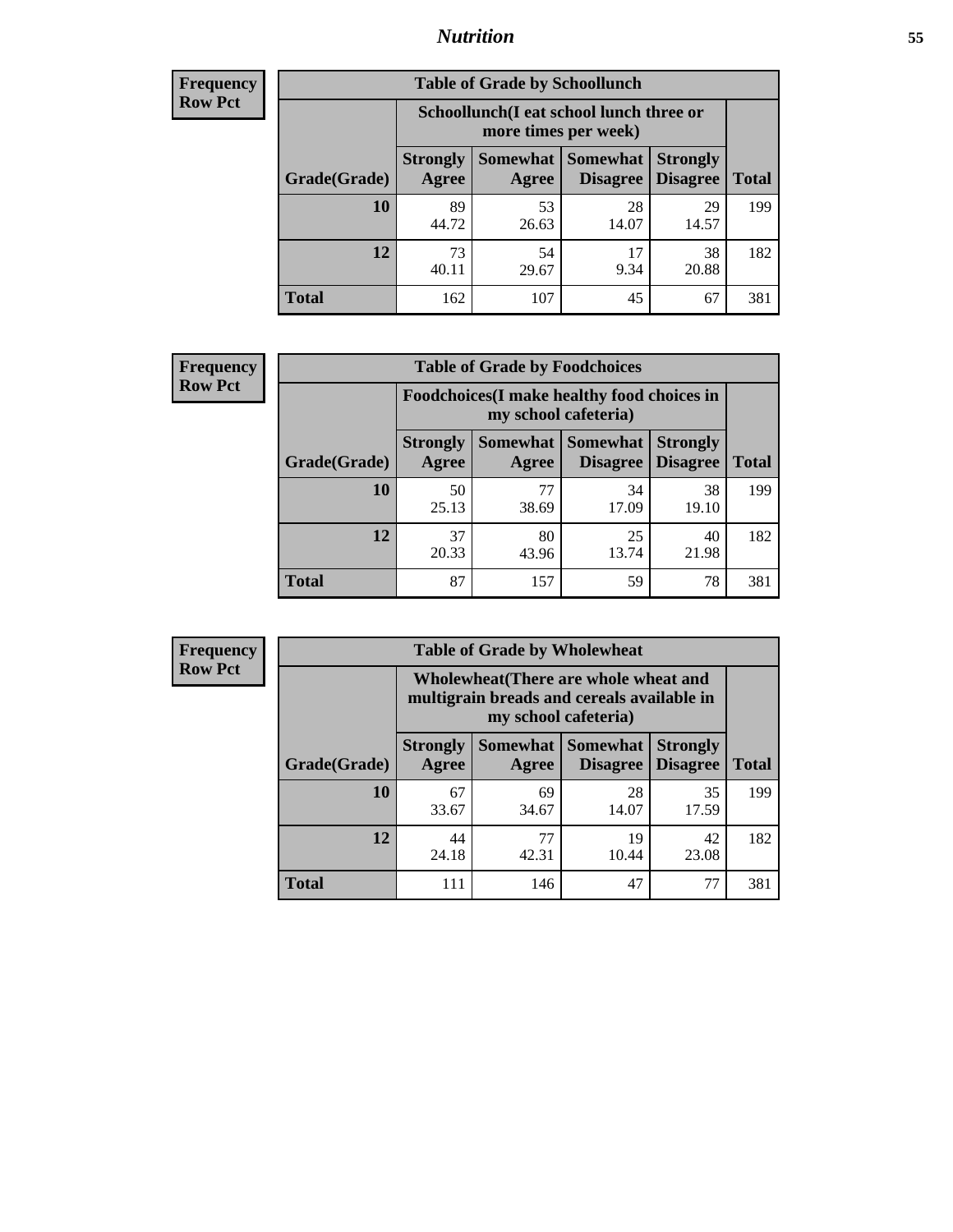**Frequency**
**Row Pct**

| Table of Grade by Schoollunch | | | | | |
|---|---|---|---|---|---|
| | Schoollunch(I eat school lunch three or more times per week) | | | | |
| Grade(Grade) | Strongly Agree | Somewhat Agree | Somewhat Disagree | Strongly Disagree | Total |
| 10 | 89<br>44.72 | 53<br>26.63 | 28<br>14.07 | 29<br>14.57 | 199 |
| 12 | 73<br>40.11 | 54<br>29.67 | 17<br>9.34 | 38<br>20.88 | 182 |
| Total | 162 | 107 | 45 | 67 | 381 |

**Frequency**
**Row Pct**

| Table of Grade by Foodchoices | | | | | |
|---|---|---|---|---|---|
| | Foodchoices(I make healthy food choices in my school cafeteria) | | | | |
| Grade(Grade) | Strongly Agree | Somewhat Agree | Somewhat Disagree | Strongly Disagree | Total |
| 10 | 50<br>25.13 | 77<br>38.69 | 34<br>17.09 | 38<br>19.10 | 199 |
| 12 | 37<br>20.33 | 80<br>43.96 | 25<br>13.74 | 40<br>21.98 | 182 |
| Total | 87 | 157 | 59 | 78 | 381 |

**Frequency**
**Row Pct**

| Table of Grade by Wholewheat | | | | | |
|---|---|---|---|---|---|
| | Wholewheat(There are whole wheat and multigrain breads and cereals available in my school cafeteria) | | | | |
| Grade(Grade) | Strongly Agree | Somewhat Agree | Somewhat Disagree | Strongly Disagree | Total |
| 10 | 67<br>33.67 | 69<br>34.67 | 28<br>14.07 | 35<br>17.59 | 199 |
| 12 | 44<br>24.18 | 77<br>42.31 | 19<br>10.44 | 42<br>23.08 | 182 |
| Total | 111 | 146 | 47 | 77 | 381 |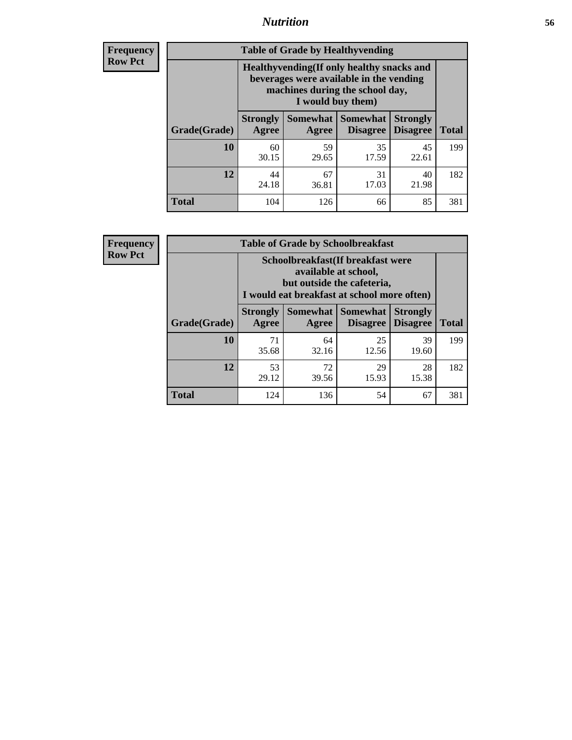**Frequency Row Pct**

| Table of Grade by Healthyvending | | | | | |
|---|---|---|---|---|---|
| | Healthyvending(If only healthy snacks and beverages were available in the vending machines during the school day, I would buy them) | | | | |
| Grade(Grade) | Strongly Agree | Somewhat Agree | Somewhat Disagree | Strongly Disagree | Total |
| **10** | 60<br>30.15 | 59<br>29.65 | 35<br>17.59 | 45<br>22.61 | 199 |
| **12** | 44<br>24.18 | 67<br>36.81 | 31<br>17.03 | 40<br>21.98 | 182 |
| **Total** | 104 | 126 | 66 | 85 | 381 |

**Frequency Row Pct**

| Table of Grade by Schoolbreakfast | | | | | |
|---|---|---|---|---|---|
| | Schoolbreakfast(If breakfast were available at school, but outside the cafeteria, I would eat breakfast at school more often) | | | | |
| Grade(Grade) | Strongly Agree | Somewhat Agree | Somewhat Disagree | Strongly Disagree | Total |
| **10** | 71<br>35.68 | 64<br>32.16 | 25<br>12.56 | 39<br>19.60 | 199 |
| **12** | 53<br>29.12 | 72<br>39.56 | 29<br>15.93 | 28<br>15.38 | 182 |
| **Total** | 124 | 136 | 54 | 67 | 381 |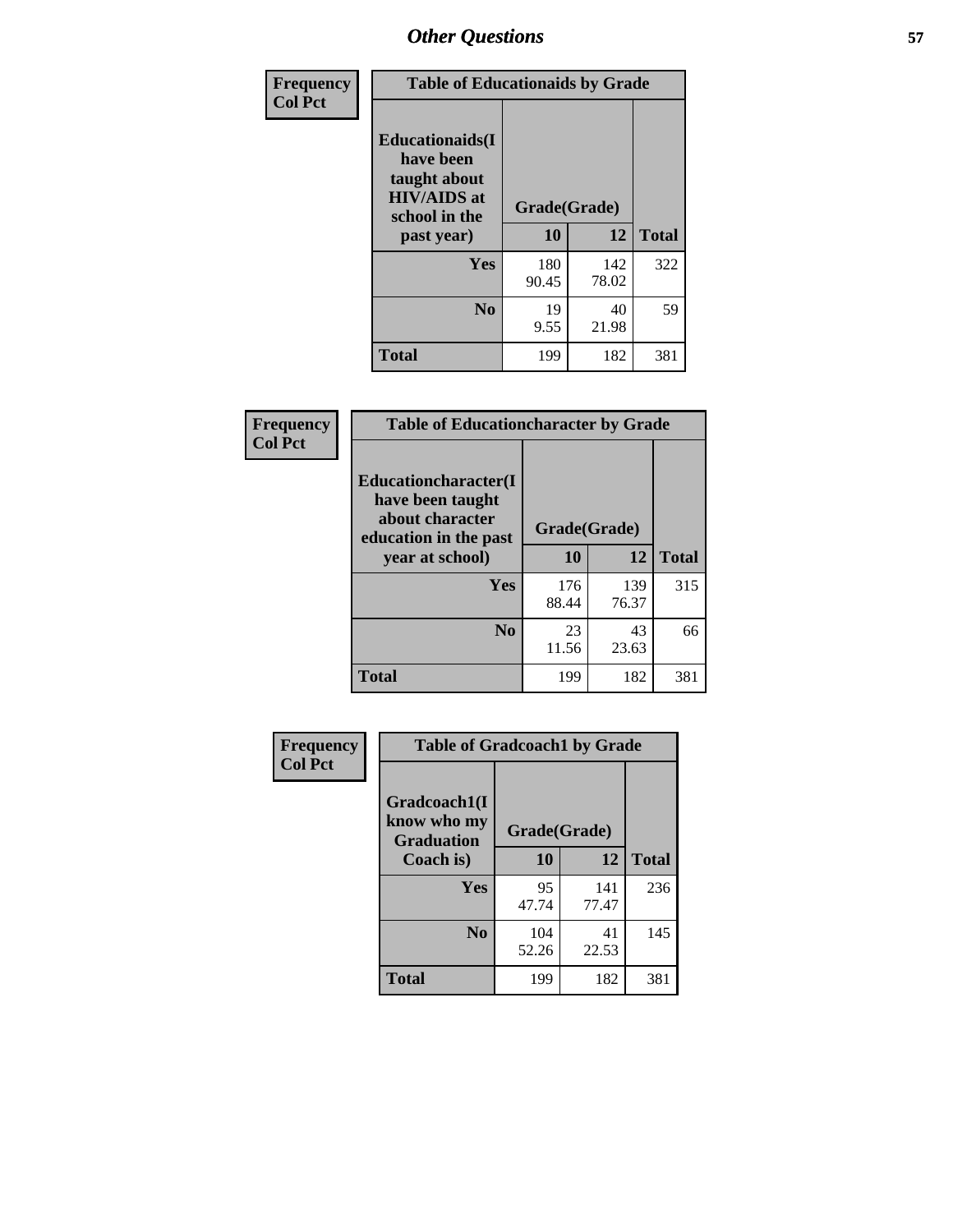# Other Questions

| Frequency<br>Col Pct | Table of Educationaids by Grade | | |
|---|---|---|---|
| **Educationaids(I have been taught about HIV/AIDS at school in the past year)** | **Grade(Grade)** | | |
| | **10** | **12** | **Total** |
| **Yes** | 180<br>90.45 | 142<br>78.02 | 322 |
| **No** | 19<br>9.55 | 40<br>21.98 | 59 |
| **Total** | 199 | 182 | 381 |

| Frequency<br>Col Pct | Table of Educationcharacter by Grade | | |
|---|---|---|---|
| **Educationcharacter(I have been taught about character education in the past year at school)** | **Grade(Grade)** | | |
| | **10** | **12** | **Total** |
| **Yes** | 176<br>88.44 | 139<br>76.37 | 315 |
| **No** | 23<br>11.56 | 43<br>23.63 | 66 |
| **Total** | 199 | 182 | 381 |

| Frequency<br>Col Pct | Table of Gradcoach1 by Grade | | |
|---|---|---|---|
| **Gradcoach1(I know who my Graduation Coach is)** | **Grade(Grade)** | | |
| | **10** | **12** | **Total** |
| **Yes** | 95<br>47.74 | 141<br>77.47 | 236 |
| **No** | 104<br>52.26 | 41<br>22.53 | 145 |
| **Total** | 199 | 182 | 381 |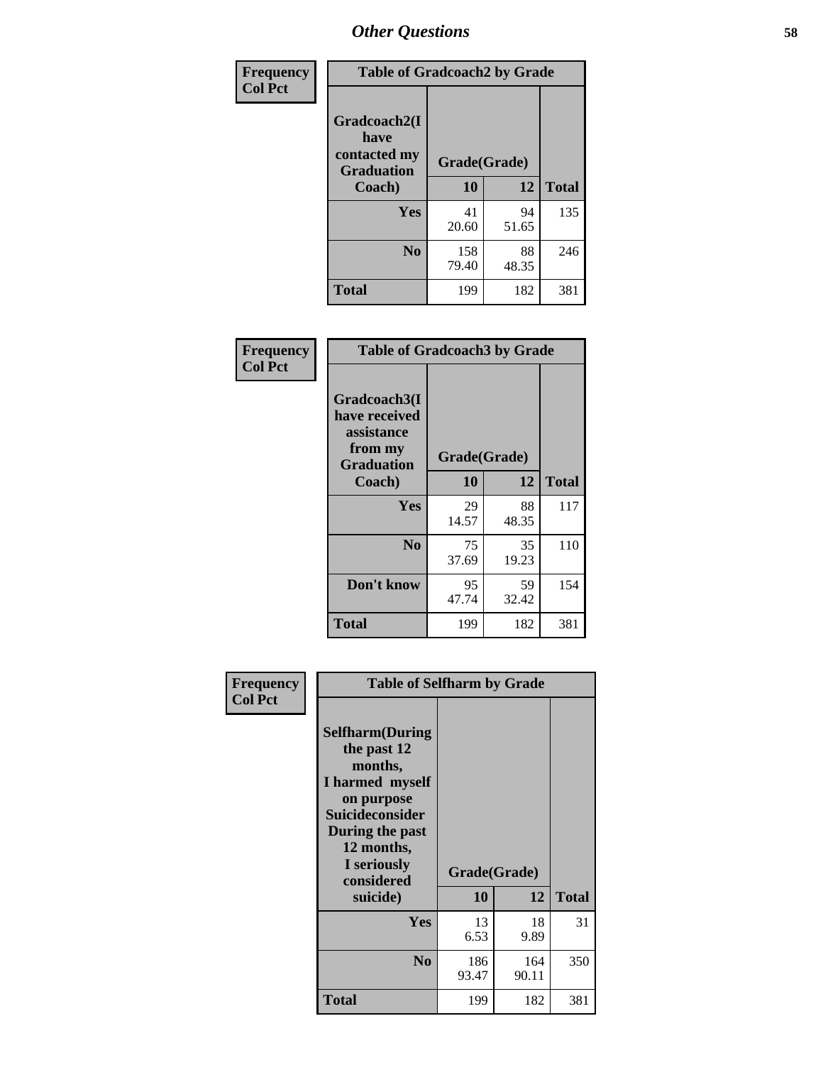## Other Questions

**Frequency Col Pct**

| Gradcoach2(I have contacted my Graduation Coach) | Grade(Grade) 10 | 12 | Total |
|---|---|---|---|
| **Yes** | 41<br>20.60 | 94<br>51.65 | 135 |
| **No** | 158<br>79.40 | 88<br>48.35 | 246 |
| **Total** | 199 | 182 | 381 |

Table of Gradcoach2 by Grade

**Frequency Col Pct**

| Gradcoach3(I have received assistance from my Graduation Coach) | Grade(Grade) 10 | 12 | Total |
|---|---|---|---|
| **Yes** | 29<br>14.57 | 88<br>48.35 | 117 |
| **No** | 75<br>37.69 | 35<br>19.23 | 110 |
| **Don't know** | 95<br>47.74 | 59<br>32.42 | 154 |
| **Total** | 199 | 182 | 381 |

Table of Gradcoach3 by Grade

**Frequency Col Pct**

| Selfharm(During the past 12 months, I harmed myself on purpose Suicideconsider During the past 12 months, I seriously considered suicide) | Grade(Grade) 10 | 12 | Total |
|---|---|---|---|
| **Yes** | 13<br>6.53 | 18<br>9.89 | 31 |
| **No** | 186<br>93.47 | 164<br>90.11 | 350 |
| **Total** | 199 | 182 | 381 |

Table of Selfharm by Grade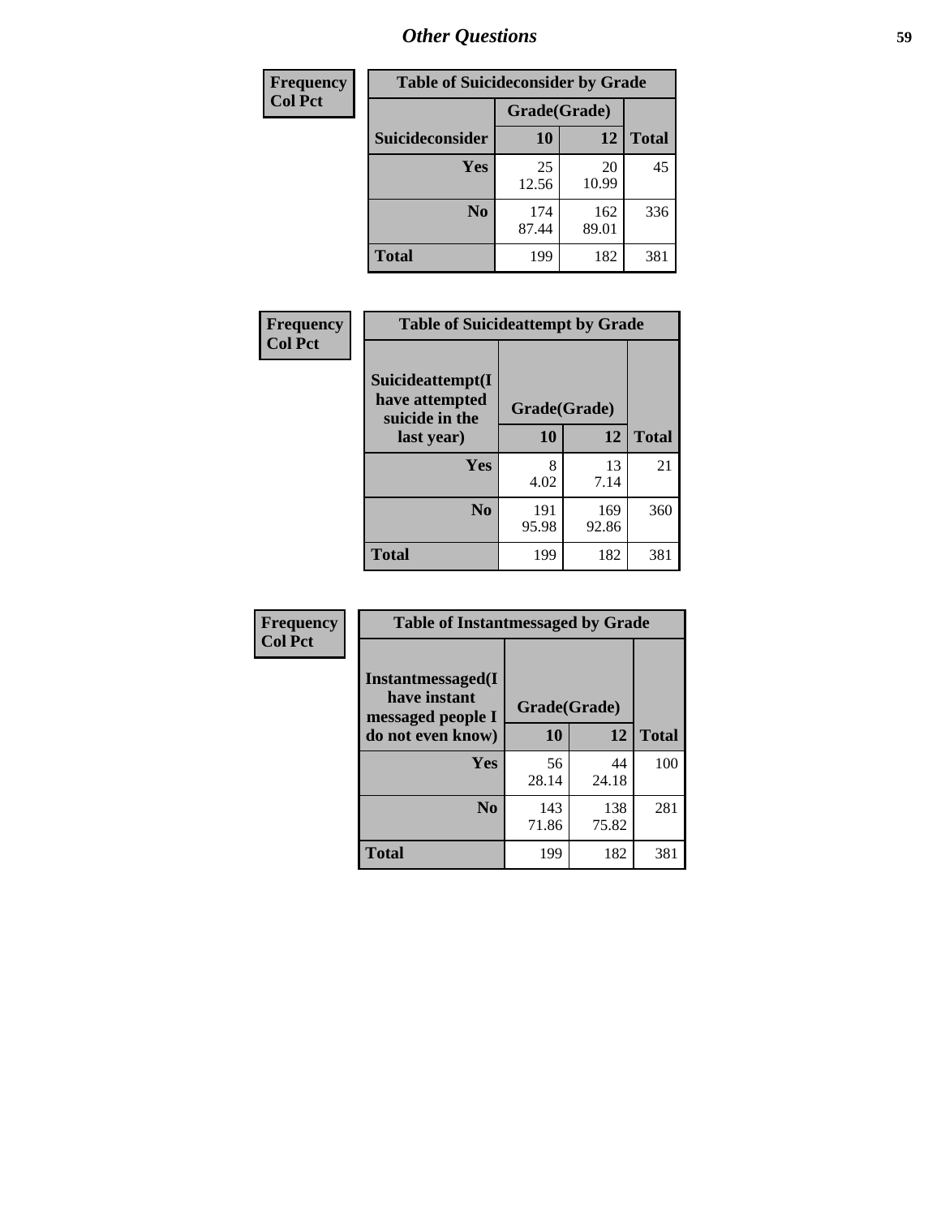| Frequency<br>Col Pct |
|---|

| Table of Suicideconsider by Grade | | | |
|---|---|---|---|
| | Grade(Grade) | | |
| Suicideconsider | 10 | 12 | Total |
| Yes | 25<br>12.56 | 20<br>10.99 | 45 |
| No | 174<br>87.44 | 162<br>89.01 | 336 |
| Total | 199 | 182 | 381 |

| Frequency<br>Col Pct |
|---|

| Table of Suicideattempt by Grade | | | |
|---|---|---|---|
| Suicideattempt(I have attempted suicide in the last year) | Grade(Grade) | | |
| | 10 | 12 | Total |
| Yes | 8<br>4.02 | 13<br>7.14 | 21 |
| No | 191<br>95.98 | 169<br>92.86 | 360 |
| Total | 199 | 182 | 381 |

| Frequency<br>Col Pct |
|---|

| Table of Instantmessaged by Grade | | | |
|---|---|---|---|
| Instantmessaged(I have instant messaged people I do not even know) | Grade(Grade) | | |
| | 10 | 12 | Total |
| Yes | 56<br>28.14 | 44<br>24.18 | 100 |
| No | 143<br>71.86 | 138<br>75.82 | 281 |
| Total | 199 | 182 | 381 |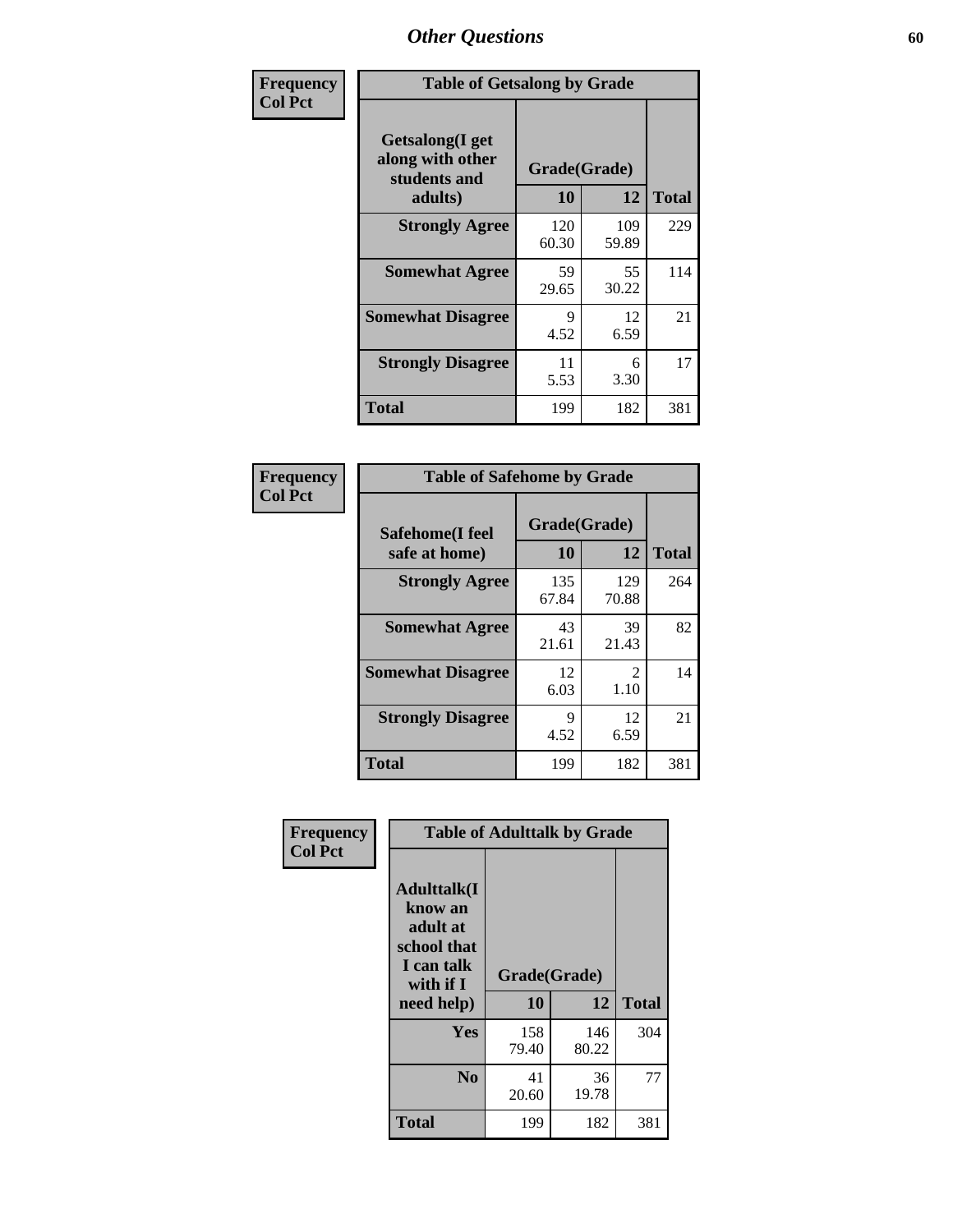## Other Questions

**Frequency**
**Col Pct**

**Table of Getsalong by Grade**

| Getsalong(I get along with other students and adults) | Grade(Grade) | | Total |
|---|---|---|---|
| | 10 | 12 | |
| **Strongly Agree** | 120<br>60.30 | 109<br>59.89 | 229 |
| **Somewhat Agree** | 59<br>29.65 | 55<br>30.22 | 114 |
| **Somewhat Disagree** | 9<br>4.52 | 12<br>6.59 | 21 |
| **Strongly Disagree** | 11<br>5.53 | 6<br>3.30 | 17 |
| **Total** | 199 | 182 | 381 |

**Frequency**
**Col Pct**

**Table of Safehome by Grade**

| Safehome(I feel safe at home) | Grade(Grade) | | Total |
|---|---|---|---|
| | 10 | 12 | |
| **Strongly Agree** | 135<br>67.84 | 129<br>70.88 | 264 |
| **Somewhat Agree** | 43<br>21.61 | 39<br>21.43 | 82 |
| **Somewhat Disagree** | 12<br>6.03 | 2<br>1.10 | 14 |
| **Strongly Disagree** | 9<br>4.52 | 12<br>6.59 | 21 |
| **Total** | 199 | 182 | 381 |

**Frequency**
**Col Pct**

**Table of Adulttalk by Grade**

| Adulttalk(I know an adult at school that I can talk with if I need help) | Grade(Grade) | | Total |
|---|---|---|---|
| | 10 | 12 | |
| **Yes** | 158<br>79.40 | 146<br>80.22 | 304 |
| **No** | 41<br>20.60 | 36<br>19.78 | 77 |
| **Total** | 199 | 182 | 381 |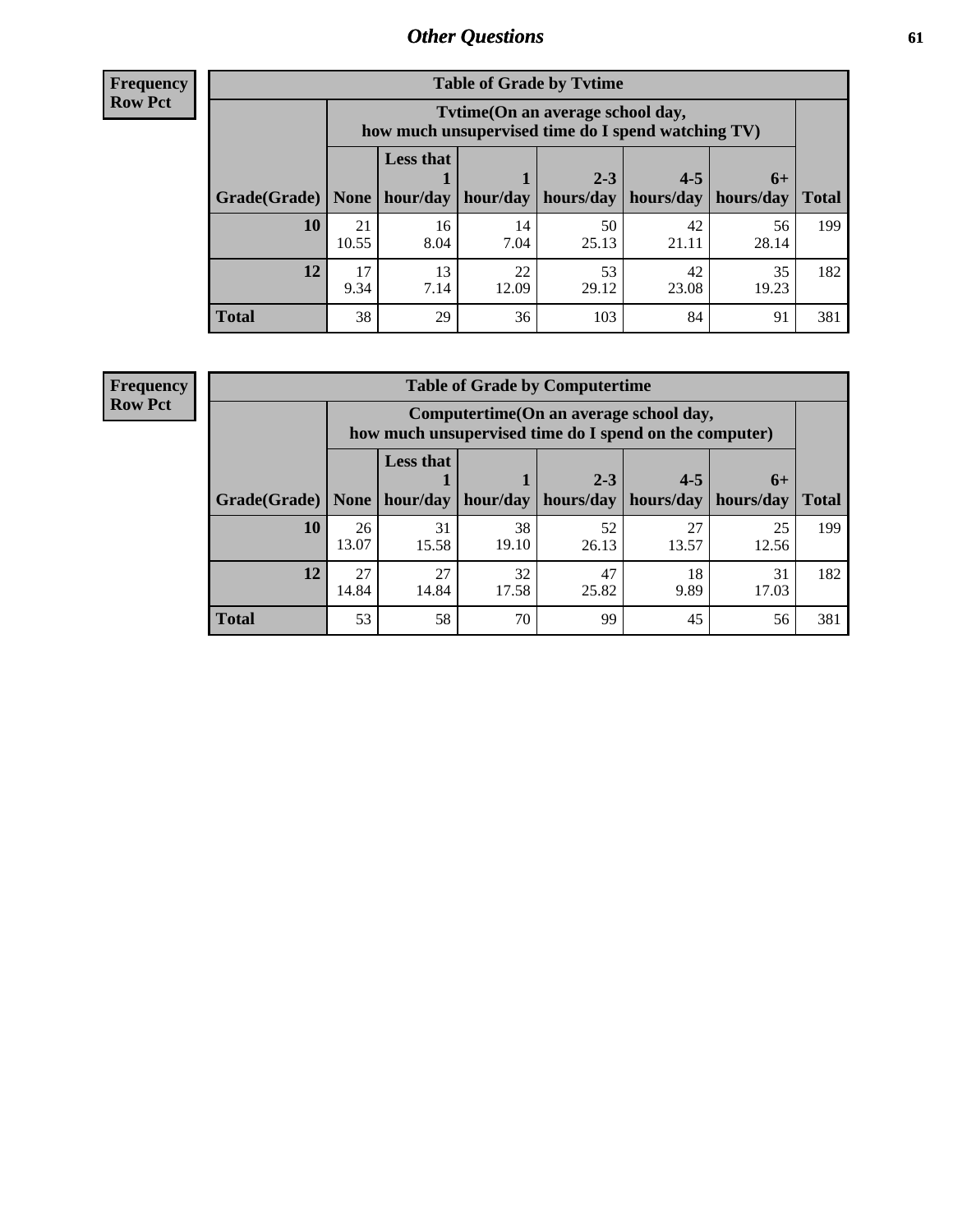# Other Questions

**Frequency Row Pct**

| Table of Grade by Tvtime | | | | | | | |
|---|---|---|---|---|---|---|---|
| | Tvtime(On an average school day, how much unsupervised time do I spend watching TV) | | | | | | |
| Grade(Grade) | None | Less that 1 hour/day | 1 hour/day | 2-3 hours/day | 4-5 hours/day | 6+ hours/day | Total |
| **10** | 21<br>10.55 | 16<br>8.04 | 14<br>7.04 | 50<br>25.13 | 42<br>21.11 | 56<br>28.14 | 199 |
| **12** | 17<br>9.34 | 13<br>7.14 | 22<br>12.09 | 53<br>29.12 | 42<br>23.08 | 35<br>19.23 | 182 |
| **Total** | 38 | 29 | 36 | 103 | 84 | 91 | 381 |

**Frequency Row Pct**

| Table of Grade by Computertime | | | | | | | |
|---|---|---|---|---|---|---|---|
| | Computertime(On an average school day, how much unsupervised time do I spend on the computer) | | | | | | |
| Grade(Grade) | None | Less that 1 hour/day | 1 hour/day | 2-3 hours/day | 4-5 hours/day | 6+ hours/day | Total |
| **10** | 26<br>13.07 | 31<br>15.58 | 38<br>19.10 | 52<br>26.13 | 27<br>13.57 | 25<br>12.56 | 199 |
| **12** | 27<br>14.84 | 27<br>14.84 | 32<br>17.58 | 47<br>25.82 | 18<br>9.89 | 31<br>17.03 | 182 |
| **Total** | 53 | 58 | 70 | 99 | 45 | 56 | 381 |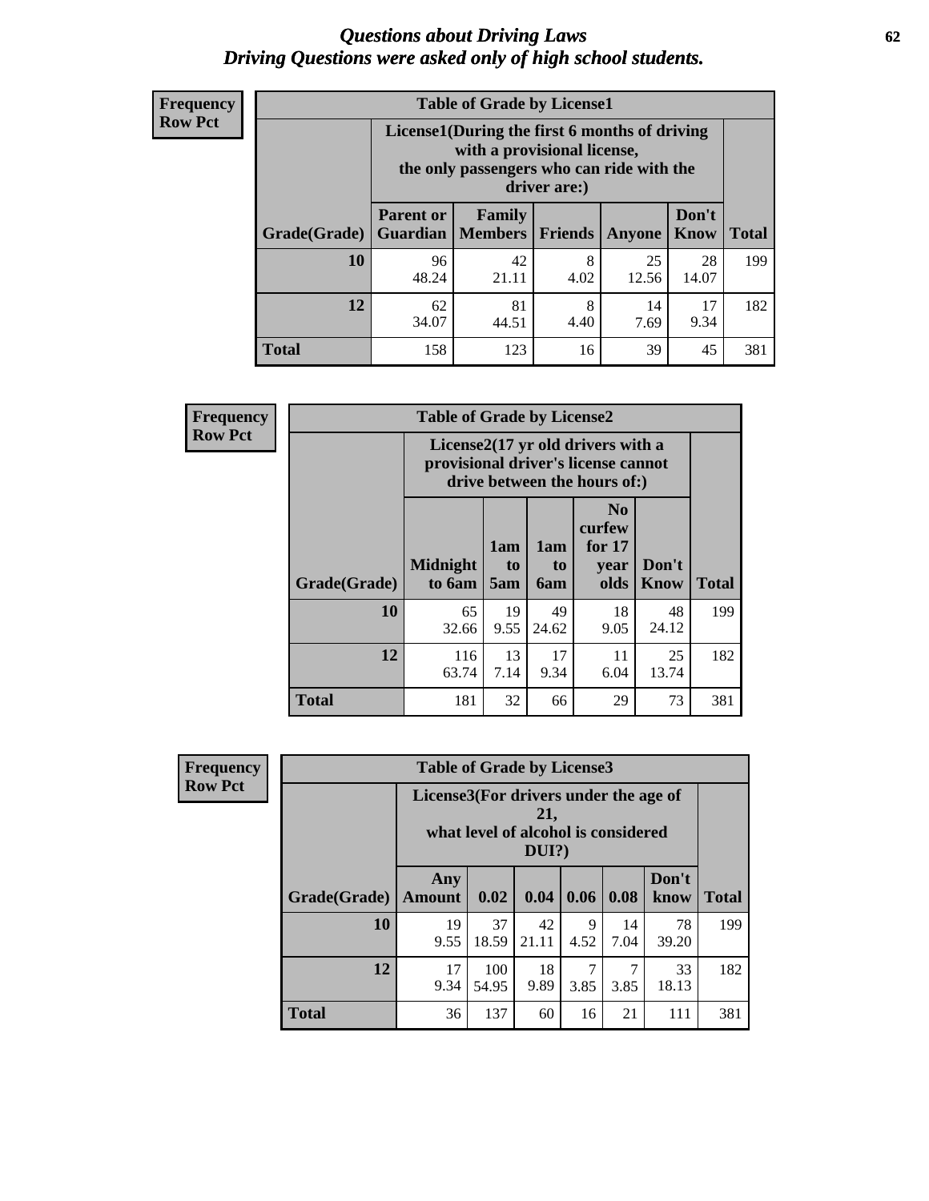# *Questions about Driving Laws*
## *Driving Questions were asked only of high school students.*

**Frequency**
**Row Pct**

| Table of Grade by License1 | | | | | | |
|---|---|---|---|---|---|---|
| | License1(During the first 6 months of driving with a provisional license, the only passengers who can ride with the driver are:) | | | | | |
| Grade(Grade) | Parent or Guardian | Family Members | Friends | Anyone | Don't Know | Total |
| 10 | 96<br>48.24 | 42<br>21.11 | 8<br>4.02 | 25<br>12.56 | 28<br>14.07 | 199 |
| 12 | 62<br>34.07 | 81<br>44.51 | 8<br>4.40 | 14<br>7.69 | 17<br>9.34 | 182 |
| Total | 158 | 123 | 16 | 39 | 45 | 381 |

**Frequency**
**Row Pct**

| Table of Grade by License2 | | | | | | |
|---|---|---|---|---|---|---|
| | License2(17 yr old drivers with a provisional driver's license cannot drive between the hours of:) | | | | | |
| Grade(Grade) | Midnight to 6am | 1am to 5am | 1am to 6am | No curfew for 17 year olds | Don't Know | Total |
| 10 | 65<br>32.66 | 19<br>9.55 | 49<br>24.62 | 18<br>9.05 | 48<br>24.12 | 199 |
| 12 | 116<br>63.74 | 13<br>7.14 | 17<br>9.34 | 11<br>6.04 | 25<br>13.74 | 182 |
| Total | 181 | 32 | 66 | 29 | 73 | 381 |

**Frequency**
**Row Pct**

| Table of Grade by License3 | | | | | | | |
|---|---|---|---|---|---|---|---|
| | License3(For drivers under the age of 21, what level of alcohol is considered DUI?) | | | | | | |
| Grade(Grade) | Any Amount | 0.02 | 0.04 | 0.06 | 0.08 | Don't know | Total |
| 10 | 19<br>9.55 | 37<br>18.59 | 42<br>21.11 | 9<br>4.52 | 14<br>7.04 | 78<br>39.20 | 199 |
| 12 | 17<br>9.34 | 100<br>54.95 | 18<br>9.89 | 7<br>3.85 | 7<br>3.85 | 33<br>18.13 | 182 |
| Total | 36 | 137 | 60 | 16 | 21 | 111 | 381 |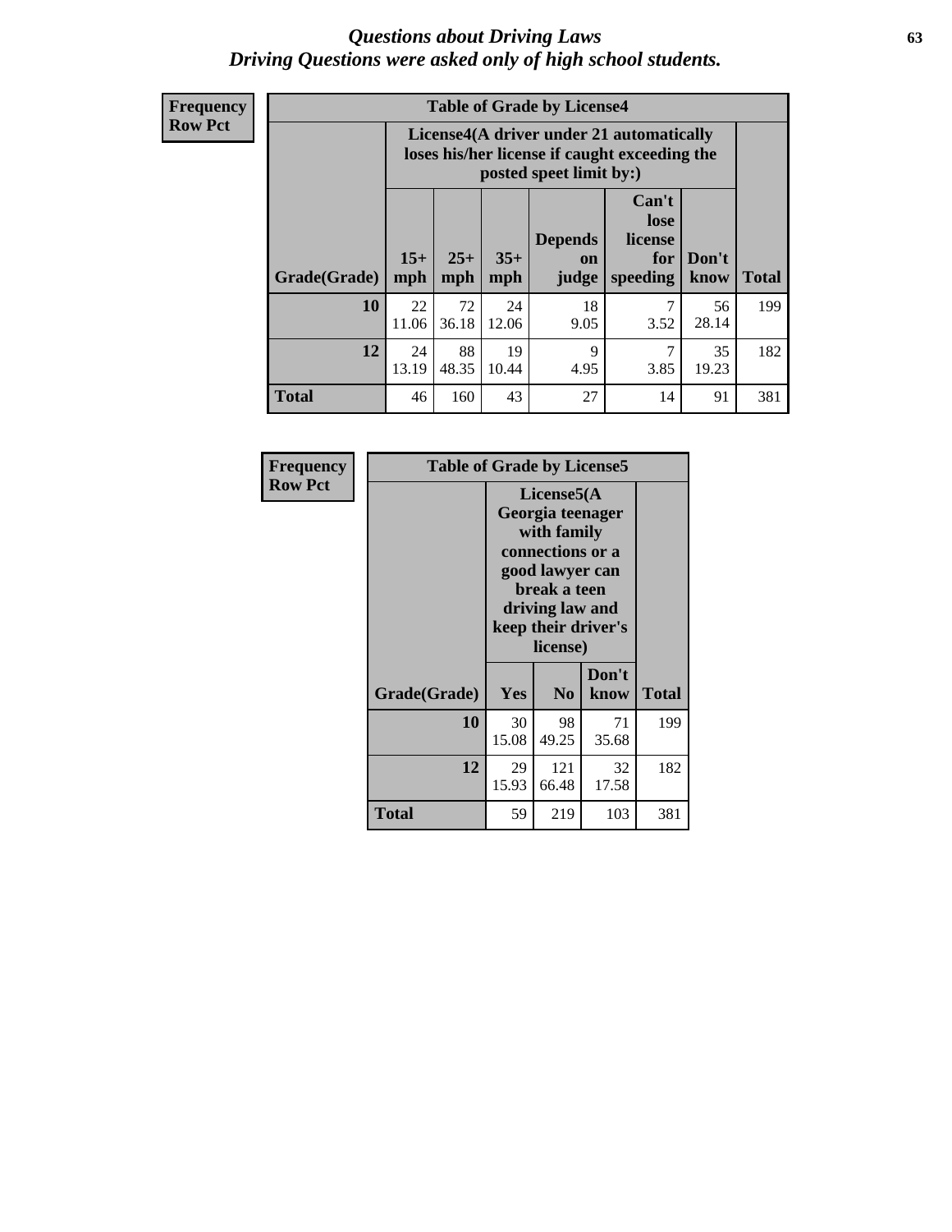# *Questions about Driving Laws*
## *Driving Questions were asked only of high school students.*

**Frequency**
**Row Pct**

| Table of Grade by License4 | | | | | | | |
|---|---|---|---|---|---|---|---|
| | License4(A driver under 21 automatically loses his/her license if caught exceeding the posted speet limit by:) | | | | | | |
| Grade(Grade) | 15+ mph | 25+ mph | 35+ mph | Depends on judge | Can't lose license for speeding | Don't know | Total |
| **10** | 22<br>11.06 | 72<br>36.18 | 24<br>12.06 | 18<br>9.05 | 7<br>3.52 | 56<br>28.14 | 199 |
| **12** | 24<br>13.19 | 88<br>48.35 | 19<br>10.44 | 9<br>4.95 | 7<br>3.85 | 35<br>19.23 | 182 |
| **Total** | 46 | 160 | 43 | 27 | 14 | 91 | 381 |

**Frequency**
**Row Pct**

| Table of Grade by License5 | | | | |
|---|---|---|---|---|
| | License5(A Georgia teenager with family connections or a good lawyer can break a teen driving law and keep their driver's license) | | | |
| Grade(Grade) | Yes | No | Don't know | Total |
| **10** | 30<br>15.08 | 98<br>49.25 | 71<br>35.68 | 199 |
| **12** | 29<br>15.93 | 121<br>66.48 | 32<br>17.58 | 182 |
| **Total** | 59 | 219 | 103 | 381 |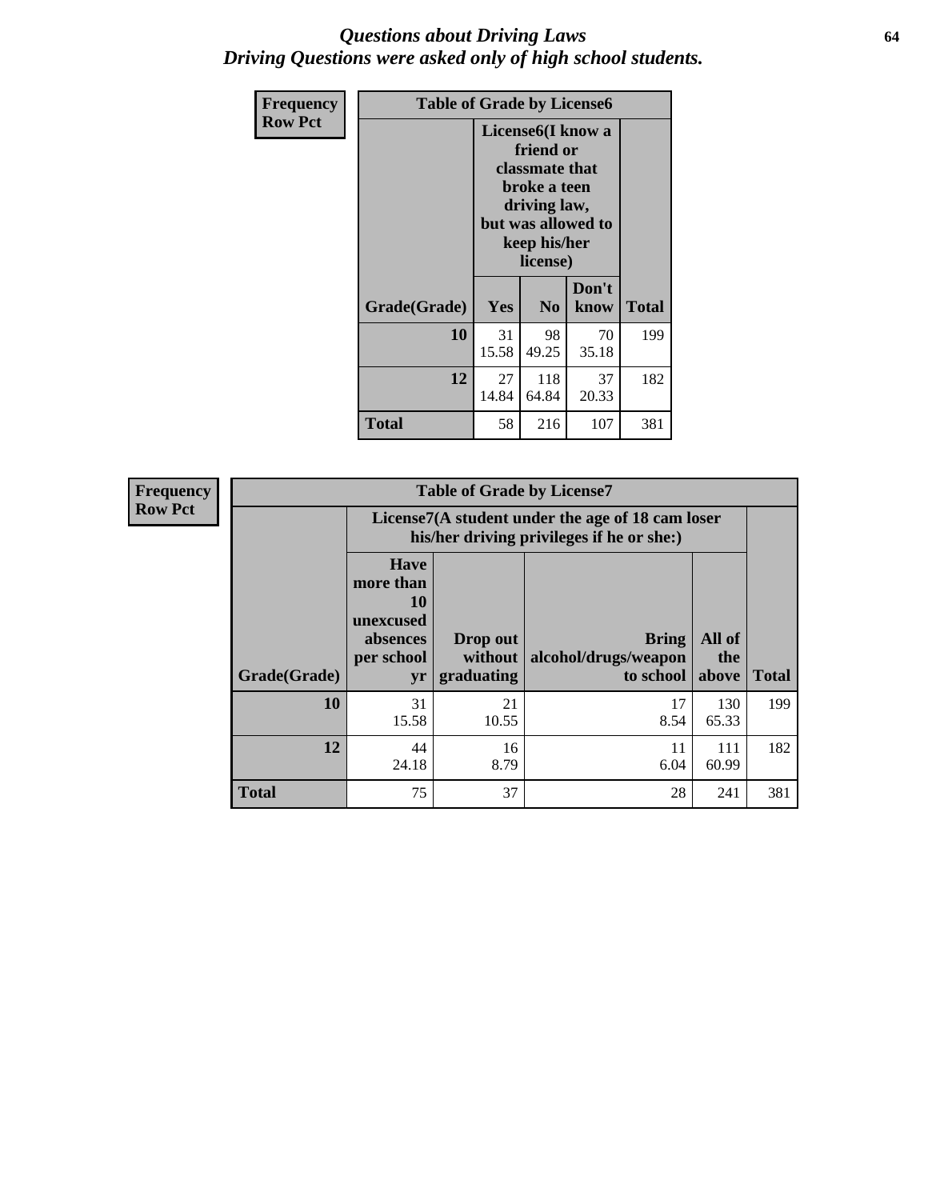# *Questions about Driving Laws*
## *Driving Questions were asked only of high school students.*

**Frequency**
**Row Pct**

| Table of Grade by License6 | | | | |
|---|---|---|---|---|
| | License6(I know a friend or classmate that broke a teen driving law, but was allowed to keep his/her license) | | | |
| **Grade(Grade)** | **Yes** | **No** | **Don't know** | **Total** |
| **10** | 31<br>15.58 | 98<br>49.25 | 70<br>35.18 | 199 |
| **12** | 27<br>14.84 | 118<br>64.84 | 37<br>20.33 | 182 |
| **Total** | 58 | 216 | 107 | 381 |

**Frequency**
**Row Pct**

| Table of Grade by License7 | | | | | |
|---|---|---|---|---|---|
| | License7(A student under the age of 18 cam loser his/her driving privileges if he or she:) | | | | |
| **Grade(Grade)** | **Have more than 10 unexcused absences per school yr** | **Drop out without graduating** | **Bring alcohol/drugs/weapon to school** | **All of the above** | **Total** |
| **10** | 31<br>15.58 | 21<br>10.55 | 17<br>8.54 | 130<br>65.33 | 199 |
| **12** | 44<br>24.18 | 16<br>8.79 | 11<br>6.04 | 111<br>60.99 | 182 |
| **Total** | 75 | 37 | 28 | 241 | 381 |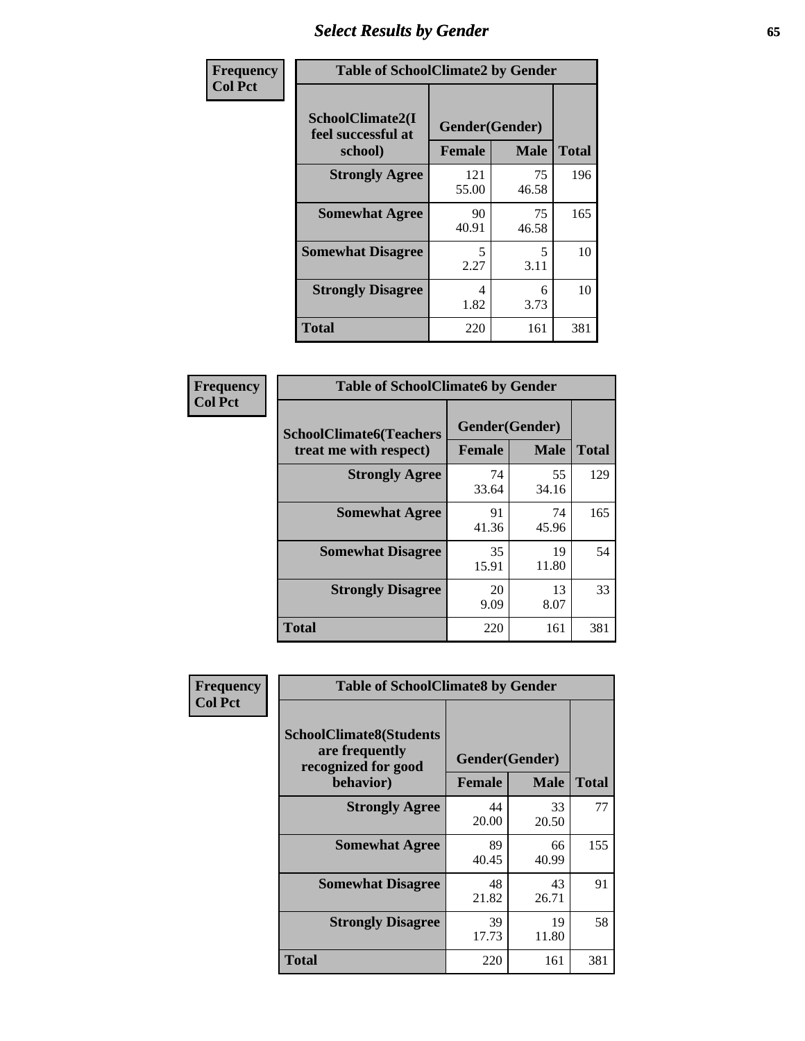# Select Results by Gender

**Frequency**
**Col Pct**

**Table of SchoolClimate2 by Gender**

| SchoolClimate2(I feel successful at school) | Gender(Gender) | | Total |
|---|---|---|---|
| | Female | Male | |
| Strongly Agree | 121<br>55.00 | 75<br>46.58 | 196 |
| Somewhat Agree | 90<br>40.91 | 75<br>46.58 | 165 |
| Somewhat Disagree | 5<br>2.27 | 5<br>3.11 | 10 |
| Strongly Disagree | 4<br>1.82 | 6<br>3.73 | 10 |
| Total | 220 | 161 | 381 |

**Frequency**
**Col Pct**

**Table of SchoolClimate6 by Gender**

| SchoolClimate6(Teachers treat me with respect) | Gender(Gender) | | Total |
|---|---|---|---|
| | Female | Male | |
| Strongly Agree | 74<br>33.64 | 55<br>34.16 | 129 |
| Somewhat Agree | 91<br>41.36 | 74<br>45.96 | 165 |
| Somewhat Disagree | 35<br>15.91 | 19<br>11.80 | 54 |
| Strongly Disagree | 20<br>9.09 | 13<br>8.07 | 33 |
| Total | 220 | 161 | 381 |

**Frequency**
**Col Pct**

**Table of SchoolClimate8 by Gender**

| SchoolClimate8(Students are frequently recognized for good behavior) | Gender(Gender) | | Total |
|---|---|---|---|
| | Female | Male | |
| Strongly Agree | 44<br>20.00 | 33<br>20.50 | 77 |
| Somewhat Agree | 89<br>40.45 | 66<br>40.99 | 155 |
| Somewhat Disagree | 48<br>21.82 | 43<br>26.71 | 91 |
| Strongly Disagree | 39<br>17.73 | 19<br>11.80 | 58 |
| Total | 220 | 161 | 381 |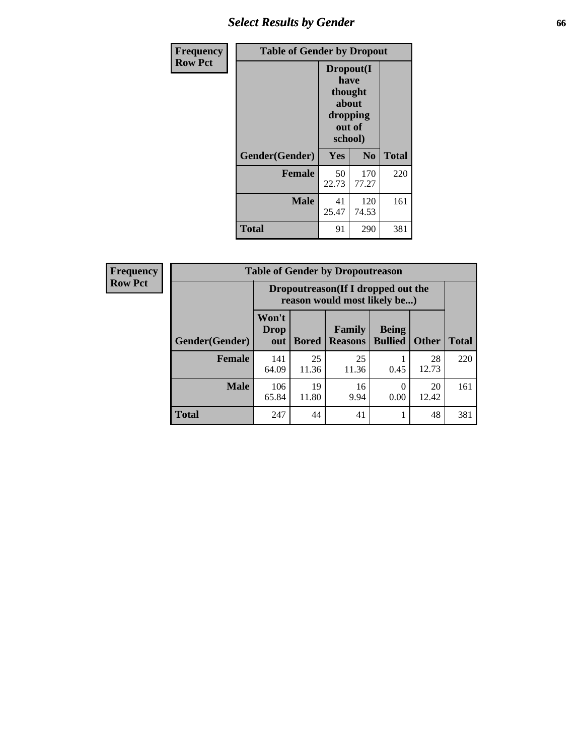| Frequency Row Pct | Table of Gender by Dropout | | |
|---|---|---|---|
| | Dropout(I have thought about dropping out of school) | | |
| Gender(Gender) | Yes | No | Total |
| Female | 50<br>22.73 | 170<br>77.27 | 220 |
| Male | 41<br>25.47 | 120<br>74.53 | 161 |
| Total | 91 | 290 | 381 |

| Frequency Row Pct | Table of Gender by Dropoutreason | | | | | |
|---|---|---|---|---|---|---|
| | Dropoutreason(If I dropped out the reason would most likely be...) | | | | | |
| Gender(Gender) | Won't Drop out | Bored | Family Reasons | Being Bullied | Other | Total |
| Female | 141<br>64.09 | 25<br>11.36 | 25<br>11.36 | 1<br>0.45 | 28<br>12.73 | 220 |
| Male | 106<br>65.84 | 19<br>11.80 | 16<br>9.94 | 0<br>0.00 | 20<br>12.42 | 161 |
| Total | 247 | 44 | 41 | 1 | 48 | 381 |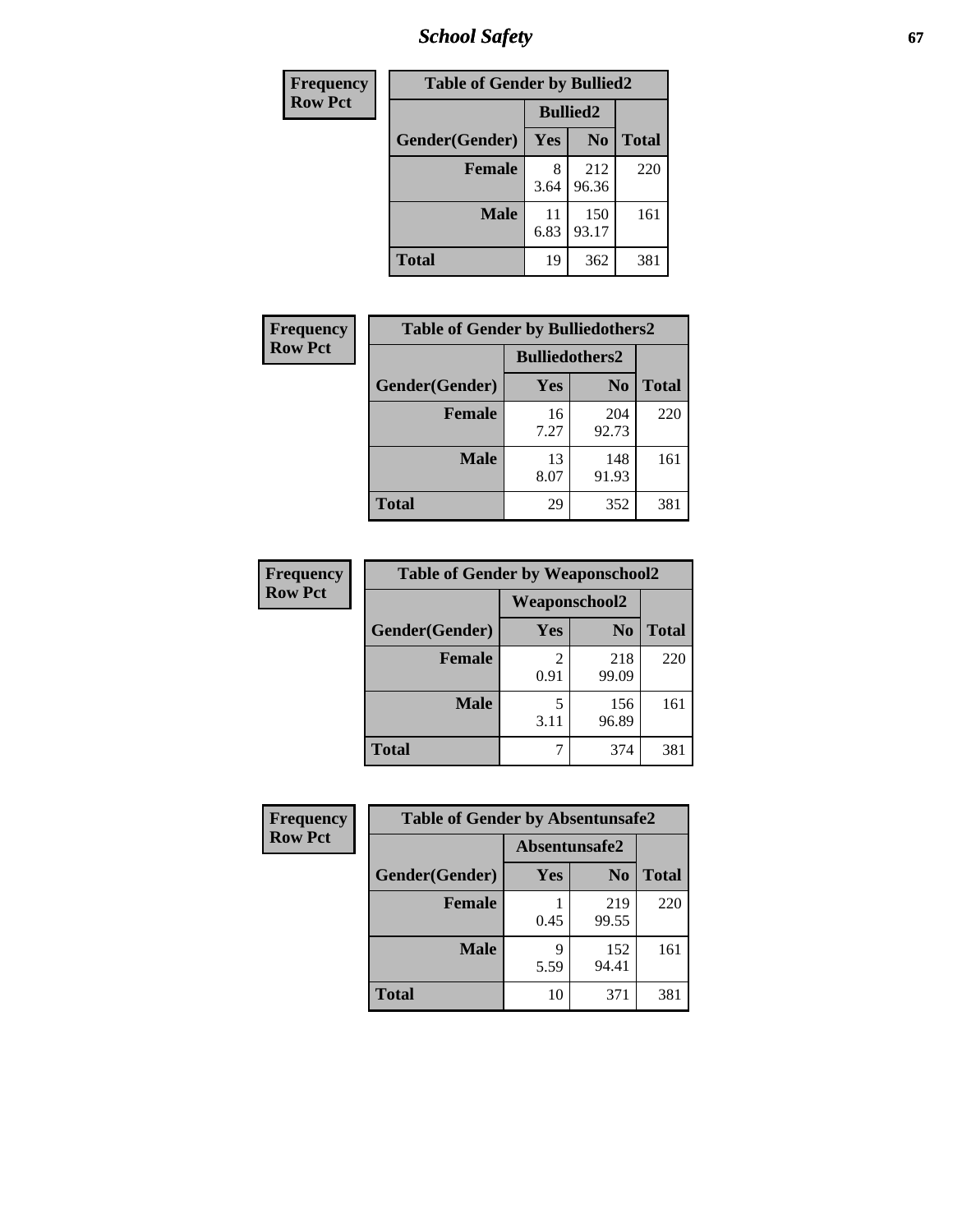| Frequency<br>Row Pct | | | |
|---|---|---|---|
| **Table of Gender by Bullied2** | | | |
| | **Bullied2** | | |
| **Gender(Gender)** | **Yes** | **No** | **Total** |
| **Female** | 8<br>3.64 | 212<br>96.36 | 220 |
| **Male** | 11<br>6.83 | 150<br>93.17 | 161 |
| **Total** | 19 | 362 | 381 |

| Frequency<br>Row Pct | | | |
|---|---|---|---|
| **Table of Gender by Bulliedothers2** | | | |
| | **Bulliedothers2** | | |
| **Gender(Gender)** | **Yes** | **No** | **Total** |
| **Female** | 16<br>7.27 | 204<br>92.73 | 220 |
| **Male** | 13<br>8.07 | 148<br>91.93 | 161 |
| **Total** | 29 | 352 | 381 |

| Frequency<br>Row Pct | | | |
|---|---|---|---|
| **Table of Gender by Weaponschool2** | | | |
| | **Weaponschool2** | | |
| **Gender(Gender)** | **Yes** | **No** | **Total** |
| **Female** | 2<br>0.91 | 218<br>99.09 | 220 |
| **Male** | 5<br>3.11 | 156<br>96.89 | 161 |
| **Total** | 7 | 374 | 381 |

| Frequency<br>Row Pct | | | |
|---|---|---|---|
| **Table of Gender by Absentunsafe2** | | | |
| | **Absentunsafe2** | | |
| **Gender(Gender)** | **Yes** | **No** | **Total** |
| **Female** | 1<br>0.45 | 219<br>99.55 | 220 |
| **Male** | 9<br>5.59 | 152<br>94.41 | 161 |
| **Total** | 10 | 371 | 381 |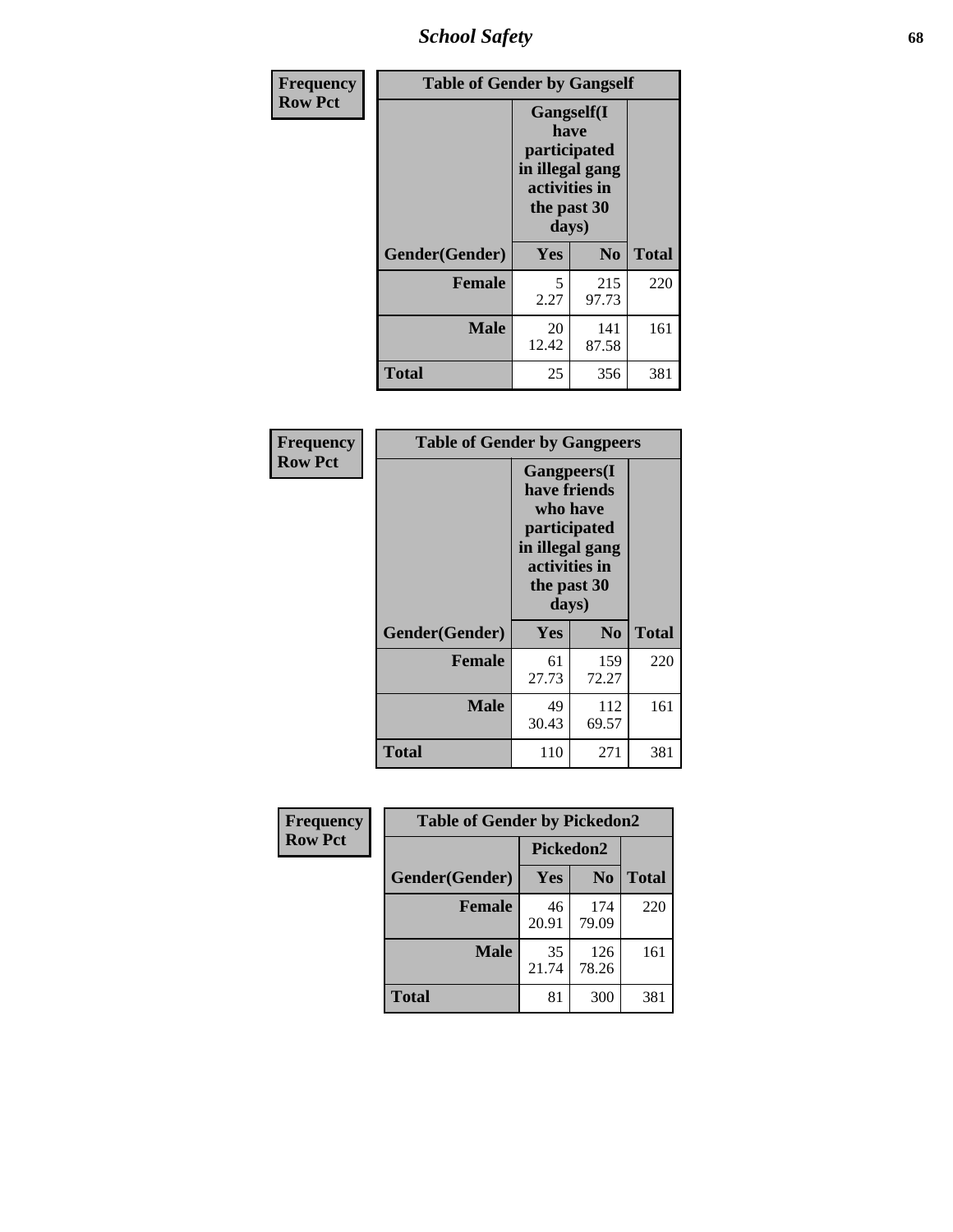| Frequency Row Pct | Table of Gender by Gangself | | |
|---|---|---|---|
| | Gangself(I have participated in illegal gang activities in the past 30 days) | | |
| Gender(Gender) | Yes | No | Total |
| Female | 5<br>2.27 | 215<br>97.73 | 220 |
| Male | 20<br>12.42 | 141<br>87.58 | 161 |
| Total | 25 | 356 | 381 |

| Frequency Row Pct | Table of Gender by Gangpeers | | |
|---|---|---|---|
| | Gangpeers(I have friends who have participated in illegal gang activities in the past 30 days) | | |
| Gender(Gender) | Yes | No | Total |
| Female | 61<br>27.73 | 159<br>72.27 | 220 |
| Male | 49<br>30.43 | 112<br>69.57 | 161 |
| Total | 110 | 271 | 381 |

| Frequency Row Pct | Table of Gender by Pickedon2 | | |
|---|---|---|---|
| | Pickedon2 | | |
| Gender(Gender) | Yes | No | Total |
| Female | 46<br>20.91 | 174<br>79.09 | 220 |
| Male | 35<br>21.74 | 126<br>78.26 | 161 |
| Total | 81 | 300 | 381 |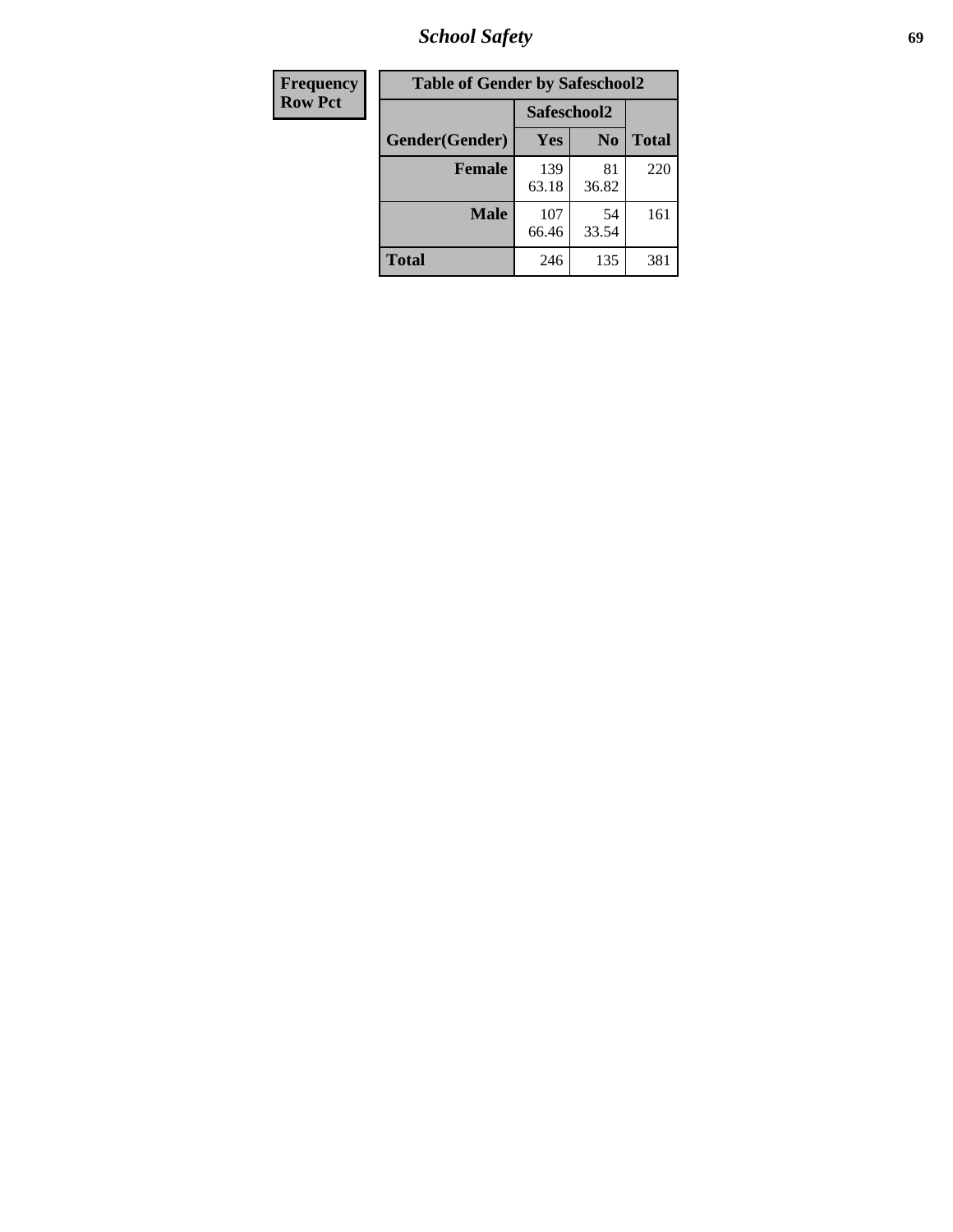| Frequency Row Pct |
|---|

**Table of Gender by Safeschool2**

| Gender(Gender) | Safeschool2 | | Total |
|---|---|---|---|
| | Yes | No | |
| **Female** | 139<br>63.18 | 81<br>36.82 | 220 |
| **Male** | 107<br>66.46 | 54<br>33.54 | 161 |
| **Total** | 246 | 135 | 381 |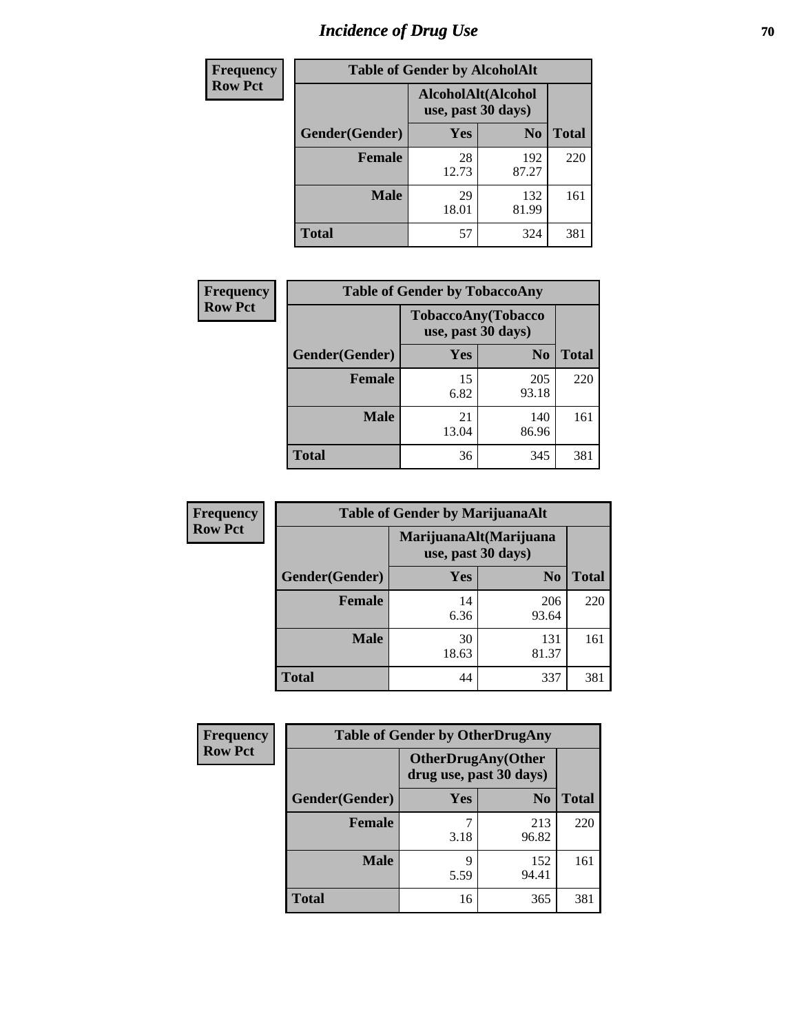# Incidence of Drug Use

**Frequency**
**Row Pct**

| Table of Gender by AlcoholAlt | | | |
|---|---|---|---|
| | AlcoholAlt(Alcohol use, past 30 days) | | |
| Gender(Gender) | Yes | No | Total |
| Female | 28<br>12.73 | 192<br>87.27 | 220 |
| Male | 29<br>18.01 | 132<br>81.99 | 161 |
| Total | 57 | 324 | 381 |

**Frequency**
**Row Pct**

| Table of Gender by TobaccoAny | | | |
|---|---|---|---|
| | TobaccoAny(Tobacco use, past 30 days) | | |
| Gender(Gender) | Yes | No | Total |
| Female | 15<br>6.82 | 205<br>93.18 | 220 |
| Male | 21<br>13.04 | 140<br>86.96 | 161 |
| Total | 36 | 345 | 381 |

**Frequency**
**Row Pct**

| Table of Gender by MarijuanaAlt | | | |
|---|---|---|---|
| | MarijuanaAlt(Marijuana use, past 30 days) | | |
| Gender(Gender) | Yes | No | Total |
| Female | 14<br>6.36 | 206<br>93.64 | 220 |
| Male | 30<br>18.63 | 131<br>81.37 | 161 |
| Total | 44 | 337 | 381 |

**Frequency**
**Row Pct**

| Table of Gender by OtherDrugAny | | | |
|---|---|---|---|
| | OtherDrugAny(Other drug use, past 30 days) | | |
| Gender(Gender) | Yes | No | Total |
| Female | 7<br>3.18 | 213<br>96.82 | 220 |
| Male | 9<br>5.59 | 152<br>94.41 | 161 |
| Total | 16 | 365 | 381 |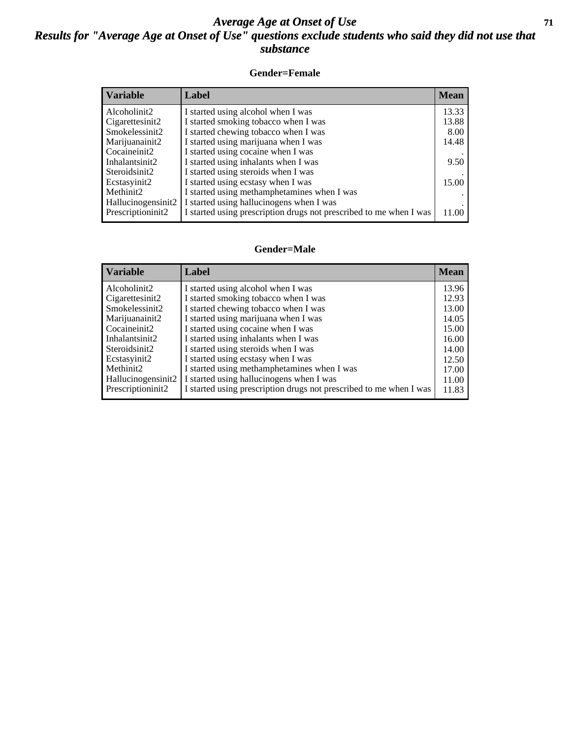# Average Age at Onset of Use

## Results for "Average Age at Onset of Use" questions exclude students who said they did not use that substance

### Gender=Female

| Variable | Label | Mean |
|---|---|---|
| Alcoholinit2 | I started using alcohol when I was | 13.33 |
| Cigarettesinit2 | I started smoking tobacco when I was | 13.88 |
| Smokelessinit2 | I started chewing tobacco when I was | 8.00 |
| Marijuanainit2 | I started using marijuana when I was | 14.48 |
| Cocaineinit2 | I started using cocaine when I was | . |
| Inhalantsinit2 | I started using inhalants when I was | 9.50 |
| Steroidsinit2 | I started using steroids when I was | . |
| Ecstasyinit2 | I started using ecstasy when I was | 15.00 |
| Methinit2 | I started using methamphetamines when I was | . |
| Hallucinogensinit2 | I started using hallucinogens when I was | . |
| Prescriptioninit2 | I started using prescription drugs not prescribed to me when I was | 11.00 |

### Gender=Male

| Variable | Label | Mean |
|---|---|---|
| Alcoholinit2 | I started using alcohol when I was | 13.96 |
| Cigarettesinit2 | I started smoking tobacco when I was | 12.93 |
| Smokelessinit2 | I started chewing tobacco when I was | 13.00 |
| Marijuanainit2 | I started using marijuana when I was | 14.05 |
| Cocaineinit2 | I started using cocaine when I was | 15.00 |
| Inhalantsinit2 | I started using inhalants when I was | 16.00 |
| Steroidsinit2 | I started using steroids when I was | 14.00 |
| Ecstasyinit2 | I started using ecstasy when I was | 12.50 |
| Methinit2 | I started using methamphetamines when I was | 17.00 |
| Hallucinogensinit2 | I started using hallucinogens when I was | 11.00 |
| Prescriptioninit2 | I started using prescription drugs not prescribed to me when I was | 11.83 |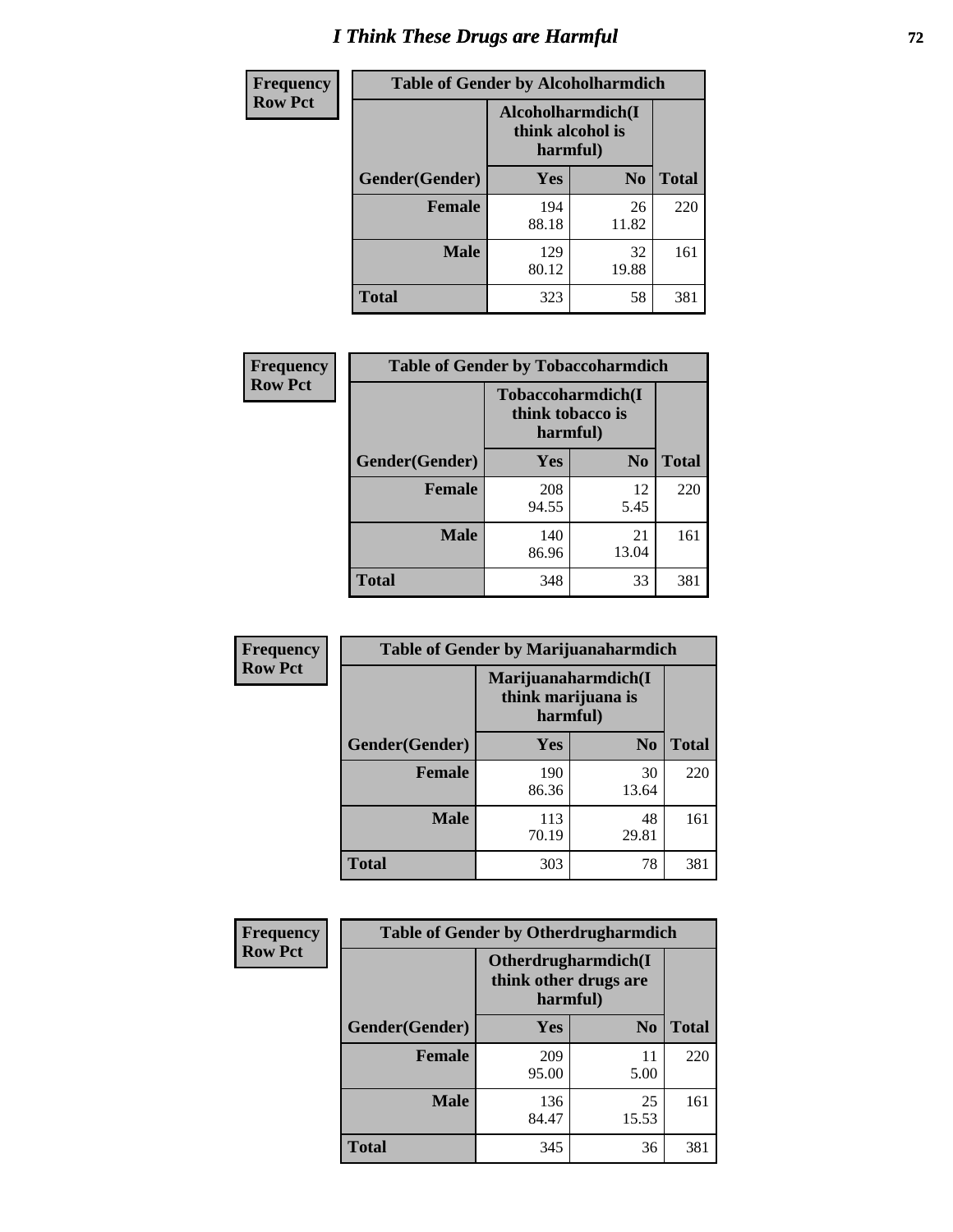# I Think These Drugs are Harmful

Frequency
Row Pct

| Table of Gender by Alcoholharmdich | | | |
|---|---|---|---|
| | Alcoholharmdich(I think alcohol is harmful) | | |
| Gender(Gender) | Yes | No | Total |
| Female | 194<br>88.18 | 26<br>11.82 | 220 |
| Male | 129<br>80.12 | 32<br>19.88 | 161 |
| Total | 323 | 58 | 381 |

Frequency
Row Pct

| Table of Gender by Tobaccoharmdich | | | |
|---|---|---|---|
| | Tobaccoharmdich(I think tobacco is harmful) | | |
| Gender(Gender) | Yes | No | Total |
| Female | 208<br>94.55 | 12<br>5.45 | 220 |
| Male | 140<br>86.96 | 21<br>13.04 | 161 |
| Total | 348 | 33 | 381 |

Frequency
Row Pct

| Table of Gender by Marijuanaharmdich | | | |
|---|---|---|---|
| | Marijuanaharmdich(I think marijuana is harmful) | | |
| Gender(Gender) | Yes | No | Total |
| Female | 190<br>86.36 | 30<br>13.64 | 220 |
| Male | 113<br>70.19 | 48<br>29.81 | 161 |
| Total | 303 | 78 | 381 |

Frequency
Row Pct

| Table of Gender by Otherdrugharmdich | | | |
|---|---|---|---|
| | Otherdrugharmdich(I think other drugs are harmful) | | |
| Gender(Gender) | Yes | No | Total |
| Female | 209<br>95.00 | 11<br>5.00 | 220 |
| Male | 136<br>84.47 | 25<br>15.53 | 161 |
| Total | 345 | 36 | 381 |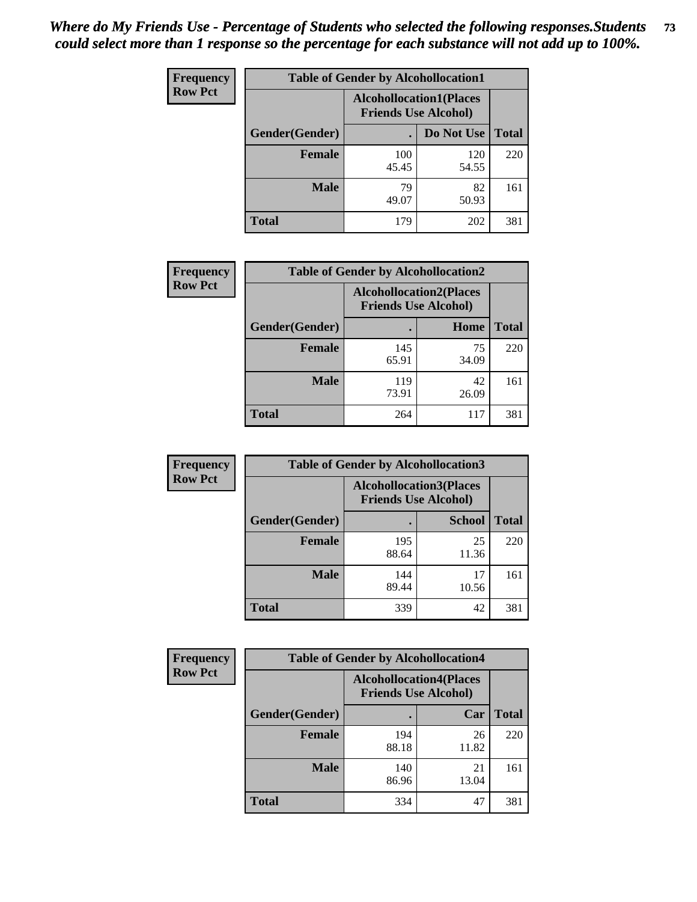*Where do My Friends Use - Percentage of Students who selected the following responses.Students could select more than 1 response so the percentage for each substance will not add up to 100%.*

**Frequency**
**Row Pct**

| Table of Gender by Alcohollocation1 | | | |
|---|---|---|---|
| | Alcohollocation1(Places Friends Use Alcohol) | | |
| Gender(Gender) | . | Do Not Use | Total |
| **Female** | 100<br>45.45 | 120<br>54.55 | 220 |
| **Male** | 79<br>49.07 | 82<br>50.93 | 161 |
| **Total** | 179 | 202 | 381 |

**Frequency**
**Row Pct**

| Table of Gender by Alcohollocation2 | | | |
|---|---|---|---|
| | Alcohollocation2(Places Friends Use Alcohol) | | |
| Gender(Gender) | . | Home | Total |
| **Female** | 145<br>65.91 | 75<br>34.09 | 220 |
| **Male** | 119<br>73.91 | 42<br>26.09 | 161 |
| **Total** | 264 | 117 | 381 |

**Frequency**
**Row Pct**

| Table of Gender by Alcohollocation3 | | | |
|---|---|---|---|
| | Alcohollocation3(Places Friends Use Alcohol) | | |
| Gender(Gender) | . | School | Total |
| **Female** | 195<br>88.64 | 25<br>11.36 | 220 |
| **Male** | 144<br>89.44 | 17<br>10.56 | 161 |
| **Total** | 339 | 42 | 381 |

**Frequency**
**Row Pct**

| Table of Gender by Alcohollocation4 | | | |
|---|---|---|---|
| | Alcohollocation4(Places Friends Use Alcohol) | | |
| Gender(Gender) | . | Car | Total |
| **Female** | 194<br>88.18 | 26<br>11.82 | 220 |
| **Male** | 140<br>86.96 | 21<br>13.04 | 161 |
| **Total** | 334 | 47 | 381 |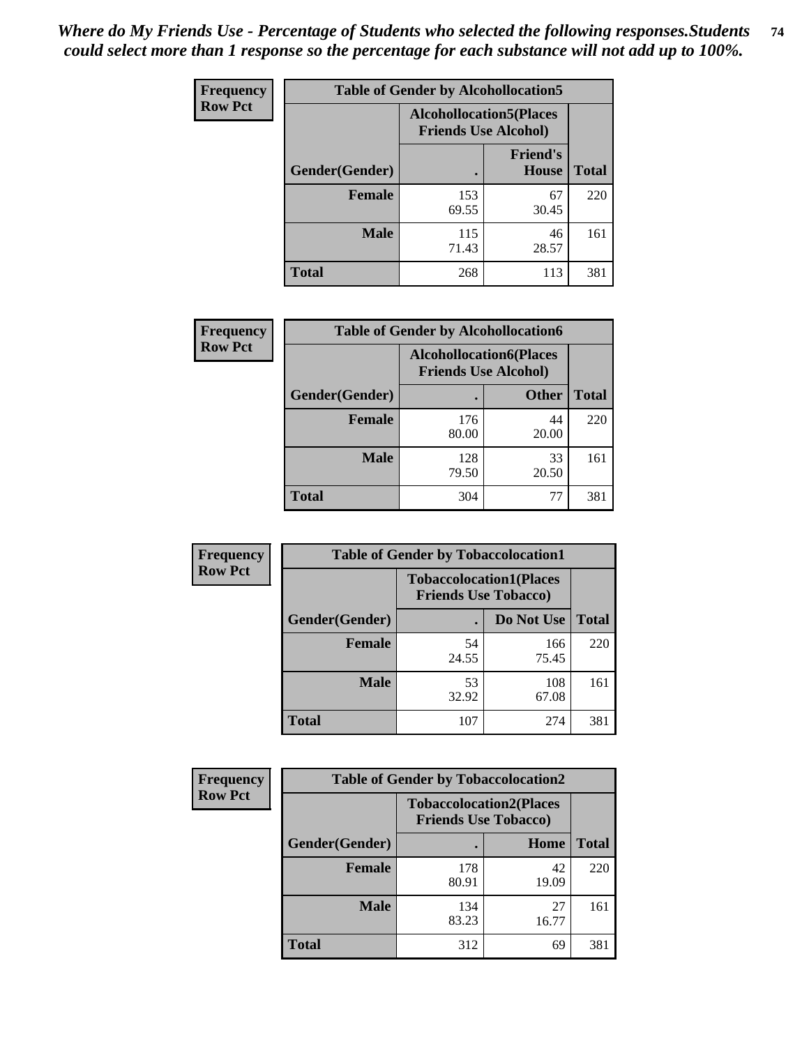*Where do My Friends Use - Percentage of Students who selected the following responses.Students could select more than 1 response so the percentage for each substance will not add up to 100%.*

**Frequency Row Pct**

| Table of Gender by Alcohollocation5 | | | |
|---|---|---|---|
| | Alcohollocation5(Places Friends Use Alcohol) | | |
| Gender(Gender) | . | Friend's House | Total |
| Female | 153<br>69.55 | 67<br>30.45 | 220 |
| Male | 115<br>71.43 | 46<br>28.57 | 161 |
| Total | 268 | 113 | 381 |

**Frequency Row Pct**

| Table of Gender by Alcohollocation6 | | | |
|---|---|---|---|
| | Alcohollocation6(Places Friends Use Alcohol) | | |
| Gender(Gender) | . | Other | Total |
| Female | 176<br>80.00 | 44<br>20.00 | 220 |
| Male | 128<br>79.50 | 33<br>20.50 | 161 |
| Total | 304 | 77 | 381 |

**Frequency Row Pct**

| Table of Gender by Tobaccolocation1 | | | |
|---|---|---|---|
| | Tobaccolocation1(Places Friends Use Tobacco) | | |
| Gender(Gender) | . | Do Not Use | Total |
| Female | 54<br>24.55 | 166<br>75.45 | 220 |
| Male | 53<br>32.92 | 108<br>67.08 | 161 |
| Total | 107 | 274 | 381 |

**Frequency Row Pct**

| Table of Gender by Tobaccolocation2 | | | |
|---|---|---|---|
| | Tobaccolocation2(Places Friends Use Tobacco) | | |
| Gender(Gender) | . | Home | Total |
| Female | 178<br>80.91 | 42<br>19.09 | 220 |
| Male | 134<br>83.23 | 27<br>16.77 | 161 |
| Total | 312 | 69 | 381 |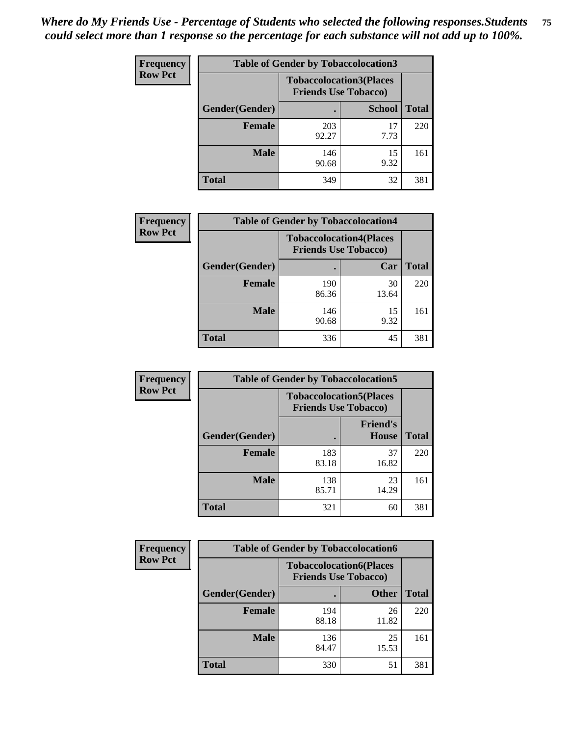*Where do My Friends Use - Percentage of Students who selected the following responses.Students could select more than 1 response so the percentage for each substance will not add up to 100%.*

**Frequency**
**Row Pct**

| Table of Gender by Tobaccolocation3 | | | |
|---|---|---|---|
| | Tobaccolocation3(Places Friends Use Tobacco) | | |
| Gender(Gender) | . | School | Total |
| Female | 203<br>92.27 | 17<br>7.73 | 220 |
| Male | 146<br>90.68 | 15<br>9.32 | 161 |
| Total | 349 | 32 | 381 |

**Frequency**
**Row Pct**

| Table of Gender by Tobaccolocation4 | | | |
|---|---|---|---|
| | Tobaccolocation4(Places Friends Use Tobacco) | | |
| Gender(Gender) | . | Car | Total |
| Female | 190<br>86.36 | 30<br>13.64 | 220 |
| Male | 146<br>90.68 | 15<br>9.32 | 161 |
| Total | 336 | 45 | 381 |

**Frequency**
**Row Pct**

| Table of Gender by Tobaccolocation5 | | | |
|---|---|---|---|
| | Tobaccolocation5(Places Friends Use Tobacco) | | |
| Gender(Gender) | . | Friend's House | Total |
| Female | 183<br>83.18 | 37<br>16.82 | 220 |
| Male | 138<br>85.71 | 23<br>14.29 | 161 |
| Total | 321 | 60 | 381 |

**Frequency**
**Row Pct**

| Table of Gender by Tobaccolocation6 | | | |
|---|---|---|---|
| | Tobaccolocation6(Places Friends Use Tobacco) | | |
| Gender(Gender) | . | Other | Total |
| Female | 194<br>88.18 | 26<br>11.82 | 220 |
| Male | 136<br>84.47 | 25<br>15.53 | 161 |
| Total | 330 | 51 | 381 |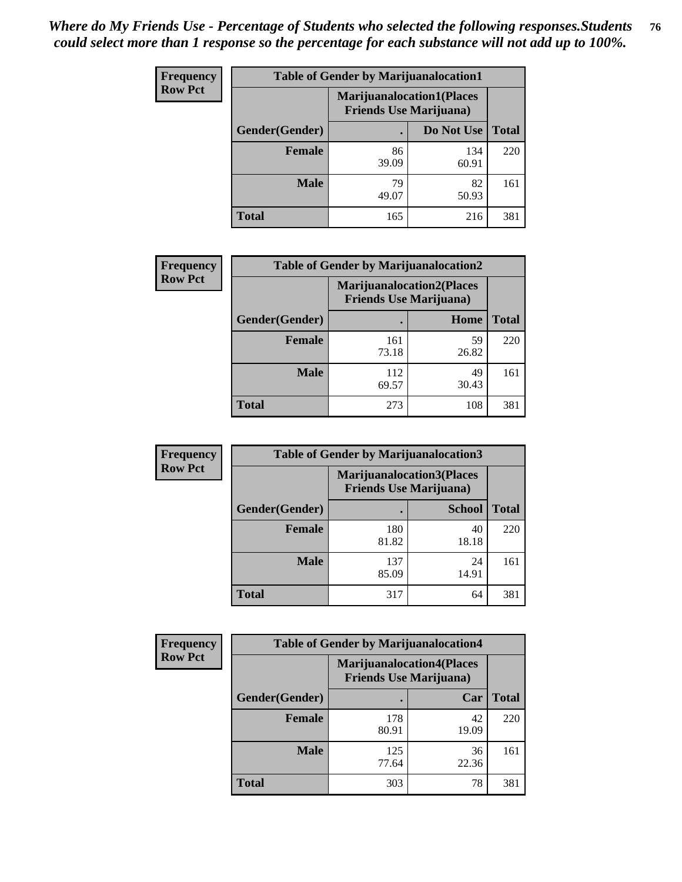*Where do My Friends Use - Percentage of Students who selected the following responses.Students could select more than 1 response so the percentage for each substance will not add up to 100%.*

**Frequency**
**Row Pct**

| Table of Gender by Marijuanalocation1 | | | |
|---|---|---|---|
| | Marijuanalocation1(Places Friends Use Marijuana) | | |
| Gender(Gender) | . | Do Not Use | Total |
| Female | 86<br>39.09 | 134<br>60.91 | 220 |
| Male | 79<br>49.07 | 82<br>50.93 | 161 |
| Total | 165 | 216 | 381 |

**Frequency**
**Row Pct**

| Table of Gender by Marijuanalocation2 | | | |
|---|---|---|---|
| | Marijuanalocation2(Places Friends Use Marijuana) | | |
| Gender(Gender) | . | Home | Total |
| Female | 161<br>73.18 | 59<br>26.82 | 220 |
| Male | 112<br>69.57 | 49<br>30.43 | 161 |
| Total | 273 | 108 | 381 |

**Frequency**
**Row Pct**

| Table of Gender by Marijuanalocation3 | | | |
|---|---|---|---|
| | Marijuanalocation3(Places Friends Use Marijuana) | | |
| Gender(Gender) | . | School | Total |
| Female | 180<br>81.82 | 40<br>18.18 | 220 |
| Male | 137<br>85.09 | 24<br>14.91 | 161 |
| Total | 317 | 64 | 381 |

**Frequency**
**Row Pct**

| Table of Gender by Marijuanalocation4 | | | |
|---|---|---|---|
| | Marijuanalocation4(Places Friends Use Marijuana) | | |
| Gender(Gender) | . | Car | Total |
| Female | 178<br>80.91 | 42<br>19.09 | 220 |
| Male | 125<br>77.64 | 36<br>22.36 | 161 |
| Total | 303 | 78 | 381 |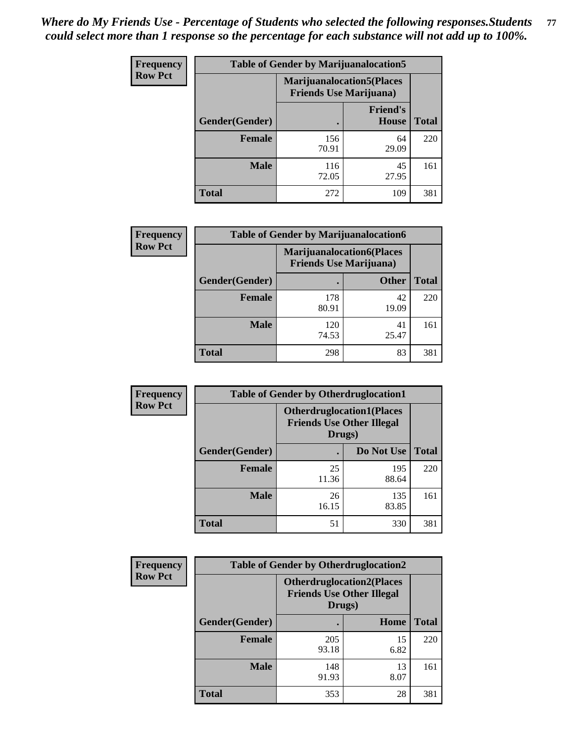*Where do My Friends Use - Percentage of Students who selected the following responses.Students could select more than 1 response so the percentage for each substance will not add up to 100%.*

**Frequency**
**Row Pct**

| Table of Gender by Marijuanalocation5 | | | |
|---|---|---|---|
| | Marijuanalocation5(Places Friends Use Marijuana) | | |
| Gender(Gender) | . | Friend's House | Total |
| **Female** | 156<br>70.91 | 64<br>29.09 | 220 |
| **Male** | 116<br>72.05 | 45<br>27.95 | 161 |
| **Total** | 272 | 109 | 381 |

**Frequency**
**Row Pct**

| Table of Gender by Marijuanalocation6 | | | |
|---|---|---|---|
| | Marijuanalocation6(Places Friends Use Marijuana) | | |
| Gender(Gender) | . | Other | Total |
| **Female** | 178<br>80.91 | 42<br>19.09 | 220 |
| **Male** | 120<br>74.53 | 41<br>25.47 | 161 |
| **Total** | 298 | 83 | 381 |

**Frequency**
**Row Pct**

| Table of Gender by Otherdruglocation1 | | | |
|---|---|---|---|
| | Otherdruglocation1(Places Friends Use Other Illegal Drugs) | | |
| Gender(Gender) | . | Do Not Use | Total |
| **Female** | 25<br>11.36 | 195<br>88.64 | 220 |
| **Male** | 26<br>16.15 | 135<br>83.85 | 161 |
| **Total** | 51 | 330 | 381 |

**Frequency**
**Row Pct**

| Table of Gender by Otherdruglocation2 | | | |
|---|---|---|---|
| | Otherdruglocation2(Places Friends Use Other Illegal Drugs) | | |
| Gender(Gender) | . | Home | Total |
| **Female** | 205<br>93.18 | 15<br>6.82 | 220 |
| **Male** | 148<br>91.93 | 13<br>8.07 | 161 |
| **Total** | 353 | 28 | 381 |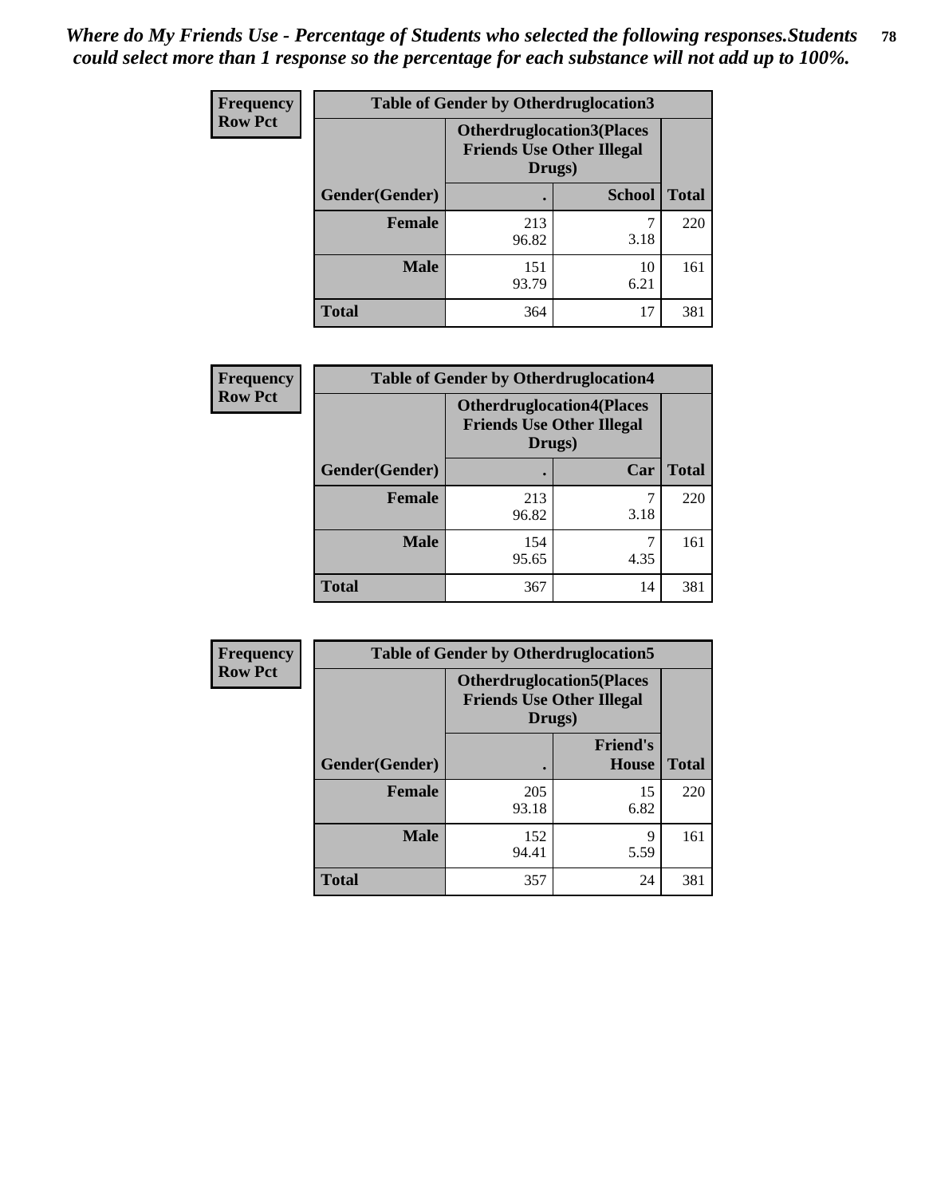*Where do My Friends Use - Percentage of Students who selected the following responses.Students could select more than 1 response so the percentage for each substance will not add up to 100%.*

**Frequency**
**Row Pct**

| Table of Gender by Otherdruglocation3 | | | |
|---|---|---|---|
| | **Otherdruglocation3(Places Friends Use Other Illegal Drugs)** | | |
| **Gender(Gender)** | **.** | **School** | **Total** |
| **Female** | 213<br>96.82 | 7<br>3.18 | 220 |
| **Male** | 151<br>93.79 | 10<br>6.21 | 161 |
| **Total** | 364 | 17 | 381 |

**Frequency**
**Row Pct**

| Table of Gender by Otherdruglocation4 | | | |
|---|---|---|---|
| | **Otherdruglocation4(Places Friends Use Other Illegal Drugs)** | | |
| **Gender(Gender)** | **.** | **Car** | **Total** |
| **Female** | 213<br>96.82 | 7<br>3.18 | 220 |
| **Male** | 154<br>95.65 | 7<br>4.35 | 161 |
| **Total** | 367 | 14 | 381 |

**Frequency**
**Row Pct**

| Table of Gender by Otherdruglocation5 | | | |
|---|---|---|---|
| | **Otherdruglocation5(Places Friends Use Other Illegal Drugs)** | | |
| **Gender(Gender)** | **.** | **Friend's House** | **Total** |
| **Female** | 205<br>93.18 | 15<br>6.82 | 220 |
| **Male** | 152<br>94.41 | 9<br>5.59 | 161 |
| **Total** | 357 | 24 | 381 |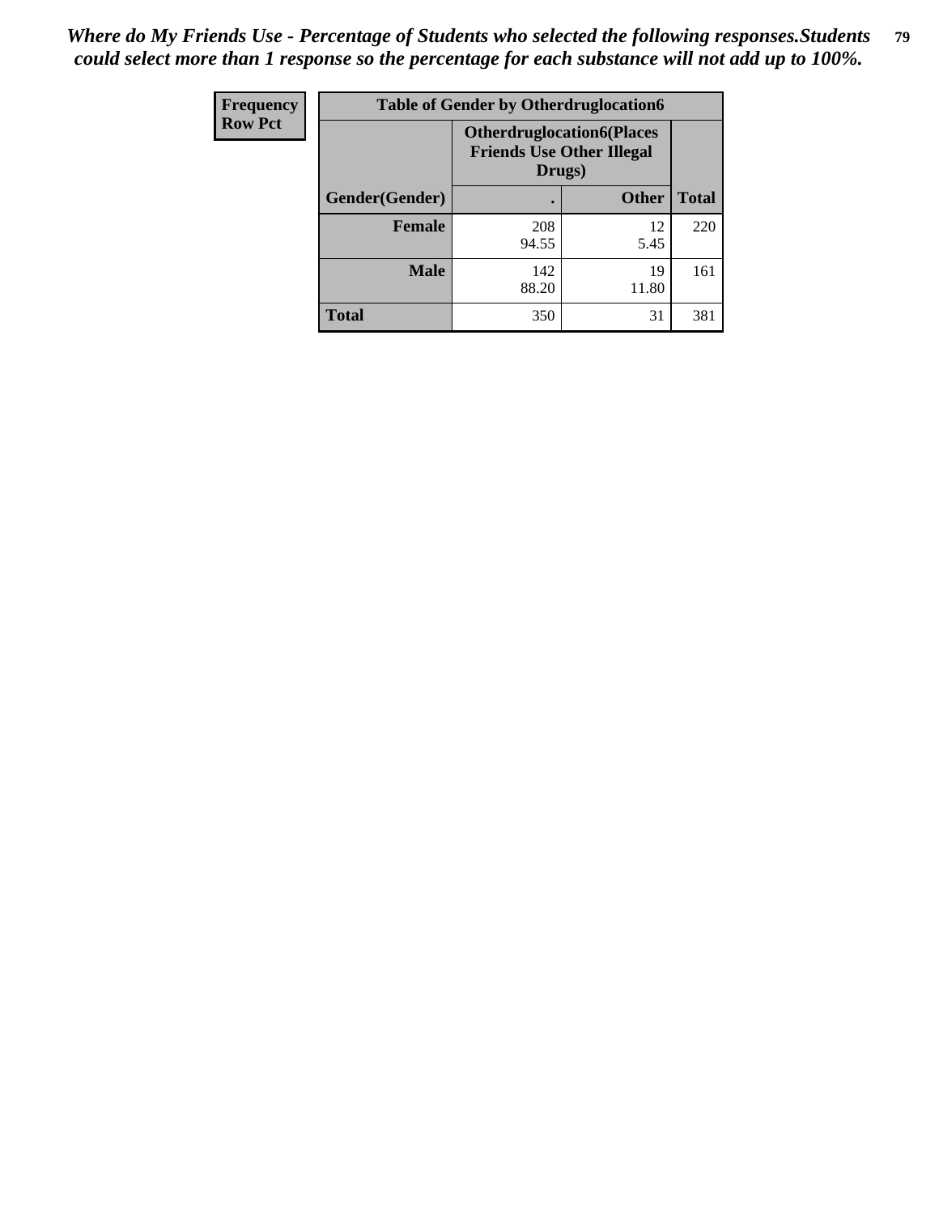*Where do My Friends Use - Percentage of Students who selected the following responses.Students could select more than 1 response so the percentage for each substance will not add up to 100%.*

| Frequency<br>Row Pct | Table of Gender by Otherdruglocation6 | | |
|---|---|---|---|
| | Otherdruglocation6(Places Friends Use Other Illegal Drugs) | | |
| Gender(Gender) | . | Other | Total |
| Female | 208<br>94.55 | 12<br>5.45 | 220 |
| Male | 142<br>88.20 | 19<br>11.80 | 161 |
| Total | 350 | 31 | 381 |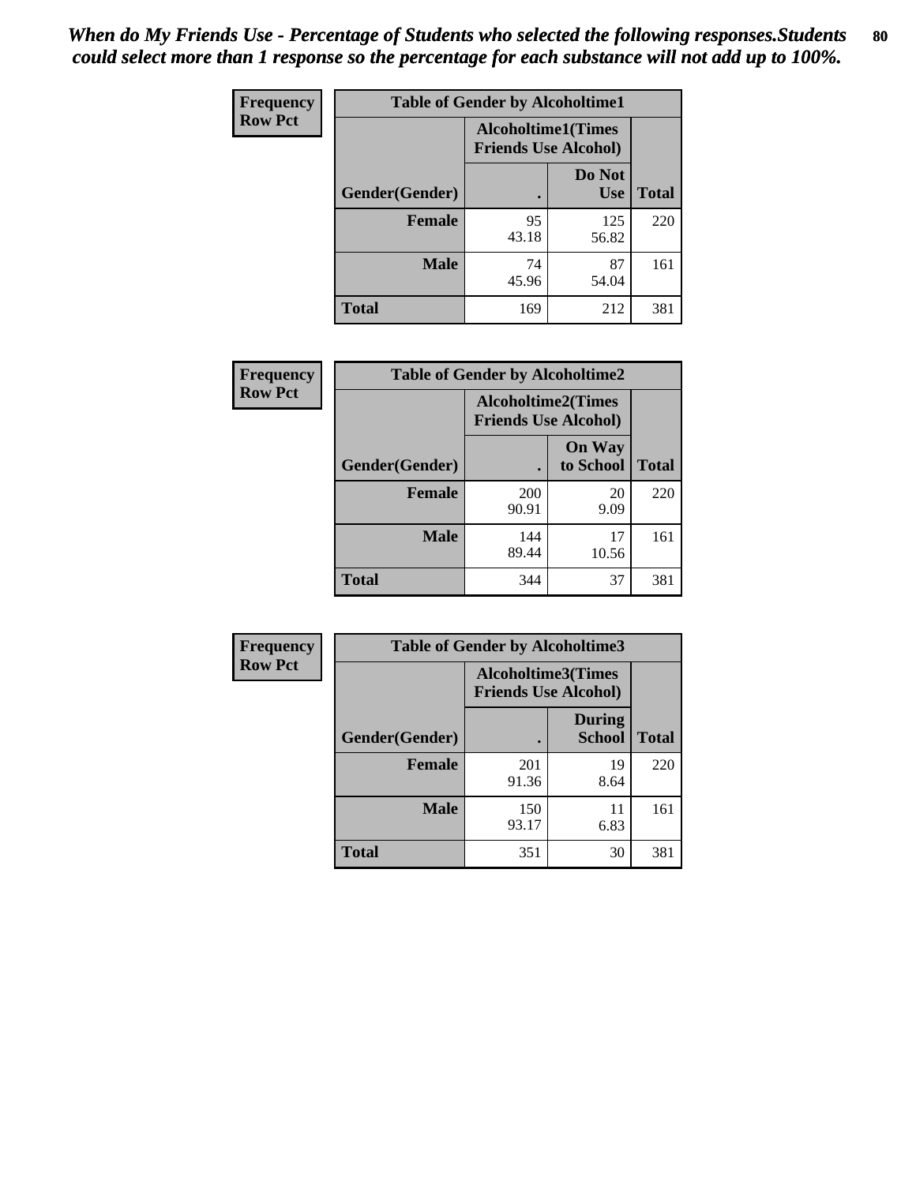*When do My Friends Use - Percentage of Students who selected the following responses.Students could select more than 1 response so the percentage for each substance will not add up to 100%.*

**Frequency**
**Row Pct**

**Table of Gender by Alcoholtime1**

| Gender(Gender) | Alcoholtime1(Times Friends Use Alcohol) . | Do Not Use | Total |
|---|---|---|---|
| **Female** | 95<br>43.18 | 125<br>56.82 | 220 |
| **Male** | 74<br>45.96 | 87<br>54.04 | 161 |
| **Total** | 169 | 212 | 381 |

**Frequency**
**Row Pct**

**Table of Gender by Alcoholtime2**

| Gender(Gender) | Alcoholtime2(Times Friends Use Alcohol) . | On Way to School | Total |
|---|---|---|---|
| **Female** | 200<br>90.91 | 20<br>9.09 | 220 |
| **Male** | 144<br>89.44 | 17<br>10.56 | 161 |
| **Total** | 344 | 37 | 381 |

**Frequency**
**Row Pct**

**Table of Gender by Alcoholtime3**

| Gender(Gender) | Alcoholtime3(Times Friends Use Alcohol) . | During School | Total |
|---|---|---|---|
| **Female** | 201<br>91.36 | 19<br>8.64 | 220 |
| **Male** | 150<br>93.17 | 11<br>6.83 | 161 |
| **Total** | 351 | 30 | 381 |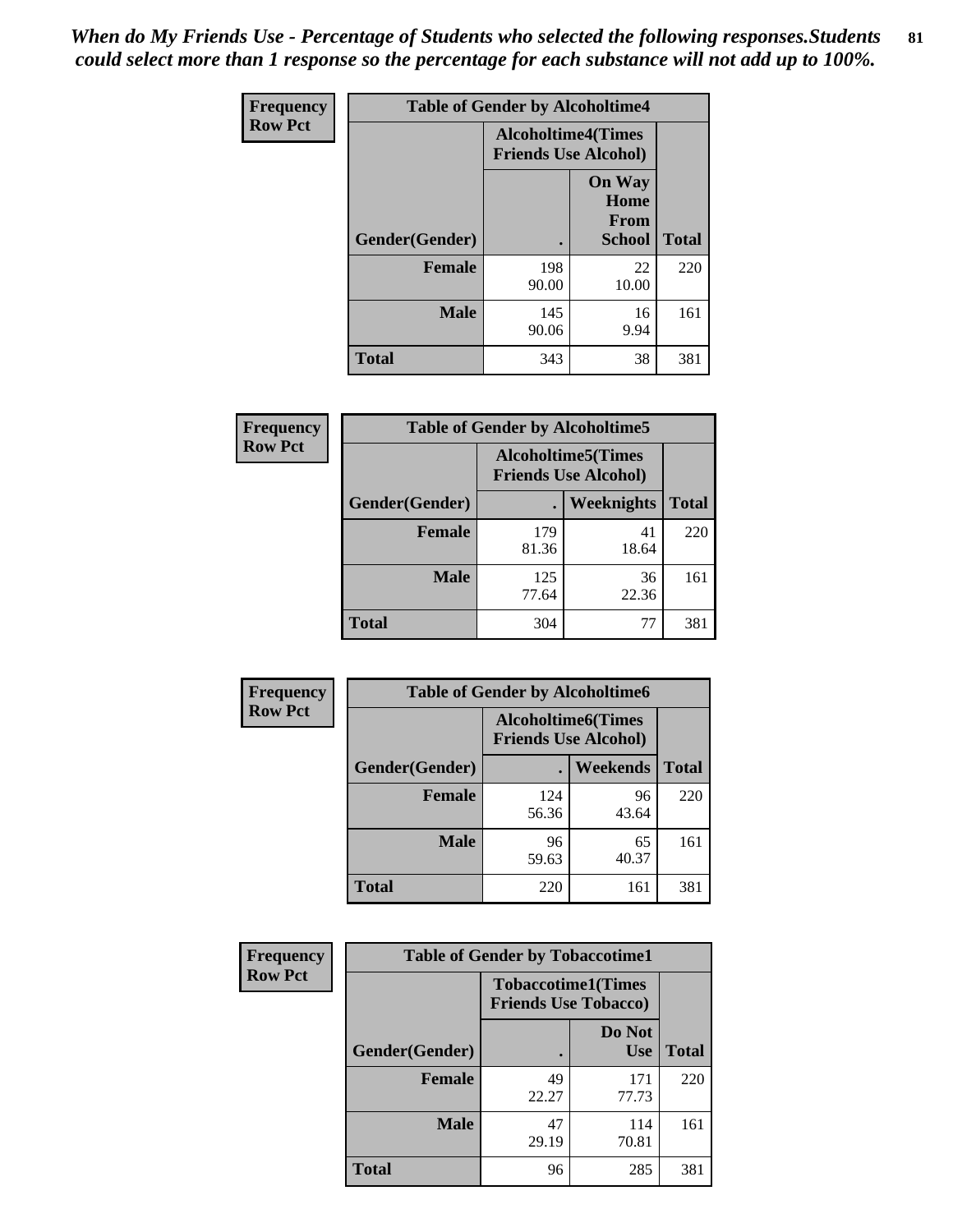*When do My Friends Use - Percentage of Students who selected the following responses.Students could select more than 1 response so the percentage for each substance will not add up to 100%.*

**Frequency**
**Row Pct**

| Table of Gender by Alcoholtime4 | | | |
|---|---|---|---|
| | Alcoholtime4(Times Friends Use Alcohol) | | |
| Gender(Gender) | . | On Way Home From School | Total |
| **Female** | 198<br>90.00 | 22<br>10.00 | 220 |
| **Male** | 145<br>90.06 | 16<br>9.94 | 161 |
| **Total** | 343 | 38 | 381 |

**Frequency**
**Row Pct**

| Table of Gender by Alcoholtime5 | | | |
|---|---|---|---|
| | Alcoholtime5(Times Friends Use Alcohol) | | |
| Gender(Gender) | . | Weeknights | Total |
| **Female** | 179<br>81.36 | 41<br>18.64 | 220 |
| **Male** | 125<br>77.64 | 36<br>22.36 | 161 |
| **Total** | 304 | 77 | 381 |

**Frequency**
**Row Pct**

| Table of Gender by Alcoholtime6 | | | |
|---|---|---|---|
| | Alcoholtime6(Times Friends Use Alcohol) | | |
| Gender(Gender) | . | Weekends | Total |
| **Female** | 124<br>56.36 | 96<br>43.64 | 220 |
| **Male** | 96<br>59.63 | 65<br>40.37 | 161 |
| **Total** | 220 | 161 | 381 |

**Frequency**
**Row Pct**

| Table of Gender by Tobaccotime1 | | | |
|---|---|---|---|
| | Tobaccotime1(Times Friends Use Tobacco) | | |
| Gender(Gender) | . | Do Not Use | Total |
| **Female** | 49<br>22.27 | 171<br>77.73 | 220 |
| **Male** | 47<br>29.19 | 114<br>70.81 | 161 |
| **Total** | 96 | 285 | 381 |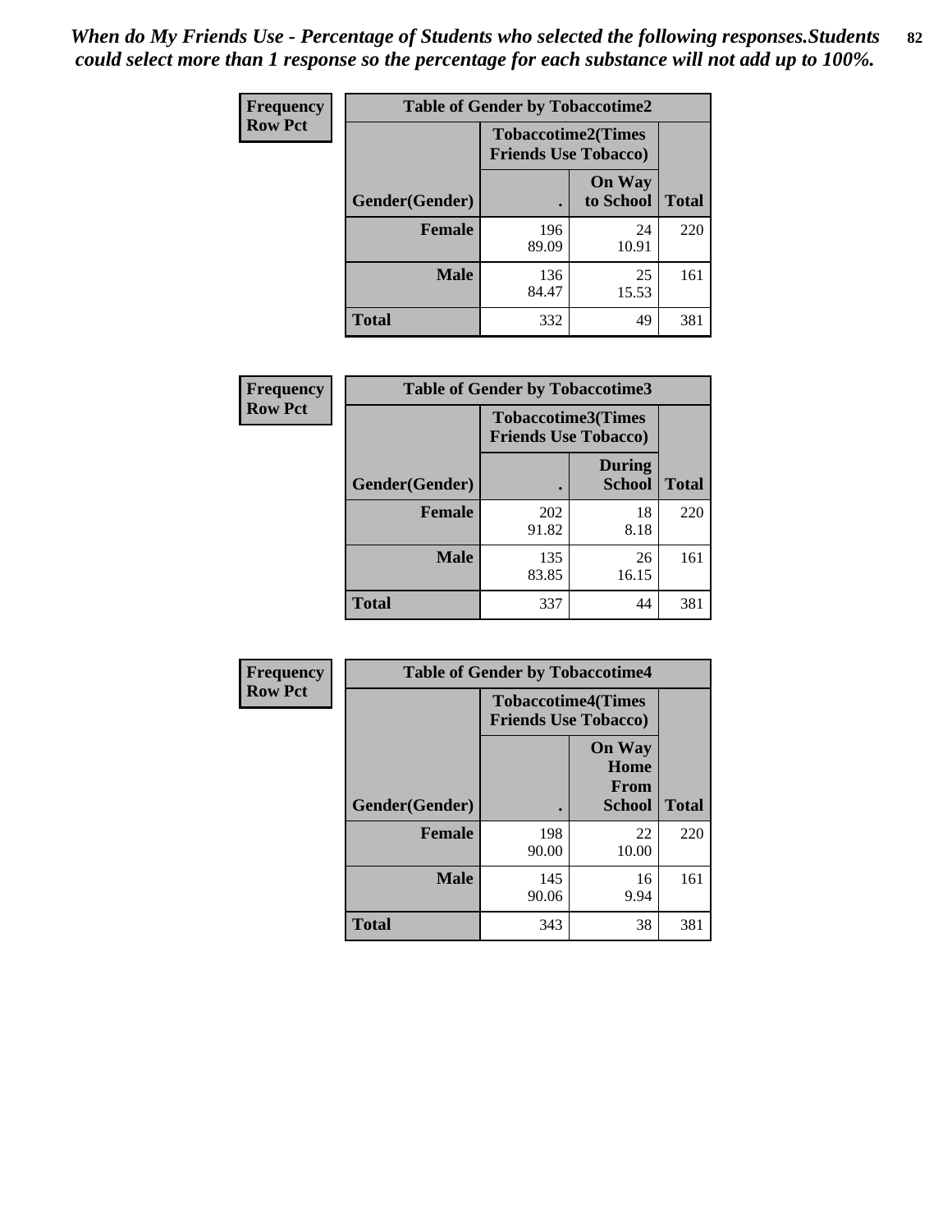*When do My Friends Use - Percentage of Students who selected the following responses.Students could select more than 1 response so the percentage for each substance will not add up to 100%.*

**Frequency**
**Row Pct**

| Table of Gender by Tobaccotime2 | | | |
|---|---|---|---|
| | Tobaccotime2(Times Friends Use Tobacco) | | |
| Gender(Gender) | . | On Way to School | Total |
| **Female** | 196<br>89.09 | 24<br>10.91 | 220 |
| **Male** | 136<br>84.47 | 25<br>15.53 | 161 |
| **Total** | 332 | 49 | 381 |

**Frequency**
**Row Pct**

| Table of Gender by Tobaccotime3 | | | |
|---|---|---|---|
| | Tobaccotime3(Times Friends Use Tobacco) | | |
| Gender(Gender) | . | During School | Total |
| **Female** | 202<br>91.82 | 18<br>8.18 | 220 |
| **Male** | 135<br>83.85 | 26<br>16.15 | 161 |
| **Total** | 337 | 44 | 381 |

**Frequency**
**Row Pct**

| Table of Gender by Tobaccotime4 | | | |
|---|---|---|---|
| | Tobaccotime4(Times Friends Use Tobacco) | | |
| Gender(Gender) | . | On Way Home From School | Total |
| **Female** | 198<br>90.00 | 22<br>10.00 | 220 |
| **Male** | 145<br>90.06 | 16<br>9.94 | 161 |
| **Total** | 343 | 38 | 381 |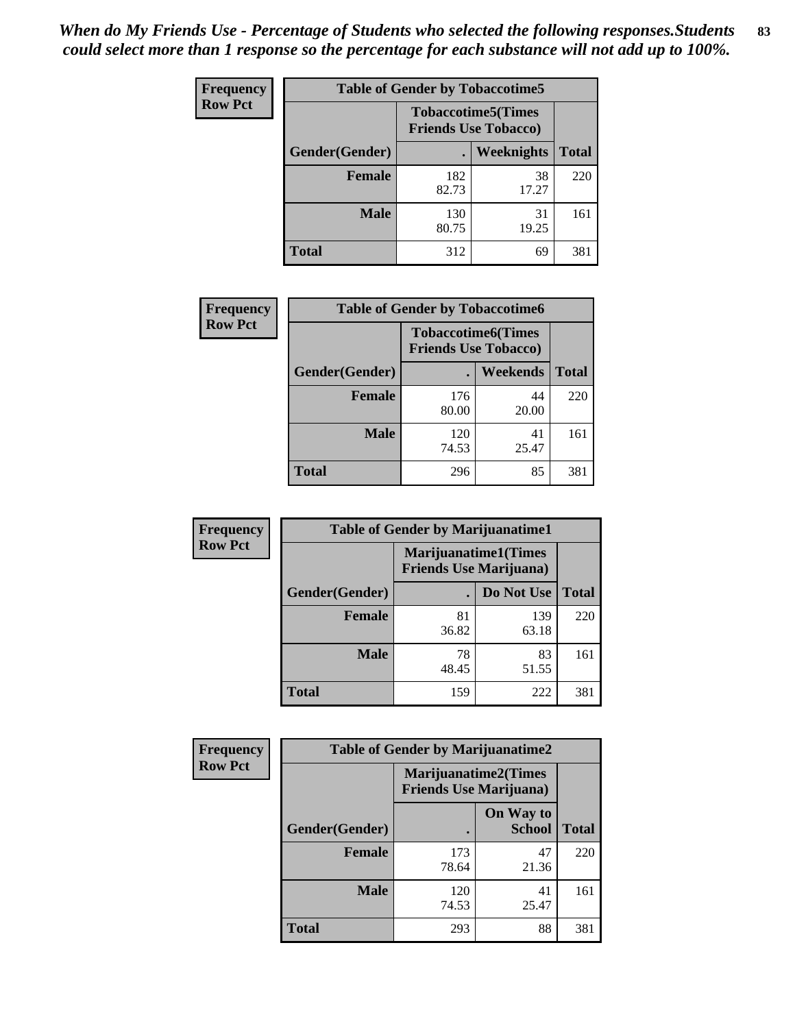*When do My Friends Use - Percentage of Students who selected the following responses.Students could select more than 1 response so the percentage for each substance will not add up to 100%.*

**Frequency**
**Row Pct**

| Table of Gender by Tobaccotime5 | | | |
|---|---|---|---|
| | Tobaccotime5(Times Friends Use Tobacco) | | |
| Gender(Gender) | . | Weeknights | Total |
| **Female** | 182<br>82.73 | 38<br>17.27 | 220 |
| **Male** | 130<br>80.75 | 31<br>19.25 | 161 |
| **Total** | 312 | 69 | 381 |

**Frequency**
**Row Pct**

| Table of Gender by Tobaccotime6 | | | |
|---|---|---|---|
| | Tobaccotime6(Times Friends Use Tobacco) | | |
| Gender(Gender) | . | Weekends | Total |
| **Female** | 176<br>80.00 | 44<br>20.00 | 220 |
| **Male** | 120<br>74.53 | 41<br>25.47 | 161 |
| **Total** | 296 | 85 | 381 |

**Frequency**
**Row Pct**

| Table of Gender by Marijuanatime1 | | | |
|---|---|---|---|
| | Marijuanatime1(Times Friends Use Marijuana) | | |
| Gender(Gender) | . | Do Not Use | Total |
| **Female** | 81<br>36.82 | 139<br>63.18 | 220 |
| **Male** | 78<br>48.45 | 83<br>51.55 | 161 |
| **Total** | 159 | 222 | 381 |

**Frequency**
**Row Pct**

| Table of Gender by Marijuanatime2 | | | |
|---|---|---|---|
| | Marijuanatime2(Times Friends Use Marijuana) | | |
| Gender(Gender) | . | On Way to School | Total |
| **Female** | 173<br>78.64 | 47<br>21.36 | 220 |
| **Male** | 120<br>74.53 | 41<br>25.47 | 161 |
| **Total** | 293 | 88 | 381 |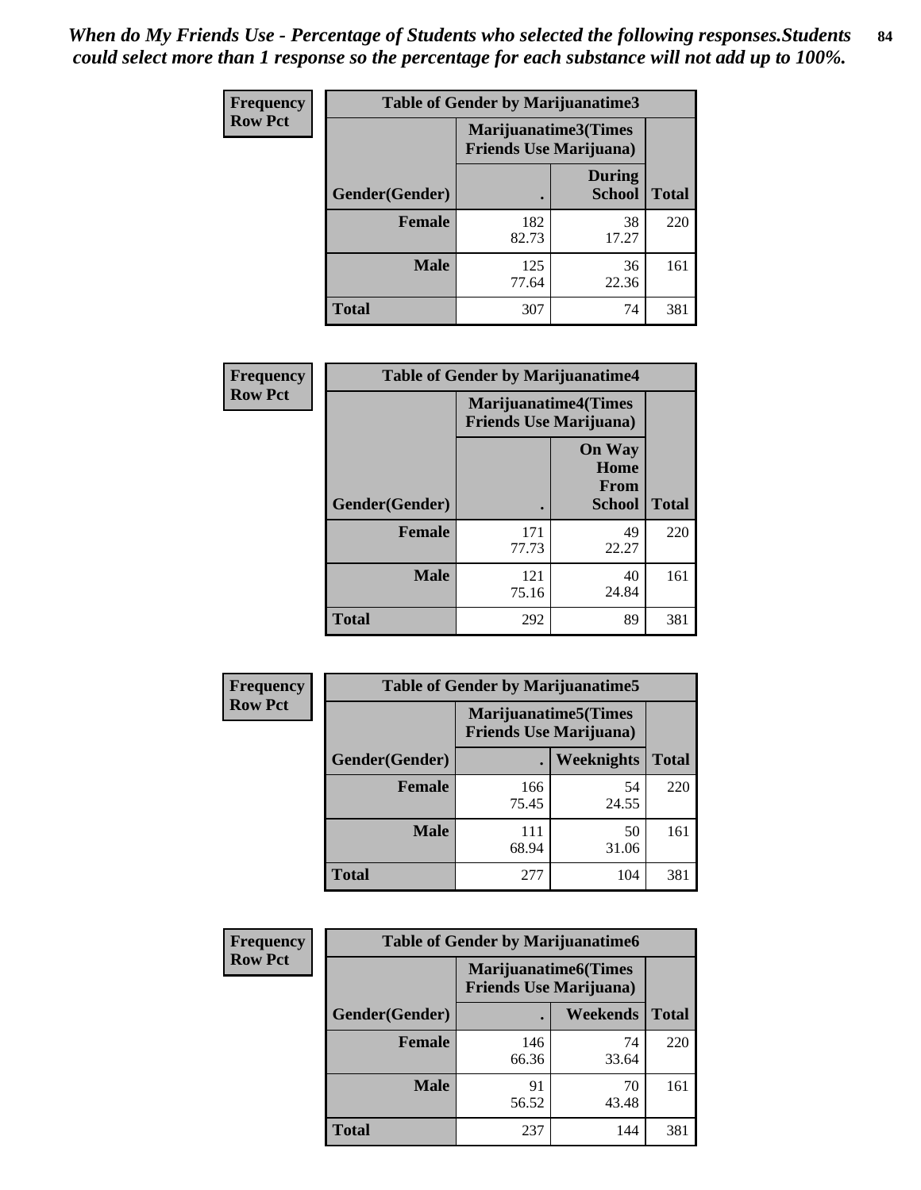*When do My Friends Use - Percentage of Students who selected the following responses.Students could select more than 1 response so the percentage for each substance will not add up to 100%.*

**Frequency**
**Row Pct**

| Table of Gender by Marijuanatime3 | | | |
|---|---|---|---|
| | Marijuanatime3(Times Friends Use Marijuana) | | |
| Gender(Gender) | . | During School | Total |
| **Female** | 182<br>82.73 | 38<br>17.27 | 220 |
| **Male** | 125<br>77.64 | 36<br>22.36 | 161 |
| **Total** | 307 | 74 | 381 |

**Frequency**
**Row Pct**

| Table of Gender by Marijuanatime4 | | | |
|---|---|---|---|
| | Marijuanatime4(Times Friends Use Marijuana) | | |
| Gender(Gender) | . | On Way Home From School | Total |
| **Female** | 171<br>77.73 | 49<br>22.27 | 220 |
| **Male** | 121<br>75.16 | 40<br>24.84 | 161 |
| **Total** | 292 | 89 | 381 |

**Frequency**
**Row Pct**

| Table of Gender by Marijuanatime5 | | | |
|---|---|---|---|
| | Marijuanatime5(Times Friends Use Marijuana) | | |
| Gender(Gender) | . | Weeknights | Total |
| **Female** | 166<br>75.45 | 54<br>24.55 | 220 |
| **Male** | 111<br>68.94 | 50<br>31.06 | 161 |
| **Total** | 277 | 104 | 381 |

**Frequency**
**Row Pct**

| Table of Gender by Marijuanatime6 | | | |
|---|---|---|---|
| | Marijuanatime6(Times Friends Use Marijuana) | | |
| Gender(Gender) | . | Weekends | Total |
| **Female** | 146<br>66.36 | 74<br>33.64 | 220 |
| **Male** | 91<br>56.52 | 70<br>43.48 | 161 |
| **Total** | 237 | 144 | 381 |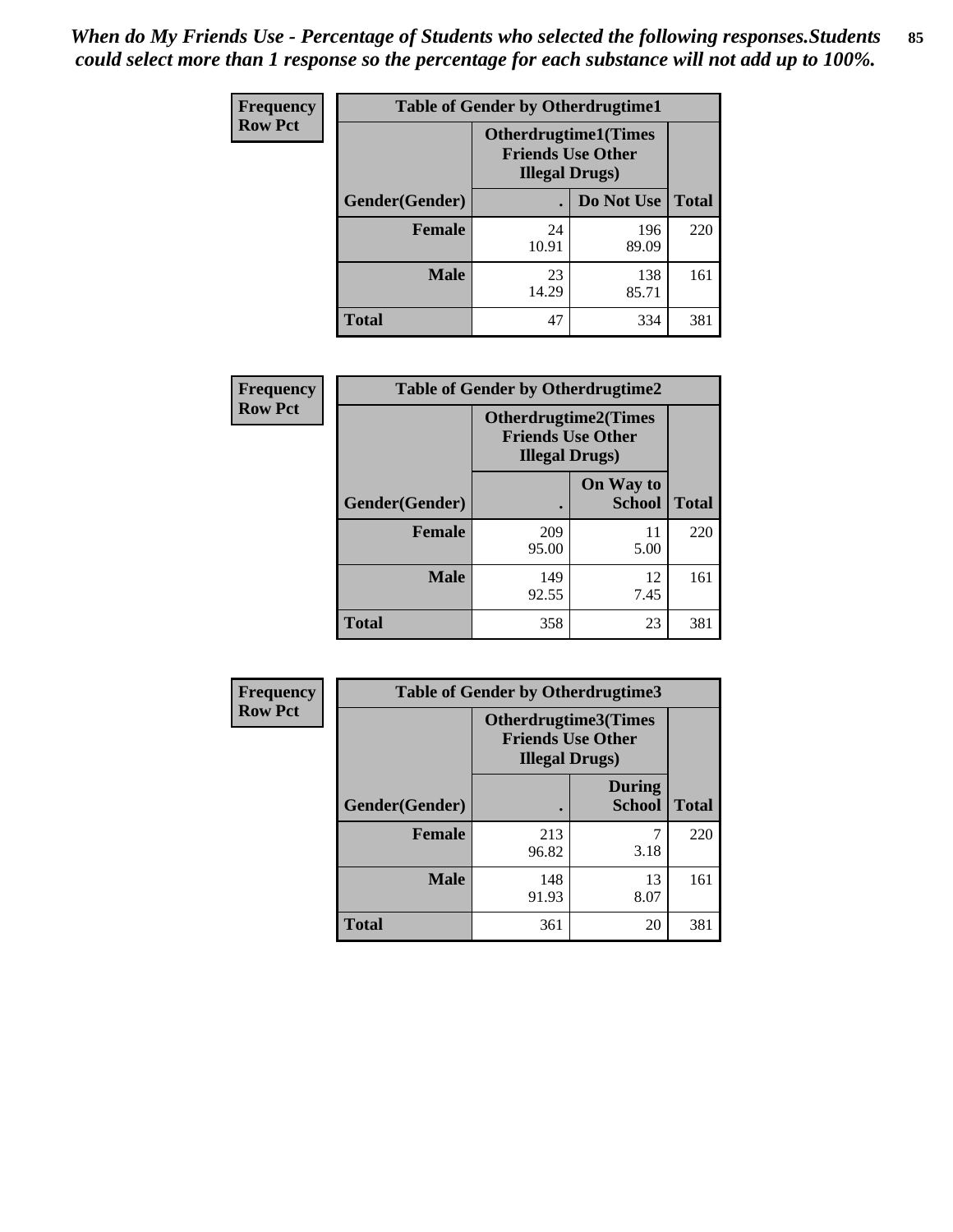*When do My Friends Use - Percentage of Students who selected the following responses.Students could select more than 1 response so the percentage for each substance will not add up to 100%.*

**Frequency**
**Row Pct**

| Table of Gender by Otherdrugtime1 | | | |
|---|---|---|---|
| | Otherdrugtime1(Times Friends Use Other Illegal Drugs) | | |
| Gender(Gender) | . | Do Not Use | Total |
| **Female** | 24<br>10.91 | 196<br>89.09 | 220 |
| **Male** | 23<br>14.29 | 138<br>85.71 | 161 |
| **Total** | 47 | 334 | 381 |

**Frequency**
**Row Pct**

| Table of Gender by Otherdrugtime2 | | | |
|---|---|---|---|
| | Otherdrugtime2(Times Friends Use Other Illegal Drugs) | | |
| Gender(Gender) | . | On Way to School | Total |
| **Female** | 209<br>95.00 | 11<br>5.00 | 220 |
| **Male** | 149<br>92.55 | 12<br>7.45 | 161 |
| **Total** | 358 | 23 | 381 |

**Frequency**
**Row Pct**

| Table of Gender by Otherdrugtime3 | | | |
|---|---|---|---|
| | Otherdrugtime3(Times Friends Use Other Illegal Drugs) | | |
| Gender(Gender) | . | During School | Total |
| **Female** | 213<br>96.82 | 7<br>3.18 | 220 |
| **Male** | 148<br>91.93 | 13<br>8.07 | 161 |
| **Total** | 361 | 20 | 381 |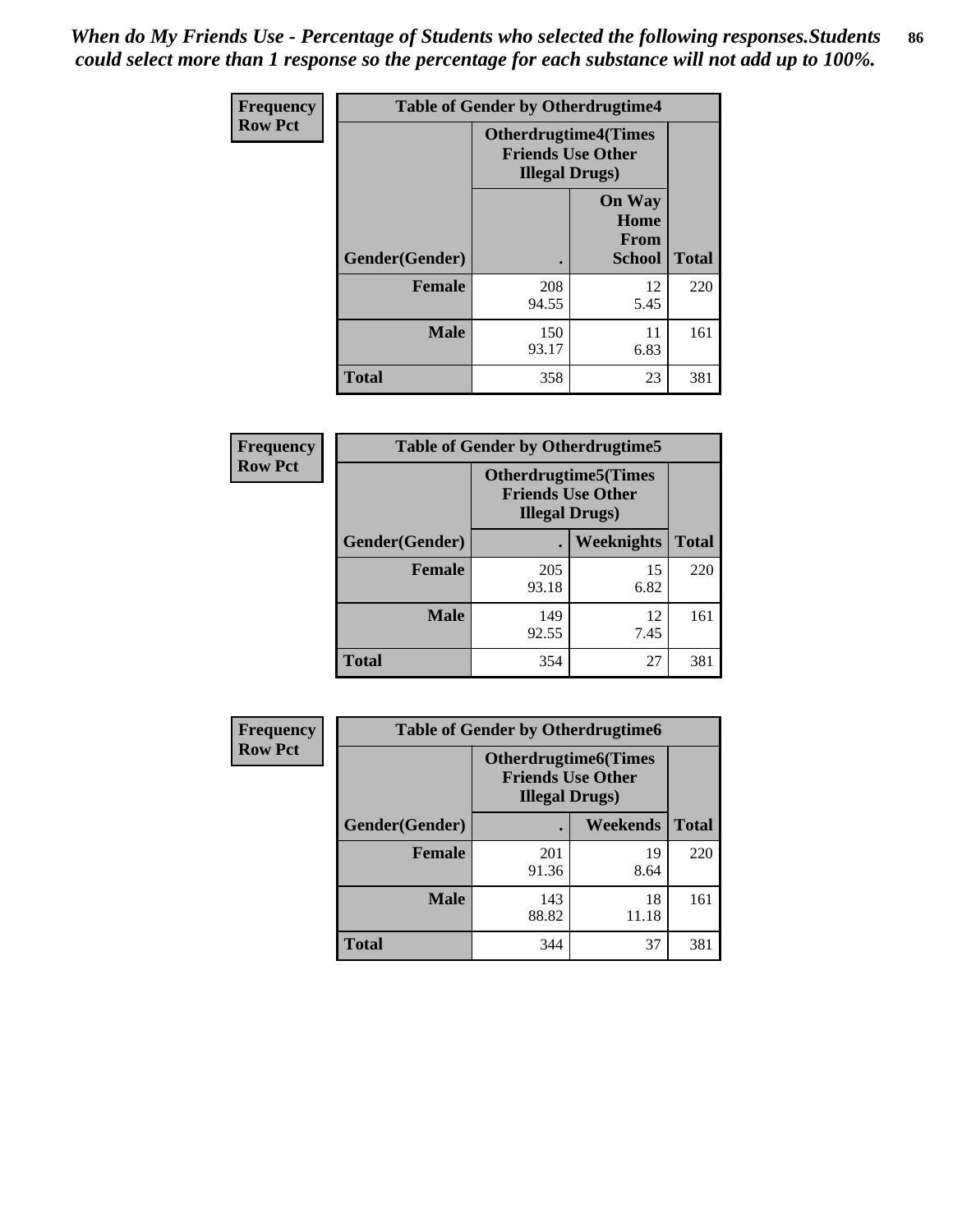*When do My Friends Use - Percentage of Students who selected the following responses.Students could select more than 1 response so the percentage for each substance will not add up to 100%.*

**Frequency**
**Row Pct**

| Table of Gender by Otherdrugtime4 | | | |
|---|---|---|---|
| | Otherdrugtime4(Times Friends Use Other Illegal Drugs) | | |
| Gender(Gender) | . | On Way Home From School | Total |
| Female | 208<br>94.55 | 12<br>5.45 | 220 |
| Male | 150<br>93.17 | 11<br>6.83 | 161 |
| Total | 358 | 23 | 381 |

**Frequency**
**Row Pct**

| Table of Gender by Otherdrugtime5 | | | |
|---|---|---|---|
| | Otherdrugtime5(Times Friends Use Other Illegal Drugs) | | |
| Gender(Gender) | . | Weeknights | Total |
| Female | 205<br>93.18 | 15<br>6.82 | 220 |
| Male | 149<br>92.55 | 12<br>7.45 | 161 |
| Total | 354 | 27 | 381 |

**Frequency**
**Row Pct**

| Table of Gender by Otherdrugtime6 | | | |
|---|---|---|---|
| | Otherdrugtime6(Times Friends Use Other Illegal Drugs) | | |
| Gender(Gender) | . | Weekends | Total |
| Female | 201<br>91.36 | 19<br>8.64 | 220 |
| Male | 143<br>88.82 | 18<br>11.18 | 161 |
| Total | 344 | 37 | 381 |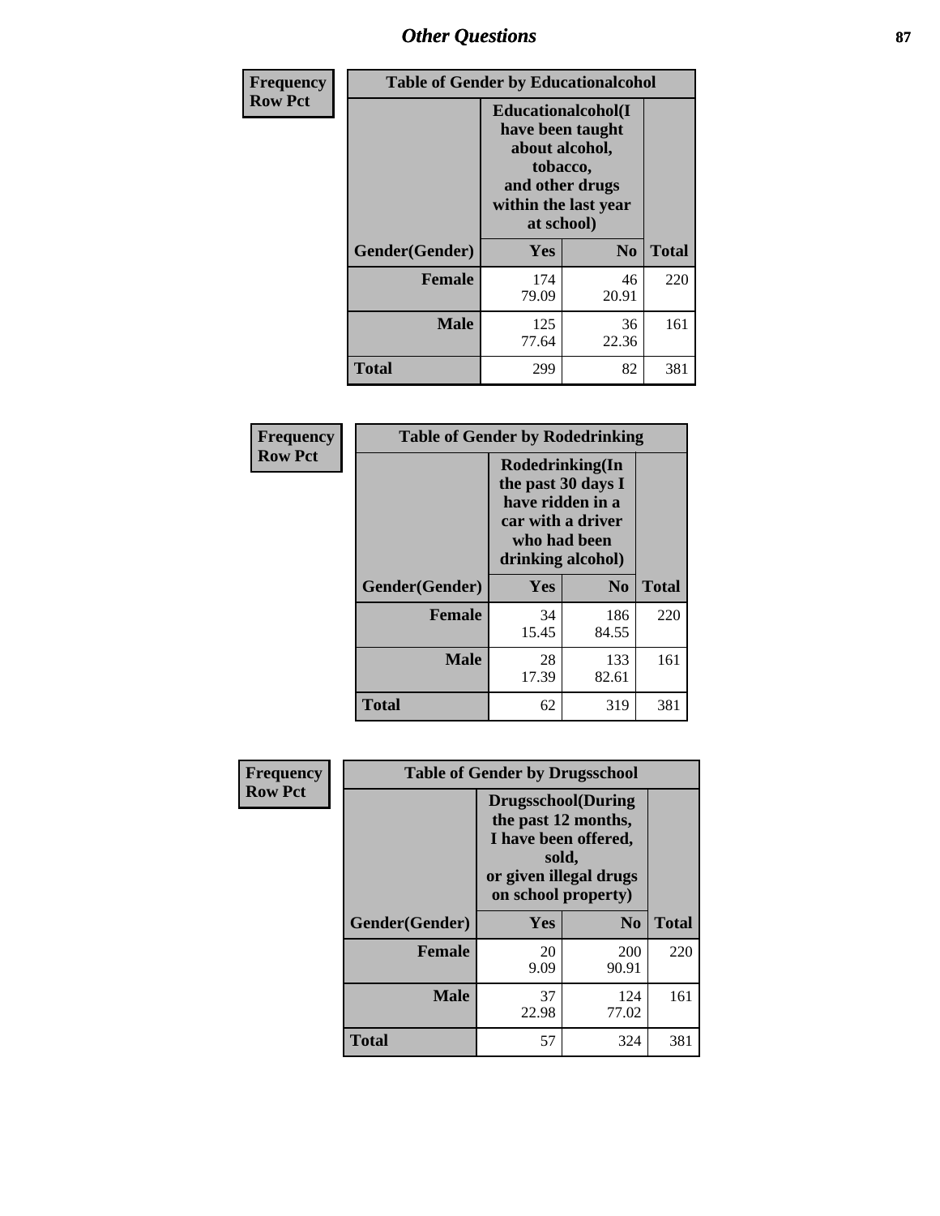| Frequency<br>Row Pct | Table of Gender by Educationalcohol | | |
|---|---|---|---|
| | Educationalcohol(I have been taught about alcohol, tobacco, and other drugs within the last year at school) | | |
| Gender(Gender) | Yes | No | Total |
| Female | 174<br>79.09 | 46<br>20.91 | 220 |
| Male | 125<br>77.64 | 36<br>22.36 | 161 |
| Total | 299 | 82 | 381 |

| Frequency<br>Row Pct | Table of Gender by Rodedrinking | | |
|---|---|---|---|
| | Rodedrinking(In the past 30 days I have ridden in a car with a driver who had been drinking alcohol) | | |
| Gender(Gender) | Yes | No | Total |
| Female | 34<br>15.45 | 186<br>84.55 | 220 |
| Male | 28<br>17.39 | 133<br>82.61 | 161 |
| Total | 62 | 319 | 381 |

| Frequency<br>Row Pct | Table of Gender by Drugsschool | | |
|---|---|---|---|
| | Drugsschool(During the past 12 months, I have been offered, sold, or given illegal drugs on school property) | | |
| Gender(Gender) | Yes | No | Total |
| Female | 20<br>9.09 | 200<br>90.91 | 220 |
| Male | 37<br>22.98 | 124<br>77.02 | 161 |
| Total | 57 | 324 | 381 |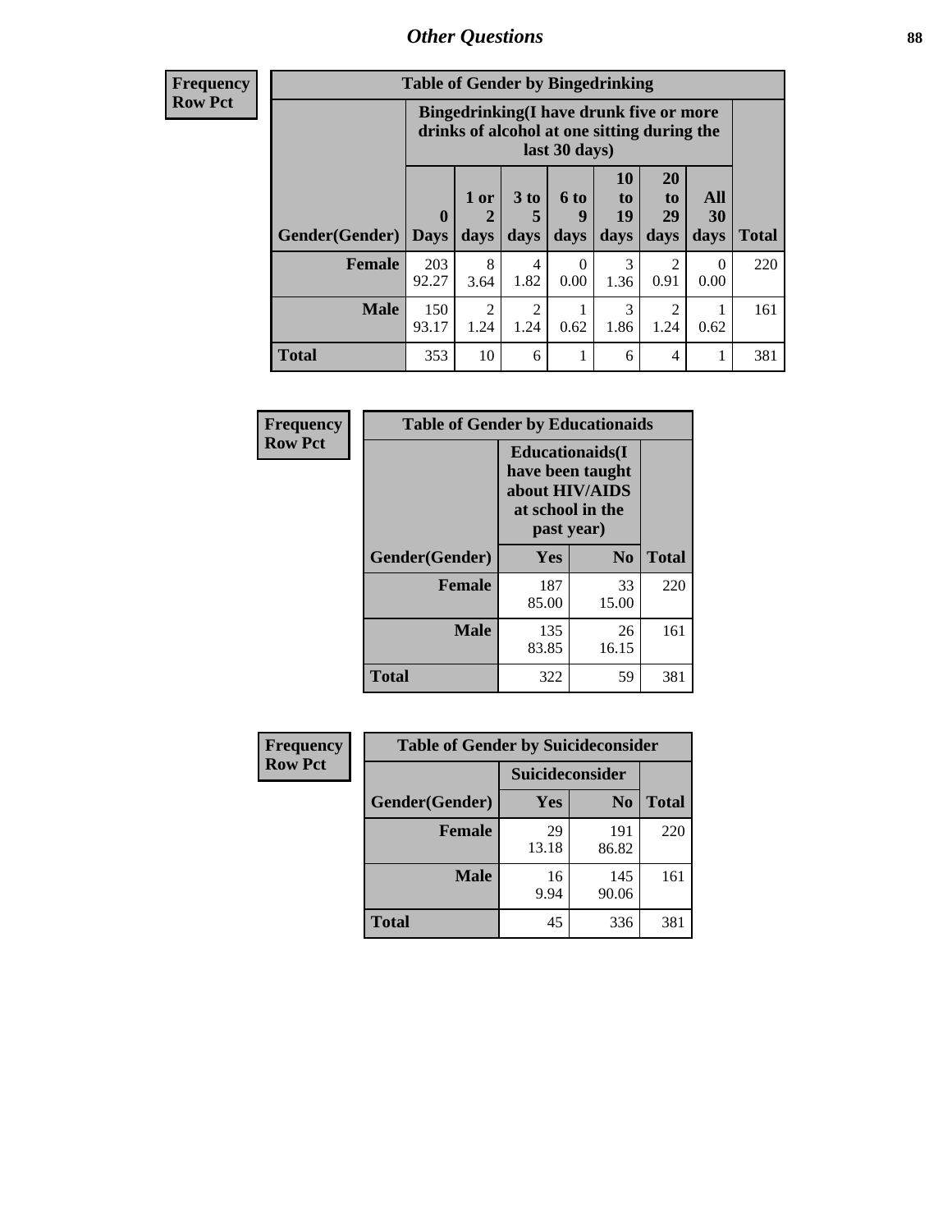| Frequency Row Pct |
| --- |

| Table of Gender by Bingedrinking | | | | | | | | |
| --- | --- | --- | --- | --- | --- | --- | --- | --- |
| | Bingedrinking(I have drunk five or more drinks of alcohol at one sitting during the last 30 days) | | | | | | | |
| Gender(Gender) | 0 Days | 1 or 2 days | 3 to 5 days | 6 to 9 days | 10 to 19 days | 20 to 29 days | All 30 days | Total |
| Female | 203 92.27 | 8 3.64 | 4 1.82 | 0 0.00 | 3 1.36 | 2 0.91 | 0 0.00 | 220 |
| Male | 150 93.17 | 2 1.24 | 2 1.24 | 1 0.62 | 3 1.86 | 2 1.24 | 1 0.62 | 161 |
| Total | 353 | 10 | 6 | 1 | 6 | 4 | 1 | 381 |

| Frequency Row Pct |
| --- |

| Table of Gender by Educationaids | | | |
| --- | --- | --- | --- |
| | Educationaids(I have been taught about HIV/AIDS at school in the past year) | | |
| Gender(Gender) | Yes | No | Total |
| Female | 187 85.00 | 33 15.00 | 220 |
| Male | 135 83.85 | 26 16.15 | 161 |
| Total | 322 | 59 | 381 |

| Frequency Row Pct |
| --- |

| Table of Gender by Suicideconsider | | | |
| --- | --- | --- | --- |
| | Suicideconsider | | |
| Gender(Gender) | Yes | No | Total |
| Female | 29 13.18 | 191 86.82 | 220 |
| Male | 16 9.94 | 145 90.06 | 161 |
| Total | 45 | 336 | 381 |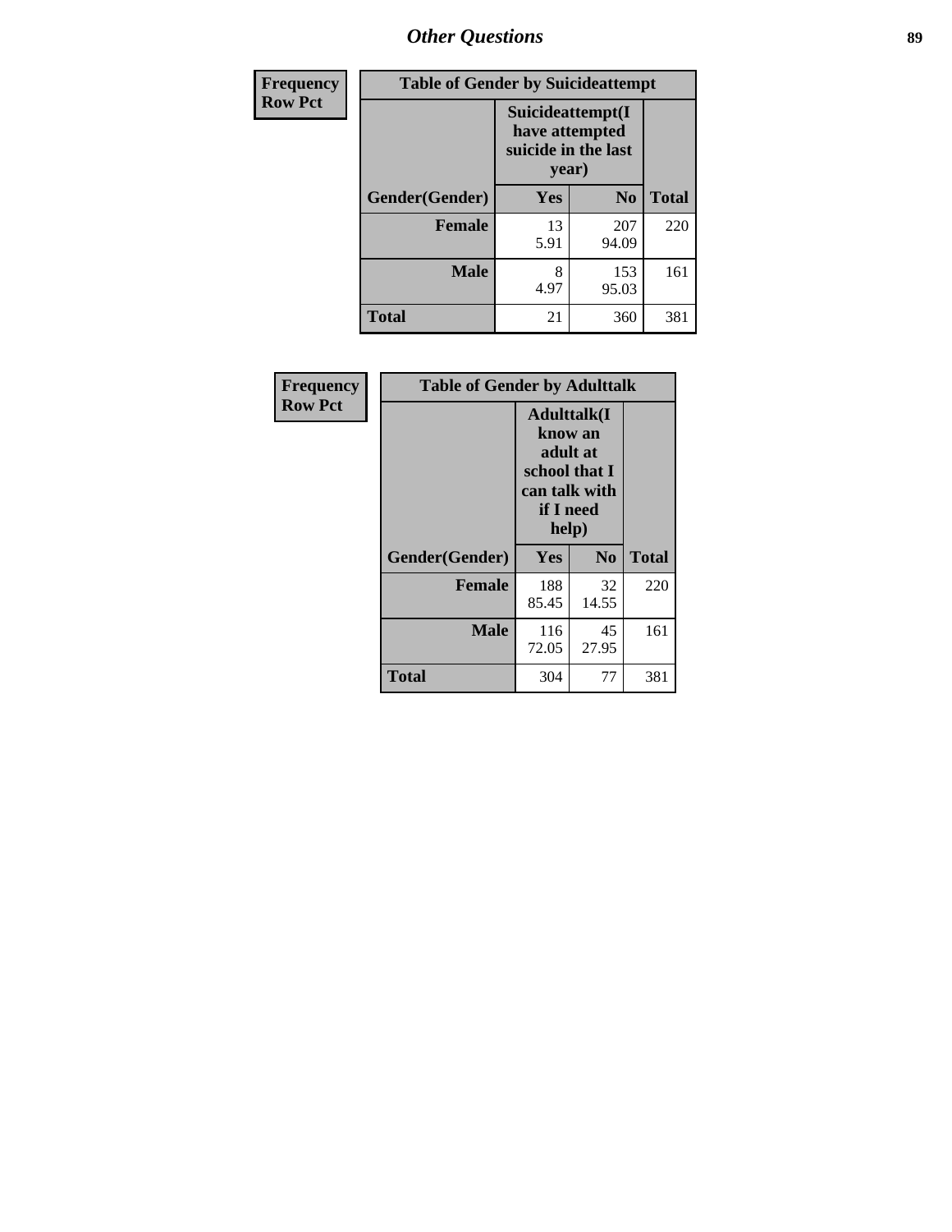## Other Questions

| Frequency Row Pct | Table of Gender by Suicideattempt | | |
|---|---|---|---|
| | Suicideattempt(I have attempted suicide in the last year) | | |
| Gender(Gender) | Yes | No | Total |
| Female | 13<br>5.91 | 207<br>94.09 | 220 |
| Male | 8<br>4.97 | 153<br>95.03 | 161 |
| Total | 21 | 360 | 381 |

| Frequency Row Pct | Table of Gender by Adulttalk | | |
|---|---|---|---|
| | Adulttalk(I know an adult at school that I can talk with if I need help) | | |
| Gender(Gender) | Yes | No | Total |
| Female | 188<br>85.45 | 32<br>14.55 | 220 |
| Male | 116<br>72.05 | 45<br>27.95 | 161 |
| Total | 304 | 77 | 381 |